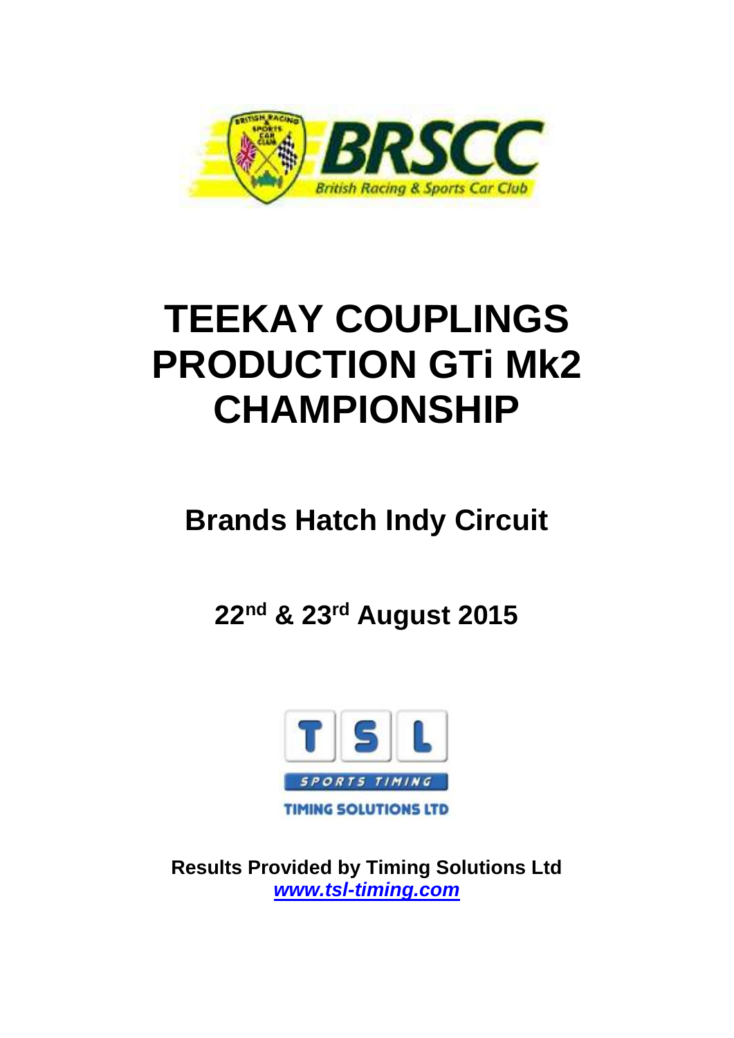# TEEKAY COUPLINGS PRODUCTION GTi Mk2 CHAMPIONSHIP

## Brands Hatch Indy Circuit

## 22nd & 23rd August 2015

**Results Provided by Timing Solutions Ltd**
***www.tsl-timing.com***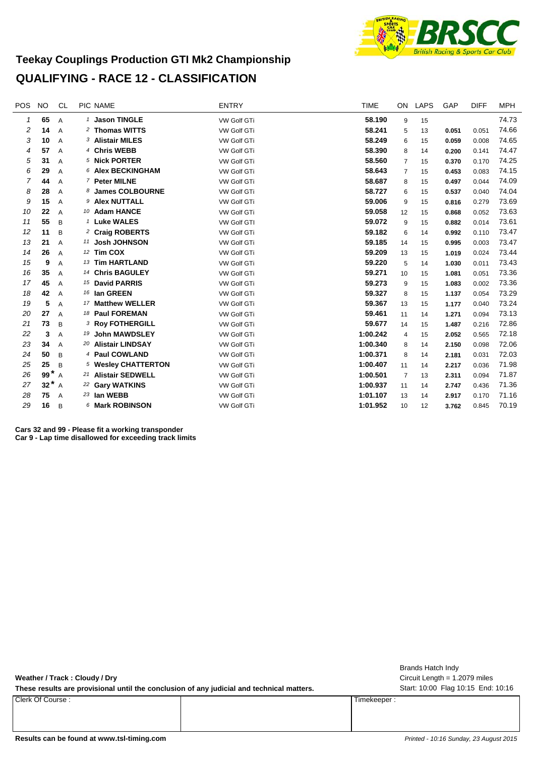# Teekay Couplings Production GTI Mk2 Championship

## QUALIFYING - RACE 12 - CLASSIFICATION

| POS | NO | CL | PIC | NAME | ENTRY | TIME | ON | LAPS | GAP | DIFF | MPH |
|---|---|---|---|---|---|---|---|---|---|---|---|
| 1 | 65 | A | 1 | **Jason TINGLE** | VW Golf GTi | **58.190** | 9 | 15 | | | 74.73 |
| 2 | 14 | A | 2 | **Thomas WITTS** | VW Golf GTi | **58.241** | 5 | 13 | **0.051** | 0.051 | 74.66 |
| 3 | 10 | A | 3 | **Alistair MILES** | VW Golf GTi | **58.249** | 6 | 15 | **0.059** | 0.008 | 74.65 |
| 4 | 57 | A | 4 | **Chris WEBB** | VW Golf GTi | **58.390** | 8 | 14 | **0.200** | 0.141 | 74.47 |
| 5 | 31 | A | 5 | **Nick PORTER** | VW Golf GTi | **58.560** | 7 | 15 | **0.370** | 0.170 | 74.25 |
| 6 | 29 | A | 6 | **Alex BECKINGHAM** | VW Golf GTi | **58.643** | 7 | 15 | **0.453** | 0.083 | 74.15 |
| 7 | 44 | A | 7 | **Peter MILNE** | VW Golf GTi | **58.687** | 8 | 15 | **0.497** | 0.044 | 74.09 |
| 8 | 28 | A | 8 | **James COLBOURNE** | VW Golf GTi | **58.727** | 6 | 15 | **0.537** | 0.040 | 74.04 |
| 9 | 15 | A | 9 | **Alex NUTTALL** | VW Golf GTi | **59.006** | 9 | 15 | **0.816** | 0.279 | 73.69 |
| 10 | 22 | A | 10 | **Adam HANCE** | VW Golf GTi | **59.058** | 12 | 15 | **0.868** | 0.052 | 73.63 |
| 11 | 55 | B | 1 | **Luke WALES** | VW Golf GTI | **59.072** | 9 | 15 | **0.882** | 0.014 | 73.61 |
| 12 | 11 | B | 2 | **Craig ROBERTS** | VW Golf GTi | **59.182** | 6 | 14 | **0.992** | 0.110 | 73.47 |
| 13 | 21 | A | 11 | **Josh JOHNSON** | VW Golf GTi | **59.185** | 14 | 15 | **0.995** | 0.003 | 73.47 |
| 14 | 26 | A | 12 | **Tim COX** | VW Golf GTi | **59.209** | 13 | 15 | **1.019** | 0.024 | 73.44 |
| 15 | 9 | A | 13 | **Tim HARTLAND** | VW Golf GTi | **59.220** | 5 | 14 | **1.030** | 0.011 | 73.43 |
| 16 | 35 | A | 14 | **Chris BAGULEY** | VW Golf GTi | **59.271** | 10 | 15 | **1.081** | 0.051 | 73.36 |
| 17 | 45 | A | 15 | **David PARRIS** | VW Golf GTi | **59.273** | 9 | 15 | **1.083** | 0.002 | 73.36 |
| 18 | 42 | A | 16 | **Ian GREEN** | VW Golf GTi | **59.327** | 8 | 15 | **1.137** | 0.054 | 73.29 |
| 19 | 5 | A | 17 | **Matthew WELLER** | VW Golf GTi | **59.367** | 13 | 15 | **1.177** | 0.040 | 73.24 |
| 20 | 27 | A | 18 | **Paul FOREMAN** | VW Golf GTi | **59.461** | 11 | 14 | **1.271** | 0.094 | 73.13 |
| 21 | 73 | B | 3 | **Roy FOTHERGILL** | VW Golf GTi | **59.677** | 14 | 15 | **1.487** | 0.216 | 72.86 |
| 22 | 3 | A | 19 | **John MAWDSLEY** | VW Golf GTi | **1:00.242** | 4 | 15 | **2.052** | 0.565 | 72.18 |
| 23 | 34 | A | 20 | **Alistair LINDSAY** | VW Golf GTi | **1:00.340** | 8 | 14 | **2.150** | 0.098 | 72.06 |
| 24 | 50 | B | 4 | **Paul COWLAND** | VW Golf GTi | **1:00.371** | 8 | 14 | **2.181** | 0.031 | 72.03 |
| 25 | 25 | B | 5 | **Wesley CHATTERTON** | VW Golf GTi | **1:00.407** | 11 | 14 | **2.217** | 0.036 | 71.98 |
| 26 | 99* | A | 21 | **Alistair SEDWELL** | VW Golf GTi | **1:00.501** | 7 | 13 | **2.311** | 0.094 | 71.87 |
| 27 | 32* | A | 22 | **Gary WATKINS** | VW Golf GTi | **1:00.937** | 11 | 14 | **2.747** | 0.436 | 71.36 |
| 28 | 75 | A | 23 | **Ian WEBB** | VW Golf GTi | **1:01.107** | 13 | 14 | **2.917** | 0.170 | 71.16 |
| 29 | 16 | B | 6 | **Mark ROBINSON** | VW Golf GTi | **1:01.952** | 10 | 12 | **3.762** | 0.845 | 70.19 |

**Cars 32 and 99 - Please fit a working transponder**
**Car 9 - Lap time disallowed for exceeding track limits**

**Weather / Track : Cloudy / Dry**

**These results are provisional until the conclusion of any judicial and technical matters.**

Brands Hatch Indy
Circuit Length = 1.2079 miles
Start: 10:00 Flag 10:15 End: 10:16

| Clerk Of Course : | | Timekeeper : |
|---|---|---|
| | | |

**Results can be found at www.tsl-timing.com**

*Printed - 10:16 Sunday, 23 August 2015*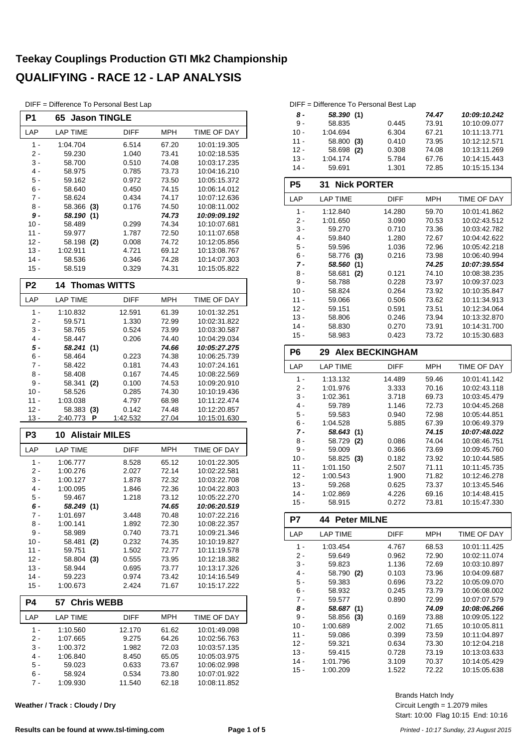# Teekay Couplings Production GTI Mk2 Championship

## QUALIFYING - RACE 12 - LAP ANALYSIS

DIFF = Difference To Personal Best Lap

### P1 65 Jason TINGLE

| LAP | LAP TIME | DIFF | MPH | TIME OF DAY |
|---|---|---|---|---|
| 1 - | 1:04.704 | 6.514 | 67.20 | 10:01:19.305 |
| 2 - | 59.230 | 1.040 | 73.41 | 10:02:18.535 |
| 3 - | 58.700 | 0.510 | 74.08 | 10:03:17.235 |
| 4 - | 58.975 | 0.785 | 73.73 | 10:04:16.210 |
| 5 - | 59.162 | 0.972 | 73.50 | 10:05:15.372 |
| 6 - | 58.640 | 0.450 | 74.15 | 10:06:14.012 |
| 7 - | 58.624 | 0.434 | 74.17 | 10:07:12.636 |
| 8 - | 58.366 **(3)** | 0.176 | 74.50 | 10:08:11.002 |
| ***9 -*** | ***58.190 (1)*** | | ***74.73*** | ***10:09:09.192*** |
| 10 - | 58.489 | 0.299 | 74.34 | 10:10:07.681 |
| 11 - | 59.977 | 1.787 | 72.50 | 10:11:07.658 |
| 12 - | 58.198 **(2)** | 0.008 | 74.72 | 10:12:05.856 |
| 13 - | 1:02.911 | 4.721 | 69.12 | 10:13:08.767 |
| 14 - | 58.536 | 0.346 | 74.28 | 10:14:07.303 |
| 15 - | 58.519 | 0.329 | 74.31 | 10:15:05.822 |

### P2 14 Thomas WITTS

| LAP | LAP TIME | DIFF | MPH | TIME OF DAY |
|---|---|---|---|---|
| 1 - | 1:10.832 | 12.591 | 61.39 | 10:01:32.251 |
| 2 - | 59.571 | 1.330 | 72.99 | 10:02:31.822 |
| 3 - | 58.765 | 0.524 | 73.99 | 10:03:30.587 |
| 4 - | 58.447 | 0.206 | 74.40 | 10:04:29.034 |
| ***5 -*** | ***58.241 (1)*** | | ***74.66*** | ***10:05:27.275*** |
| 6 - | 58.464 | 0.223 | 74.38 | 10:06:25.739 |
| 7 - | 58.422 | 0.181 | 74.43 | 10:07:24.161 |
| 8 - | 58.408 | 0.167 | 74.45 | 10:08:22.569 |
| 9 - | 58.341 **(2)** | 0.100 | 74.53 | 10:09:20.910 |
| 10 - | 58.526 | 0.285 | 74.30 | 10:10:19.436 |
| 11 - | 1:03.038 | 4.797 | 68.98 | 10:11:22.474 |
| 12 - | 58.383 **(3)** | 0.142 | 74.48 | 10:12:20.857 |
| 13 - | 2:40.773 **P** | 1:42.532 | 27.04 | 10:15:01.630 |

### P3 10 Alistair MILES

| LAP | LAP TIME | DIFF | MPH | TIME OF DAY |
|---|---|---|---|---|
| 1 - | 1:06.777 | 8.528 | 65.12 | 10:01:22.305 |
| 2 - | 1:00.276 | 2.027 | 72.14 | 10:02:22.581 |
| 3 - | 1:00.127 | 1.878 | 72.32 | 10:03:22.708 |
| 4 - | 1:00.095 | 1.846 | 72.36 | 10:04:22.803 |
| 5 - | 59.467 | 1.218 | 73.12 | 10:05:22.270 |
| ***6 -*** | ***58.249 (1)*** | | ***74.65*** | ***10:06:20.519*** |
| 7 - | 1:01.697 | 3.448 | 70.48 | 10:07:22.216 |
| 8 - | 1:00.141 | 1.892 | 72.30 | 10:08:22.357 |
| 9 - | 58.989 | 0.740 | 73.71 | 10:09:21.346 |
| 10 - | 58.481 **(2)** | 0.232 | 74.35 | 10:10:19.827 |
| 11 - | 59.751 | 1.502 | 72.77 | 10:11:19.578 |
| 12 - | 58.804 **(3)** | 0.555 | 73.95 | 10:12:18.382 |
| 13 - | 58.944 | 0.695 | 73.77 | 10:13:17.326 |
| 14 - | 59.223 | 0.974 | 73.42 | 10:14:16.549 |
| 15 - | 1:00.673 | 2.424 | 71.67 | 10:15:17.222 |

### P4 57 Chris WEBB

| LAP | LAP TIME | DIFF | MPH | TIME OF DAY |
|---|---|---|---|---|
| 1 - | 1:10.560 | 12.170 | 61.62 | 10:01:49.098 |
| 2 - | 1:07.665 | 9.275 | 64.26 | 10:02:56.763 |
| 3 - | 1:00.372 | 1.982 | 72.03 | 10:03:57.135 |
| 4 - | 1:06.840 | 8.450 | 65.05 | 10:05:03.975 |
| 5 - | 59.023 | 0.633 | 73.67 | 10:06:02.998 |
| 6 - | 58.924 | 0.534 | 73.80 | 10:07:01.922 |
| 7 - | 1:09.930 | 11.540 | 62.18 | 10:08:11.852 |
| ***8 -*** | ***58.390 (1)*** | | ***74.47*** | ***10:09:10.242*** |
| 9 - | 58.835 | 0.445 | 73.91 | 10:10:09.077 |
| 10 - | 1:04.694 | 6.304 | 67.21 | 10:11:13.771 |
| 11 - | 58.800 **(3)** | 0.410 | 73.95 | 10:12:12.571 |
| 12 - | 58.698 **(2)** | 0.308 | 74.08 | 10:13:11.269 |
| 13 - | 1:04.174 | 5.784 | 67.76 | 10:14:15.443 |
| 14 - | 59.691 | 1.301 | 72.85 | 10:15:15.134 |

### P5 31 Nick PORTER

| LAP | LAP TIME | DIFF | MPH | TIME OF DAY |
|---|---|---|---|---|
| 1 - | 1:12.840 | 14.280 | 59.70 | 10:01:41.862 |
| 2 - | 1:01.650 | 3.090 | 70.53 | 10:02:43.512 |
| 3 - | 59.270 | 0.710 | 73.36 | 10:03:42.782 |
| 4 - | 59.840 | 1.280 | 72.67 | 10:04:42.622 |
| 5 - | 59.596 | 1.036 | 72.96 | 10:05:42.218 |
| 6 - | 58.776 **(3)** | 0.216 | 73.98 | 10:06:40.994 |
| ***7 -*** | ***58.560 (1)*** | | ***74.25*** | ***10:07:39.554*** |
| 8 - | 58.681 **(2)** | 0.121 | 74.10 | 10:08:38.235 |
| 9 - | 58.788 | 0.228 | 73.97 | 10:09:37.023 |
| 10 - | 58.824 | 0.264 | 73.92 | 10:10:35.847 |
| 11 - | 59.066 | 0.506 | 73.62 | 10:11:34.913 |
| 12 - | 59.151 | 0.591 | 73.51 | 10:12:34.064 |
| 13 - | 58.806 | 0.246 | 73.94 | 10:13:32.870 |
| 14 - | 58.830 | 0.270 | 73.91 | 10:14:31.700 |
| 15 - | 58.983 | 0.423 | 73.72 | 10:15:30.683 |

### P6 29 Alex BECKINGHAM

| LAP | LAP TIME | DIFF | MPH | TIME OF DAY |
|---|---|---|---|---|
| 1 - | 1:13.132 | 14.489 | 59.46 | 10:01:41.142 |
| 2 - | 1:01.976 | 3.333 | 70.16 | 10:02:43.118 |
| 3 - | 1:02.361 | 3.718 | 69.73 | 10:03:45.479 |
| 4 - | 59.789 | 1.146 | 72.73 | 10:04:45.268 |
| 5 - | 59.583 | 0.940 | 72.98 | 10:05:44.851 |
| 6 - | 1:04.528 | 5.885 | 67.39 | 10:06:49.379 |
| ***7 -*** | ***58.643 (1)*** | | ***74.15*** | ***10:07:48.022*** |
| 8 - | 58.729 **(2)** | 0.086 | 74.04 | 10:08:46.751 |
| 9 - | 59.009 | 0.366 | 73.69 | 10:09:45.760 |
| 10 - | 58.825 **(3)** | 0.182 | 73.92 | 10:10:44.585 |
| 11 - | 1:01.150 | 2.507 | 71.11 | 10:11:45.735 |
| 12 - | 1:00.543 | 1.900 | 71.82 | 10:12:46.278 |
| 13 - | 59.268 | 0.625 | 73.37 | 10:13:45.546 |
| 14 - | 1:02.869 | 4.226 | 69.16 | 10:14:48.415 |
| 15 - | 58.915 | 0.272 | 73.81 | 10:15:47.330 |

### P7 44 Peter MILNE

| LAP | LAP TIME | DIFF | MPH | TIME OF DAY |
|---|---|---|---|---|
| 1 - | 1:03.454 | 4.767 | 68.53 | 10:01:11.425 |
| 2 - | 59.649 | 0.962 | 72.90 | 10:02:11.074 |
| 3 - | 59.823 | 1.136 | 72.69 | 10:03:10.897 |
| 4 - | 58.790 **(2)** | 0.103 | 73.96 | 10:04:09.687 |
| 5 - | 59.383 | 0.696 | 73.22 | 10:05:09.070 |
| 6 - | 58.932 | 0.245 | 73.79 | 10:06:08.002 |
| 7 - | 59.577 | 0.890 | 72.99 | 10:07:07.579 |
| ***8 -*** | ***58.687 (1)*** | | ***74.09*** | ***10:08:06.266*** |
| 9 - | 58.856 **(3)** | 0.169 | 73.88 | 10:09:05.122 |
| 10 - | 1:00.689 | 2.002 | 71.65 | 10:10:05.811 |
| 11 - | 59.086 | 0.399 | 73.59 | 10:11:04.897 |
| 12 - | 59.321 | 0.634 | 73.30 | 10:12:04.218 |
| 13 - | 59.415 | 0.728 | 73.19 | 10:13:03.633 |
| 14 - | 1:01.796 | 3.109 | 70.37 | 10:14:05.429 |
| 15 - | 1:00.209 | 1.522 | 72.22 | 10:15:05.638 |

**Weather / Track : Cloudy / Dry**

Brands Hatch Indy
Circuit Length = 1.2079 miles
Start: 10:00 Flag 10:15 End: 10:16

**Results can be found at www.tsl-timing.com**

*Printed - 10:17 Sunday, 23 August 2015*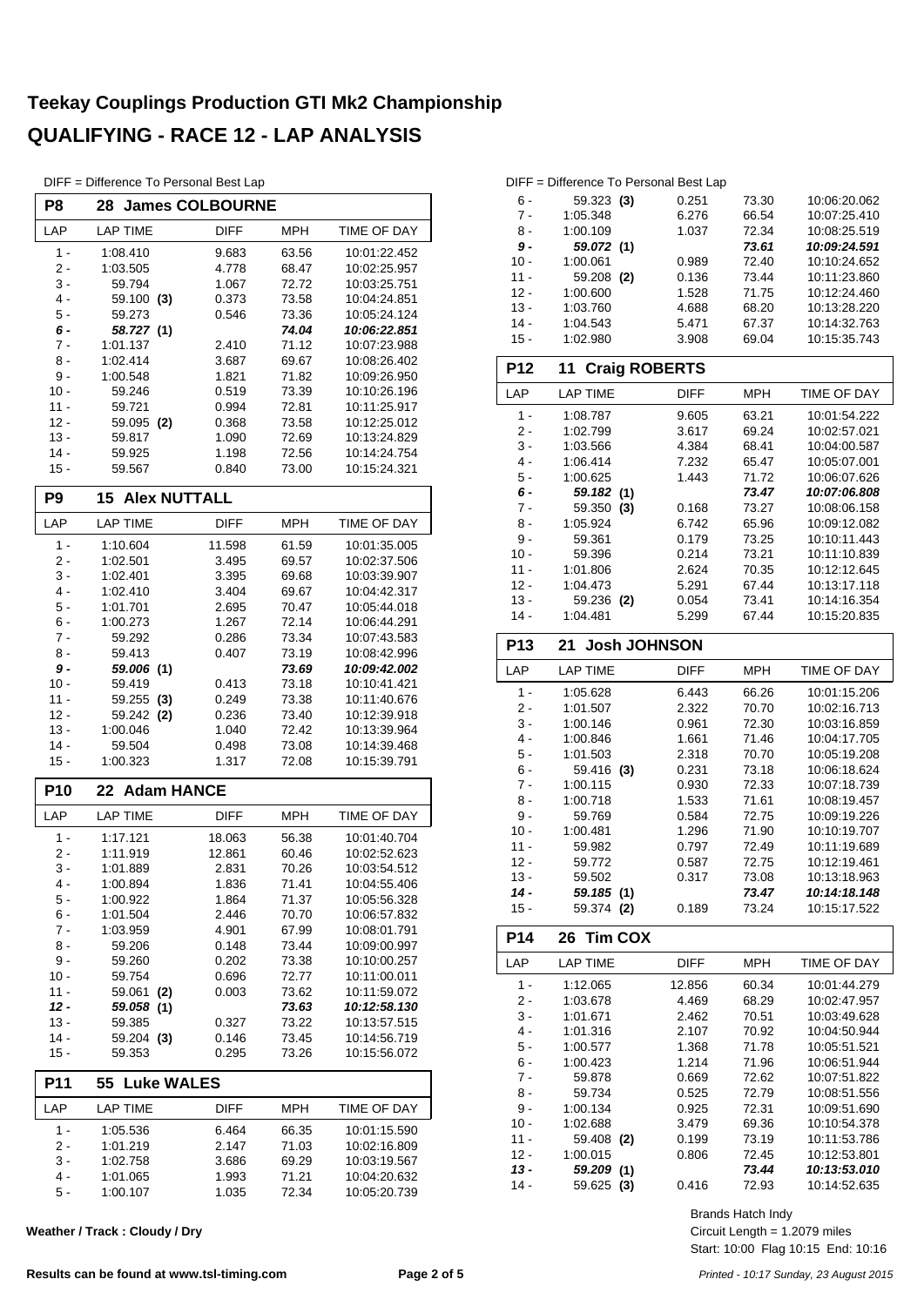# Teekay Couplings Production GTI Mk2 Championship

## QUALIFYING - RACE 12 - LAP ANALYSIS

DIFF = Difference To Personal Best Lap

### P8 28 James COLBOURNE

| LAP | LAP TIME | DIFF | MPH | TIME OF DAY |
|---|---|---|---|---|
| 1 - | 1:08.410 | 9.683 | 63.56 | 10:01:22.452 |
| 2 - | 1:03.505 | 4.778 | 68.47 | 10:02:25.957 |
| 3 - | 59.794 | 1.067 | 72.72 | 10:03:25.751 |
| 4 - | 59.100 **(3)** | 0.373 | 73.58 | 10:04:24.851 |
| 5 - | 59.273 | 0.546 | 73.36 | 10:05:24.124 |
| ***6 -*** | ***58.727*** **(1)** | | ***74.04*** | ***10:06:22.851*** |
| 7 - | 1:01.137 | 2.410 | 71.12 | 10:07:23.988 |
| 8 - | 1:02.414 | 3.687 | 69.67 | 10:08:26.402 |
| 9 - | 1:00.548 | 1.821 | 71.82 | 10:09:26.950 |
| 10 - | 59.246 | 0.519 | 73.39 | 10:10:26.196 |
| 11 - | 59.721 | 0.994 | 72.81 | 10:11:25.917 |
| 12 - | 59.095 **(2)** | 0.368 | 73.58 | 10:12:25.012 |
| 13 - | 59.817 | 1.090 | 72.69 | 10:13:24.829 |
| 14 - | 59.925 | 1.198 | 72.56 | 10:14:24.754 |
| 15 - | 59.567 | 0.840 | 73.00 | 10:15:24.321 |

### P9 15 Alex NUTTALL

| LAP | LAP TIME | DIFF | MPH | TIME OF DAY |
|---|---|---|---|---|
| 1 - | 1:10.604 | 11.598 | 61.59 | 10:01:35.005 |
| 2 - | 1:02.501 | 3.495 | 69.57 | 10:02:37.506 |
| 3 - | 1:02.401 | 3.395 | 69.68 | 10:03:39.907 |
| 4 - | 1:02.410 | 3.404 | 69.67 | 10:04:42.317 |
| 5 - | 1:01.701 | 2.695 | 70.47 | 10:05:44.018 |
| 6 - | 1:00.273 | 1.267 | 72.14 | 10:06:44.291 |
| 7 - | 59.292 | 0.286 | 73.34 | 10:07:43.583 |
| 8 - | 59.413 | 0.407 | 73.19 | 10:08:42.996 |
| ***9 -*** | ***59.006*** **(1)** | | ***73.69*** | ***10:09:42.002*** |
| 10 - | 59.419 | 0.413 | 73.18 | 10:10:41.421 |
| 11 - | 59.255 **(3)** | 0.249 | 73.38 | 10:11:40.676 |
| 12 - | 59.242 **(2)** | 0.236 | 73.40 | 10:12:39.918 |
| 13 - | 1:00.046 | 1.040 | 72.42 | 10:13:39.964 |
| 14 - | 59.504 | 0.498 | 73.08 | 10:14:39.468 |
| 15 - | 1:00.323 | 1.317 | 72.08 | 10:15:39.791 |

### P10 22 Adam HANCE

| LAP | LAP TIME | DIFF | MPH | TIME OF DAY |
|---|---|---|---|---|
| 1 - | 1:17.121 | 18.063 | 56.38 | 10:01:40.704 |
| 2 - | 1:11.919 | 12.861 | 60.46 | 10:02:52.623 |
| 3 - | 1:01.889 | 2.831 | 70.26 | 10:03:54.512 |
| 4 - | 1:00.894 | 1.836 | 71.41 | 10:04:55.406 |
| 5 - | 1:00.922 | 1.864 | 71.37 | 10:05:56.328 |
| 6 - | 1:01.504 | 2.446 | 70.70 | 10:06:57.832 |
| 7 - | 1:03.959 | 4.901 | 67.99 | 10:08:01.791 |
| 8 - | 59.206 | 0.148 | 73.44 | 10:09:00.997 |
| 9 - | 59.260 | 0.202 | 73.38 | 10:10:00.257 |
| 10 - | 59.754 | 0.696 | 72.77 | 10:11:00.011 |
| 11 - | 59.061 **(2)** | 0.003 | 73.62 | 10:11:59.072 |
| ***12 -*** | ***59.058*** **(1)** | | ***73.63*** | ***10:12:58.130*** |
| 13 - | 59.385 | 0.327 | 73.22 | 10:13:57.515 |
| 14 - | 59.204 **(3)** | 0.146 | 73.45 | 10:14:56.719 |
| 15 - | 59.353 | 0.295 | 73.26 | 10:15:56.072 |

### P11 55 Luke WALES

| LAP | LAP TIME | DIFF | MPH | TIME OF DAY |
|---|---|---|---|---|
| 1 - | 1:05.536 | 6.464 | 66.35 | 10:01:15.590 |
| 2 - | 1:01.219 | 2.147 | 71.03 | 10:02:16.809 |
| 3 - | 1:02.758 | 3.686 | 69.29 | 10:03:19.567 |
| 4 - | 1:01.065 | 1.993 | 71.21 | 10:04:20.632 |
| 5 - | 1:00.107 | 1.035 | 72.34 | 10:05:20.739 |
| 6 - | 59.323 **(3)** | 0.251 | 73.30 | 10:06:20.062 |
| 7 - | 1:05.348 | 6.276 | 66.54 | 10:07:25.410 |
| 8 - | 1:00.109 | 1.037 | 72.34 | 10:08:25.519 |
| ***9 -*** | ***59.072*** **(1)** | | ***73.61*** | ***10:09:24.591*** |
| 10 - | 1:00.061 | 0.989 | 72.40 | 10:10:24.652 |
| 11 - | 59.208 **(2)** | 0.136 | 73.44 | 10:11:23.860 |
| 12 - | 1:00.600 | 1.528 | 71.75 | 10:12:24.460 |
| 13 - | 1:03.760 | 4.688 | 68.20 | 10:13:28.220 |
| 14 - | 1:04.543 | 5.471 | 67.37 | 10:14:32.763 |
| 15 - | 1:02.980 | 3.908 | 69.04 | 10:15:35.743 |

### P12 11 Craig ROBERTS

| LAP | LAP TIME | DIFF | MPH | TIME OF DAY |
|---|---|---|---|---|
| 1 - | 1:08.787 | 9.605 | 63.21 | 10:01:54.222 |
| 2 - | 1:02.799 | 3.617 | 69.24 | 10:02:57.021 |
| 3 - | 1:03.566 | 4.384 | 68.41 | 10:04:00.587 |
| 4 - | 1:06.414 | 7.232 | 65.47 | 10:05:07.001 |
| 5 - | 1:00.625 | 1.443 | 71.72 | 10:06:07.626 |
| ***6 -*** | ***59.182*** **(1)** | | ***73.47*** | ***10:07:06.808*** |
| 7 - | 59.350 **(3)** | 0.168 | 73.27 | 10:08:06.158 |
| 8 - | 1:05.924 | 6.742 | 65.96 | 10:09:12.082 |
| 9 - | 59.361 | 0.179 | 73.25 | 10:10:11.443 |
| 10 - | 59.396 | 0.214 | 73.21 | 10:11:10.839 |
| 11 - | 1:01.806 | 2.624 | 70.35 | 10:12:12.645 |
| 12 - | 1:04.473 | 5.291 | 67.44 | 10:13:17.118 |
| 13 - | 59.236 **(2)** | 0.054 | 73.41 | 10:14:16.354 |
| 14 - | 1:04.481 | 5.299 | 67.44 | 10:15:20.835 |

### P13 21 Josh JOHNSON

| LAP | LAP TIME | DIFF | MPH | TIME OF DAY |
|---|---|---|---|---|
| 1 - | 1:05.628 | 6.443 | 66.26 | 10:01:15.206 |
| 2 - | 1:01.507 | 2.322 | 70.70 | 10:02:16.713 |
| 3 - | 1:00.146 | 0.961 | 72.30 | 10:03:16.859 |
| 4 - | 1:00.846 | 1.661 | 71.46 | 10:04:17.705 |
| 5 - | 1:01.503 | 2.318 | 70.70 | 10:05:19.208 |
| 6 - | 59.416 **(3)** | 0.231 | 73.18 | 10:06:18.624 |
| 7 - | 1:00.115 | 0.930 | 72.33 | 10:07:18.739 |
| 8 - | 1:00.718 | 1.533 | 71.61 | 10:08:19.457 |
| 9 - | 59.769 | 0.584 | 72.75 | 10:09:19.226 |
| 10 - | 1:00.481 | 1.296 | 71.90 | 10:10:19.707 |
| 11 - | 59.982 | 0.797 | 72.49 | 10:11:19.689 |
| 12 - | 59.772 | 0.587 | 72.75 | 10:12:19.461 |
| 13 - | 59.502 | 0.317 | 73.08 | 10:13:18.963 |
| ***14 -*** | ***59.185*** **(1)** | | ***73.47*** | ***10:14:18.148*** |
| 15 - | 59.374 **(2)** | 0.189 | 73.24 | 10:15:17.522 |

### P14 26 Tim COX

| LAP | LAP TIME | DIFF | MPH | TIME OF DAY |
|---|---|---|---|---|
| 1 - | 1:12.065 | 12.856 | 60.34 | 10:01:44.279 |
| 2 - | 1:03.678 | 4.469 | 68.29 | 10:02:47.957 |
| 3 - | 1:01.671 | 2.462 | 70.51 | 10:03:49.628 |
| 4 - | 1:01.316 | 2.107 | 70.92 | 10:04:50.944 |
| 5 - | 1:00.577 | 1.368 | 71.78 | 10:05:51.521 |
| 6 - | 1:00.423 | 1.214 | 71.96 | 10:06:51.944 |
| 7 - | 59.878 | 0.669 | 72.62 | 10:07:51.822 |
| 8 - | 59.734 | 0.525 | 72.79 | 10:08:51.556 |
| 9 - | 1:00.134 | 0.925 | 72.31 | 10:09:51.690 |
| 10 - | 1:02.688 | 3.479 | 69.36 | 10:10:54.378 |
| 11 - | 59.408 **(2)** | 0.199 | 73.19 | 10:11:53.786 |
| 12 - | 1:00.015 | 0.806 | 72.45 | 10:12:53.801 |
| ***13 -*** | ***59.209*** **(1)** | | ***73.44*** | ***10:13:53.010*** |
| 14 - | 59.625 **(3)** | 0.416 | 72.93 | 10:14:52.635 |

Weather / Track : Cloudy / Dry

Brands Hatch Indy
Circuit Length = 1.2079 miles
Start: 10:00 Flag 10:15 End: 10:16

Results can be found at www.tsl-timing.com

*Printed - 10:17 Sunday, 23 August 2015*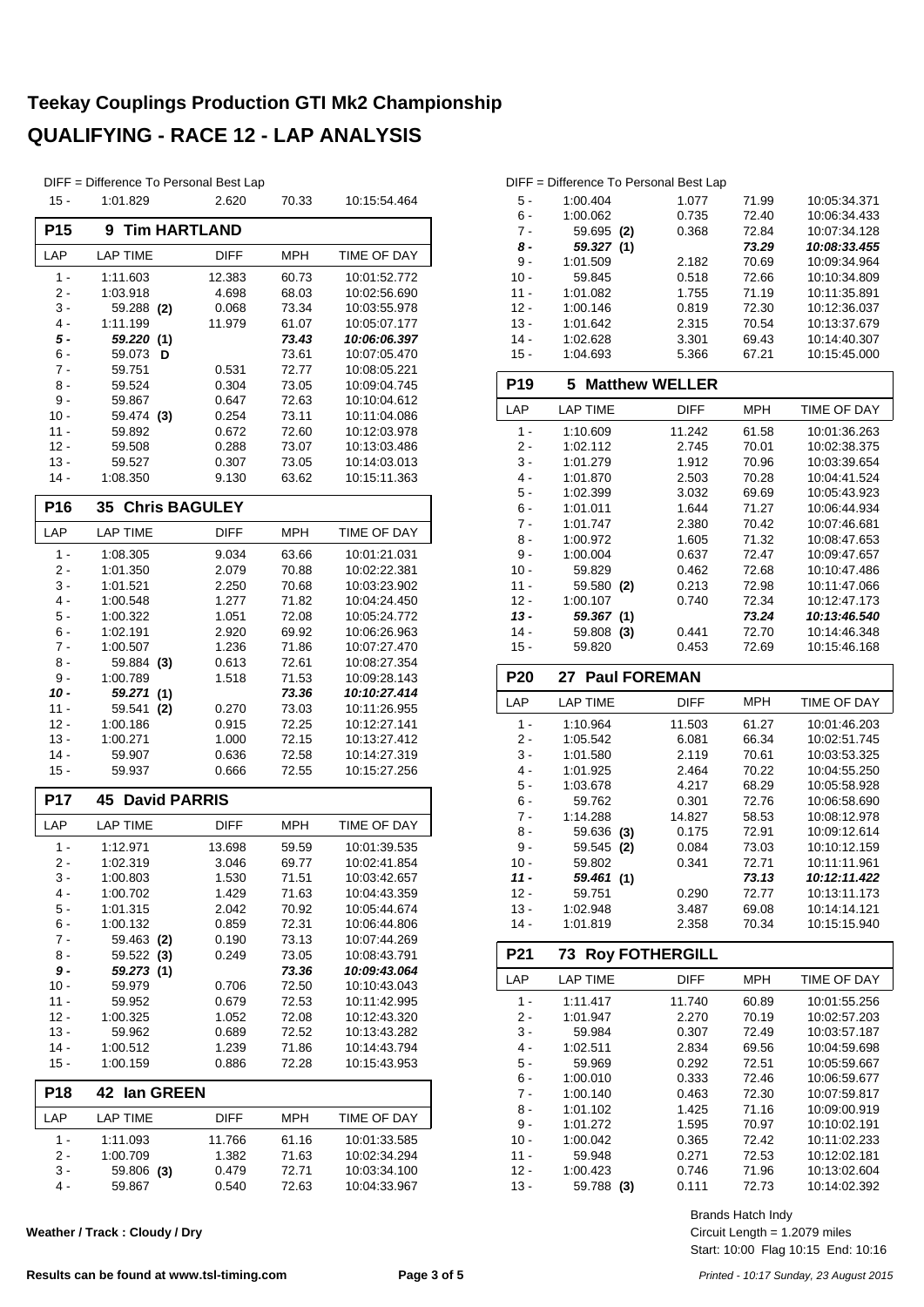# Teekay Couplings Production GTI Mk2 Championship

## QUALIFYING - RACE 12 - LAP ANALYSIS

DIFF = Difference To Personal Best Lap

| LAP | LAP TIME | DIFF | MPH | TIME OF DAY |
|---|---|---|---|---|
| 15 - | 1:01.829 | 2.620 | 70.33 | 10:15:54.464 |

### P15 9 Tim HARTLAND

| LAP | LAP TIME | DIFF | MPH | TIME OF DAY |
|---|---|---|---|---|
| 1 - | 1:11.603 | 12.383 | 60.73 | 10:01:52.772 |
| 2 - | 1:03.918 | 4.698 | 68.03 | 10:02:56.690 |
| 3 - | 59.288 **(2)** | 0.068 | 73.34 | 10:03:55.978 |
| 4 - | 1:11.199 | 11.979 | 61.07 | 10:05:07.177 |
| ***5 -*** | ***59.220 (1)*** | | ***73.43*** | ***10:06:06.397*** |
| 6 - | 59.073 **D** | | 73.61 | 10:07:05.470 |
| 7 - | 59.751 | 0.531 | 72.77 | 10:08:05.221 |
| 8 - | 59.524 | 0.304 | 73.05 | 10:09:04.745 |
| 9 - | 59.867 | 0.647 | 72.63 | 10:10:04.612 |
| 10 - | 59.474 **(3)** | 0.254 | 73.11 | 10:11:04.086 |
| 11 - | 59.892 | 0.672 | 72.60 | 10:12:03.978 |
| 12 - | 59.508 | 0.288 | 73.07 | 10:13:03.486 |
| 13 - | 59.527 | 0.307 | 73.05 | 10:14:03.013 |
| 14 - | 1:08.350 | 9.130 | 63.62 | 10:15:11.363 |

### P16 35 Chris BAGULEY

| LAP | LAP TIME | DIFF | MPH | TIME OF DAY |
|---|---|---|---|---|
| 1 - | 1:08.305 | 9.034 | 63.66 | 10:01:21.031 |
| 2 - | 1:01.350 | 2.079 | 70.88 | 10:02:22.381 |
| 3 - | 1:01.521 | 2.250 | 70.68 | 10:03:23.902 |
| 4 - | 1:00.548 | 1.277 | 71.82 | 10:04:24.450 |
| 5 - | 1:00.322 | 1.051 | 72.08 | 10:05:24.772 |
| 6 - | 1:02.191 | 2.920 | 69.92 | 10:06:26.963 |
| 7 - | 1:00.507 | 1.236 | 71.86 | 10:07:27.470 |
| 8 - | 59.884 **(3)** | 0.613 | 72.61 | 10:08:27.354 |
| 9 - | 1:00.789 | 1.518 | 71.53 | 10:09:28.143 |
| ***10 -*** | ***59.271 (1)*** | | ***73.36*** | ***10:10:27.414*** |
| 11 - | 59.541 **(2)** | 0.270 | 73.03 | 10:11:26.955 |
| 12 - | 1:00.186 | 0.915 | 72.25 | 10:12:27.141 |
| 13 - | 1:00.271 | 1.000 | 72.15 | 10:13:27.412 |
| 14 - | 59.907 | 0.636 | 72.58 | 10:14:27.319 |
| 15 - | 59.937 | 0.666 | 72.55 | 10:15:27.256 |

### P17 45 David PARRIS

| LAP | LAP TIME | DIFF | MPH | TIME OF DAY |
|---|---|---|---|---|
| 1 - | 1:12.971 | 13.698 | 59.59 | 10:01:39.535 |
| 2 - | 1:02.319 | 3.046 | 69.77 | 10:02:41.854 |
| 3 - | 1:00.803 | 1.530 | 71.51 | 10:03:42.657 |
| 4 - | 1:00.702 | 1.429 | 71.63 | 10:04:43.359 |
| 5 - | 1:01.315 | 2.042 | 70.92 | 10:05:44.674 |
| 6 - | 1:00.132 | 0.859 | 72.31 | 10:06:44.806 |
| 7 - | 59.463 **(2)** | 0.190 | 73.13 | 10:07:44.269 |
| 8 - | 59.522 **(3)** | 0.249 | 73.05 | 10:08:43.791 |
| ***9 -*** | ***59.273 (1)*** | | ***73.36*** | ***10:09:43.064*** |
| 10 - | 59.979 | 0.706 | 72.50 | 10:10:43.043 |
| 11 - | 59.952 | 0.679 | 72.53 | 10:11:42.995 |
| 12 - | 1:00.325 | 1.052 | 72.08 | 10:12:43.320 |
| 13 - | 59.962 | 0.689 | 72.52 | 10:13:43.282 |
| 14 - | 1:00.512 | 1.239 | 71.86 | 10:14:43.794 |
| 15 - | 1:00.159 | 0.886 | 72.28 | 10:15:43.953 |

### P18 42 Ian GREEN

| LAP | LAP TIME | DIFF | MPH | TIME OF DAY |
|---|---|---|---|---|
| 1 - | 1:11.093 | 11.766 | 61.16 | 10:01:33.585 |
| 2 - | 1:00.709 | 1.382 | 71.63 | 10:02:34.294 |
| 3 - | 59.806 **(3)** | 0.479 | 72.71 | 10:03:34.100 |
| 4 - | 59.867 | 0.540 | 72.63 | 10:04:33.967 |
| 5 - | 1:00.404 | 1.077 | 71.99 | 10:05:34.371 |
| 6 - | 1:00.062 | 0.735 | 72.40 | 10:06:34.433 |
| 7 - | 59.695 **(2)** | 0.368 | 72.84 | 10:07:34.128 |
| ***8 -*** | ***59.327 (1)*** | | ***73.29*** | ***10:08:33.455*** |
| 9 - | 1:01.509 | 2.182 | 70.69 | 10:09:34.964 |
| 10 - | 59.845 | 0.518 | 72.66 | 10:10:34.809 |
| 11 - | 1:01.082 | 1.755 | 71.19 | 10:11:35.891 |
| 12 - | 1:00.146 | 0.819 | 72.30 | 10:12:36.037 |
| 13 - | 1:01.642 | 2.315 | 70.54 | 10:13:37.679 |
| 14 - | 1:02.628 | 3.301 | 69.43 | 10:14:40.307 |
| 15 - | 1:04.693 | 5.366 | 67.21 | 10:15:45.000 |

### P19 5 Matthew WELLER

| LAP | LAP TIME | DIFF | MPH | TIME OF DAY |
|---|---|---|---|---|
| 1 - | 1:10.609 | 11.242 | 61.58 | 10:01:36.263 |
| 2 - | 1:02.112 | 2.745 | 70.01 | 10:02:38.375 |
| 3 - | 1:01.279 | 1.912 | 70.96 | 10:03:39.654 |
| 4 - | 1:01.870 | 2.503 | 70.28 | 10:04:41.524 |
| 5 - | 1:02.399 | 3.032 | 69.69 | 10:05:43.923 |
| 6 - | 1:01.011 | 1.644 | 71.27 | 10:06:44.934 |
| 7 - | 1:01.747 | 2.380 | 70.42 | 10:07:46.681 |
| 8 - | 1:00.972 | 1.605 | 71.32 | 10:08:47.653 |
| 9 - | 1:00.004 | 0.637 | 72.47 | 10:09:47.657 |
| 10 - | 59.829 | 0.462 | 72.68 | 10:10:47.486 |
| 11 - | 59.580 **(2)** | 0.213 | 72.98 | 10:11:47.066 |
| 12 - | 1:00.107 | 0.740 | 72.34 | 10:12:47.173 |
| ***13 -*** | ***59.367 (1)*** | | ***73.24*** | ***10:13:46.540*** |
| 14 - | 59.808 **(3)** | 0.441 | 72.70 | 10:14:46.348 |
| 15 - | 59.820 | 0.453 | 72.69 | 10:15:46.168 |

### P20 27 Paul FOREMAN

| LAP | LAP TIME | DIFF | MPH | TIME OF DAY |
|---|---|---|---|---|
| 1 - | 1:10.964 | 11.503 | 61.27 | 10:01:46.203 |
| 2 - | 1:05.542 | 6.081 | 66.34 | 10:02:51.745 |
| 3 - | 1:01.580 | 2.119 | 70.61 | 10:03:53.325 |
| 4 - | 1:01.925 | 2.464 | 70.22 | 10:04:55.250 |
| 5 - | 1:03.678 | 4.217 | 68.29 | 10:05:58.928 |
| 6 - | 59.762 | 0.301 | 72.76 | 10:06:58.690 |
| 7 - | 1:14.288 | 14.827 | 58.53 | 10:08:12.978 |
| 8 - | 59.636 **(3)** | 0.175 | 72.91 | 10:09:12.614 |
| 9 - | 59.545 **(2)** | 0.084 | 73.03 | 10:10:12.159 |
| 10 - | 59.802 | 0.341 | 72.71 | 10:11:11.961 |
| ***11 -*** | ***59.461 (1)*** | | ***73.13*** | ***10:12:11.422*** |
| 12 - | 59.751 | 0.290 | 72.77 | 10:13:11.173 |
| 13 - | 1:02.948 | 3.487 | 69.08 | 10:14:14.121 |
| 14 - | 1:01.819 | 2.358 | 70.34 | 10:15:15.940 |

### P21 73 Roy FOTHERGILL

| LAP | LAP TIME | DIFF | MPH | TIME OF DAY |
|---|---|---|---|---|
| 1 - | 1:11.417 | 11.740 | 60.89 | 10:01:55.256 |
| 2 - | 1:01.947 | 2.270 | 70.19 | 10:02:57.203 |
| 3 - | 59.984 | 0.307 | 72.49 | 10:03:57.187 |
| 4 - | 1:02.511 | 2.834 | 69.56 | 10:04:59.698 |
| 5 - | 59.969 | 0.292 | 72.51 | 10:05:59.667 |
| 6 - | 1:00.010 | 0.333 | 72.46 | 10:06:59.677 |
| 7 - | 1:00.140 | 0.463 | 72.30 | 10:07:59.817 |
| 8 - | 1:01.102 | 1.425 | 71.16 | 10:09:00.919 |
| 9 - | 1:01.272 | 1.595 | 70.97 | 10:10:02.191 |
| 10 - | 1:00.042 | 0.365 | 72.42 | 10:11:02.233 |
| 11 - | 59.948 | 0.271 | 72.53 | 10:12:02.181 |
| 12 - | 1:00.423 | 0.746 | 71.96 | 10:13:02.604 |
| 13 - | 59.788 **(3)** | 0.111 | 72.73 | 10:14:02.392 |

Weather / Track : Cloudy / Dry

Brands Hatch Indy
Circuit Length = 1.2079 miles
Start: 10:00 Flag 10:15 End: 10:16

Results can be found at www.tsl-timing.com

Printed - 10:17 Sunday, 23 August 2015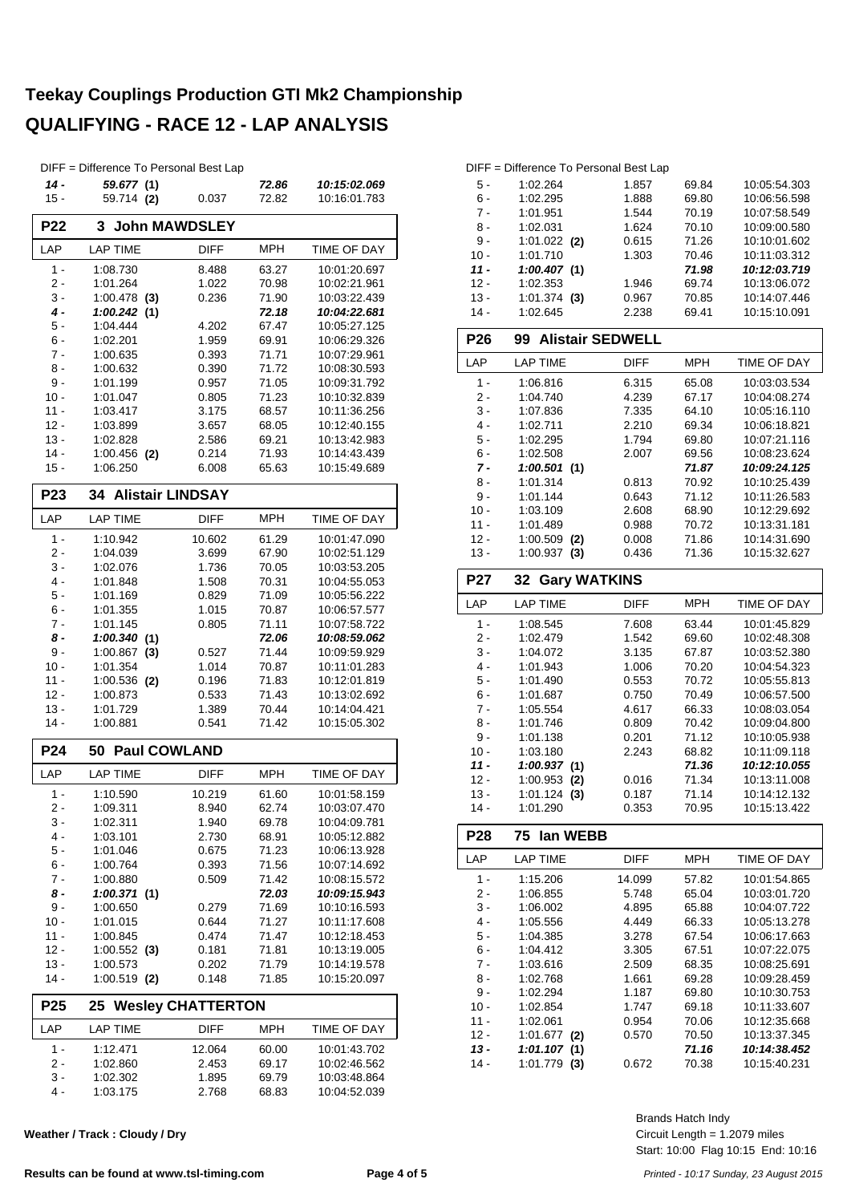# Teekay Couplings Production GTI Mk2 Championship

# QUALIFYING - RACE 12 - LAP ANALYSIS

DIFF = Difference To Personal Best Lap

| LAP | LAP TIME | DIFF | MPH | TIME OF DAY |
|---|---|---|---|---|
| ***14 -*** | ***59.677 (1)*** | | ***72.86*** | ***10:15:02.069*** |
| 15 - | 59.714 **(2)** | 0.037 | 72.82 | 10:16:01.783 |

### P22 3 John MAWDSLEY

| LAP | LAP TIME | DIFF | MPH | TIME OF DAY |
|---|---|---|---|---|
| 1 - | 1:08.730 | 8.488 | 63.27 | 10:01:20.697 |
| 2 - | 1:01.264 | 1.022 | 70.98 | 10:02:21.961 |
| 3 - | 1:00.478 **(3)** | 0.236 | 71.90 | 10:03:22.439 |
| ***4 -*** | ***1:00.242 (1)*** | | ***72.18*** | ***10:04:22.681*** |
| 5 - | 1:04.444 | 4.202 | 67.47 | 10:05:27.125 |
| 6 - | 1:02.201 | 1.959 | 69.91 | 10:06:29.326 |
| 7 - | 1:00.635 | 0.393 | 71.71 | 10:07:29.961 |
| 8 - | 1:00.632 | 0.390 | 71.72 | 10:08:30.593 |
| 9 - | 1:01.199 | 0.957 | 71.05 | 10:09:31.792 |
| 10 - | 1:01.047 | 0.805 | 71.23 | 10:10:32.839 |
| 11 - | 1:03.417 | 3.175 | 68.57 | 10:11:36.256 |
| 12 - | 1:03.899 | 3.657 | 68.05 | 10:12:40.155 |
| 13 - | 1:02.828 | 2.586 | 69.21 | 10:13:42.983 |
| 14 - | 1:00.456 **(2)** | 0.214 | 71.93 | 10:14:43.439 |
| 15 - | 1:06.250 | 6.008 | 65.63 | 10:15:49.689 |

### P23 34 Alistair LINDSAY

| LAP | LAP TIME | DIFF | MPH | TIME OF DAY |
|---|---|---|---|---|
| 1 - | 1:10.942 | 10.602 | 61.29 | 10:01:47.090 |
| 2 - | 1:04.039 | 3.699 | 67.90 | 10:02:51.129 |
| 3 - | 1:02.076 | 1.736 | 70.05 | 10:03:53.205 |
| 4 - | 1:01.848 | 1.508 | 70.31 | 10:04:55.053 |
| 5 - | 1:01.169 | 0.829 | 71.09 | 10:05:56.222 |
| 6 - | 1:01.355 | 1.015 | 70.87 | 10:06:57.577 |
| 7 - | 1:01.145 | 0.805 | 71.11 | 10:07:58.722 |
| ***8 -*** | ***1:00.340 (1)*** | | ***72.06*** | ***10:08:59.062*** |
| 9 - | 1:00.867 **(3)** | 0.527 | 71.44 | 10:09:59.929 |
| 10 - | 1:01.354 | 1.014 | 70.87 | 10:11:01.283 |
| 11 - | 1:00.536 **(2)** | 0.196 | 71.83 | 10:12:01.819 |
| 12 - | 1:00.873 | 0.533 | 71.43 | 10:13:02.692 |
| 13 - | 1:01.729 | 1.389 | 70.44 | 10:14:04.421 |
| 14 - | 1:00.881 | 0.541 | 71.42 | 10:15:05.302 |

### P24 50 Paul COWLAND

| LAP | LAP TIME | DIFF | MPH | TIME OF DAY |
|---|---|---|---|---|
| 1 - | 1:10.590 | 10.219 | 61.60 | 10:01:58.159 |
| 2 - | 1:09.311 | 8.940 | 62.74 | 10:03:07.470 |
| 3 - | 1:02.311 | 1.940 | 69.78 | 10:04:09.781 |
| 4 - | 1:03.101 | 2.730 | 68.91 | 10:05:12.882 |
| 5 - | 1:01.046 | 0.675 | 71.23 | 10:06:13.928 |
| 6 - | 1:00.764 | 0.393 | 71.56 | 10:07:14.692 |
| 7 - | 1:00.880 | 0.509 | 71.42 | 10:08:15.572 |
| ***8 -*** | ***1:00.371 (1)*** | | ***72.03*** | ***10:09:15.943*** |
| 9 - | 1:00.650 | 0.279 | 71.69 | 10:10:16.593 |
| 10 - | 1:01.015 | 0.644 | 71.27 | 10:11:17.608 |
| 11 - | 1:00.845 | 0.474 | 71.47 | 10:12:18.453 |
| 12 - | 1:00.552 **(3)** | 0.181 | 71.81 | 10:13:19.005 |
| 13 - | 1:00.573 | 0.202 | 71.79 | 10:14:19.578 |
| 14 - | 1:00.519 **(2)** | 0.148 | 71.85 | 10:15:20.097 |

### P25 25 Wesley CHATTERTON

| LAP | LAP TIME | DIFF | MPH | TIME OF DAY |
|---|---|---|---|---|
| 1 - | 1:12.471 | 12.064 | 60.00 | 10:01:43.702 |
| 2 - | 1:02.860 | 2.453 | 69.17 | 10:02:46.562 |
| 3 - | 1:02.302 | 1.895 | 69.79 | 10:03:48.864 |
| 4 - | 1:03.175 | 2.768 | 68.83 | 10:04:52.039 |
| 5 - | 1:02.264 | 1.857 | 69.84 | 10:05:54.303 |
| 6 - | 1:02.295 | 1.888 | 69.80 | 10:06:56.598 |
| 7 - | 1:01.951 | 1.544 | 70.19 | 10:07:58.549 |
| 8 - | 1:02.031 | 1.624 | 70.10 | 10:09:00.580 |
| 9 - | 1:01.022 **(2)** | 0.615 | 71.26 | 10:10:01.602 |
| 10 - | 1:01.710 | 1.303 | 70.46 | 10:11:03.312 |
| ***11 -*** | ***1:00.407 (1)*** | | ***71.98*** | ***10:12:03.719*** |
| 12 - | 1:02.353 | 1.946 | 69.74 | 10:13:06.072 |
| 13 - | 1:01.374 **(3)** | 0.967 | 70.85 | 10:14:07.446 |
| 14 - | 1:02.645 | 2.238 | 69.41 | 10:15:10.091 |

### P26 99 Alistair SEDWELL

| LAP | LAP TIME | DIFF | MPH | TIME OF DAY |
|---|---|---|---|---|
| 1 - | 1:06.816 | 6.315 | 65.08 | 10:03:03.534 |
| 2 - | 1:04.740 | 4.239 | 67.17 | 10:04:08.274 |
| 3 - | 1:07.836 | 7.335 | 64.10 | 10:05:16.110 |
| 4 - | 1:02.711 | 2.210 | 69.34 | 10:06:18.821 |
| 5 - | 1:02.295 | 1.794 | 69.80 | 10:07:21.116 |
| 6 - | 1:02.508 | 2.007 | 69.56 | 10:08:23.624 |
| ***7 -*** | ***1:00.501 (1)*** | | ***71.87*** | ***10:09:24.125*** |
| 8 - | 1:01.314 | 0.813 | 70.92 | 10:10:25.439 |
| 9 - | 1:01.144 | 0.643 | 71.12 | 10:11:26.583 |
| 10 - | 1:03.109 | 2.608 | 68.90 | 10:12:29.692 |
| 11 - | 1:01.489 | 0.988 | 70.72 | 10:13:31.181 |
| 12 - | 1:00.509 **(2)** | 0.008 | 71.86 | 10:14:31.690 |
| 13 - | 1:00.937 **(3)** | 0.436 | 71.36 | 10:15:32.627 |

### P27 32 Gary WATKINS

| LAP | LAP TIME | DIFF | MPH | TIME OF DAY |
|---|---|---|---|---|
| 1 - | 1:08.545 | 7.608 | 63.44 | 10:01:45.829 |
| 2 - | 1:02.479 | 1.542 | 69.60 | 10:02:48.308 |
| 3 - | 1:04.072 | 3.135 | 67.87 | 10:03:52.380 |
| 4 - | 1:01.943 | 1.006 | 70.20 | 10:04:54.323 |
| 5 - | 1:01.490 | 0.553 | 70.72 | 10:05:55.813 |
| 6 - | 1:01.687 | 0.750 | 70.49 | 10:06:57.500 |
| 7 - | 1:05.554 | 4.617 | 66.33 | 10:08:03.054 |
| 8 - | 1:01.746 | 0.809 | 70.42 | 10:09:04.800 |
| 9 - | 1:01.138 | 0.201 | 71.12 | 10:10:05.938 |
| 10 - | 1:03.180 | 2.243 | 68.82 | 10:11:09.118 |
| ***11 -*** | ***1:00.937 (1)*** | | ***71.36*** | ***10:12:10.055*** |
| 12 - | 1:00.953 **(2)** | 0.016 | 71.34 | 10:13:11.008 |
| 13 - | 1:01.124 **(3)** | 0.187 | 71.14 | 10:14:12.132 |
| 14 - | 1:01.290 | 0.353 | 70.95 | 10:15:13.422 |

### P28 75 Ian WEBB

| LAP | LAP TIME | DIFF | MPH | TIME OF DAY |
|---|---|---|---|---|
| 1 - | 1:15.206 | 14.099 | 57.82 | 10:01:54.865 |
| 2 - | 1:06.855 | 5.748 | 65.04 | 10:03:01.720 |
| 3 - | 1:06.002 | 4.895 | 65.88 | 10:04:07.722 |
| 4 - | 1:05.556 | 4.449 | 66.33 | 10:05:13.278 |
| 5 - | 1:04.385 | 3.278 | 67.54 | 10:06:17.663 |
| 6 - | 1:04.412 | 3.305 | 67.51 | 10:07:22.075 |
| 7 - | 1:03.616 | 2.509 | 68.35 | 10:08:25.691 |
| 8 - | 1:02.768 | 1.661 | 69.28 | 10:09:28.459 |
| 9 - | 1:02.294 | 1.187 | 69.80 | 10:10:30.753 |
| 10 - | 1:02.854 | 1.747 | 69.18 | 10:11:33.607 |
| 11 - | 1:02.061 | 0.954 | 70.06 | 10:12:35.668 |
| 12 - | 1:01.677 **(2)** | 0.570 | 70.50 | 10:13:37.345 |
| ***13 -*** | ***1:01.107 (1)*** | | ***71.16*** | ***10:14:38.452*** |
| 14 - | 1:01.779 **(3)** | 0.672 | 70.38 | 10:15:40.231 |

**Weather / Track : Cloudy / Dry**

Brands Hatch Indy
Circuit Length = 1.2079 miles
Start: 10:00 Flag 10:15 End: 10:16

**Results can be found at www.tsl-timing.com**

*Printed - 10:17 Sunday, 23 August 2015*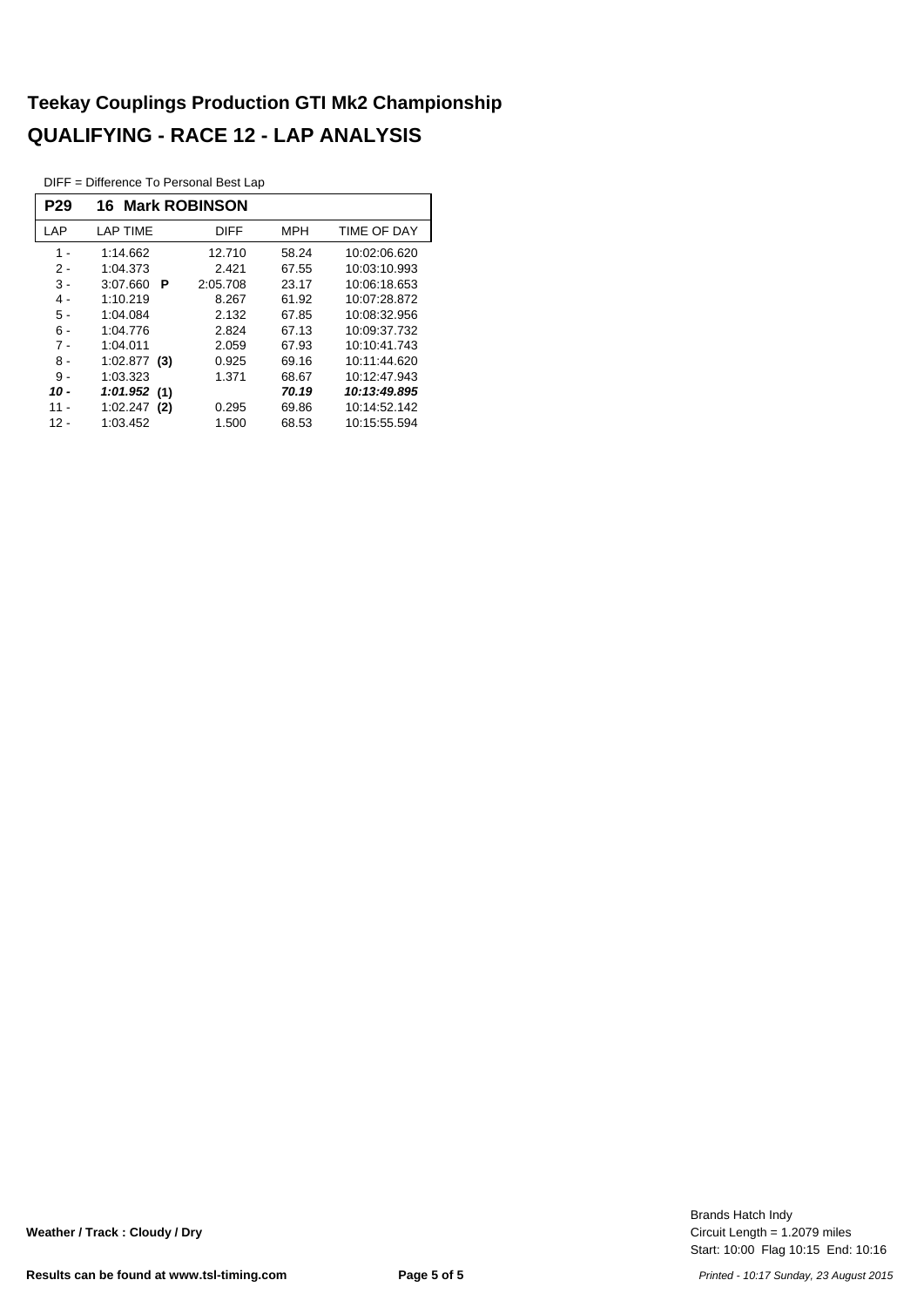# Teekay Couplings Production GTI Mk2 Championship

## QUALIFYING - RACE 12 - LAP ANALYSIS

DIFF = Difference To Personal Best Lap

| P29 | 16 Mark ROBINSON | | | |
|---|---|---|---|---|
| LAP | LAP TIME | DIFF | MPH | TIME OF DAY |
| 1 - | 1:14.662 | 12.710 | 58.24 | 10:02:06.620 |
| 2 - | 1:04.373 | 2.421 | 67.55 | 10:03:10.993 |
| 3 - | 3:07.660 **P** | 2:05.708 | 23.17 | 10:06:18.653 |
| 4 - | 1:10.219 | 8.267 | 61.92 | 10:07:28.872 |
| 5 - | 1:04.084 | 2.132 | 67.85 | 10:08:32.956 |
| 6 - | 1:04.776 | 2.824 | 67.13 | 10:09:37.732 |
| 7 - | 1:04.011 | 2.059 | 67.93 | 10:10:41.743 |
| 8 - | 1:02.877 **(3)** | 0.925 | 69.16 | 10:11:44.620 |
| 9 - | 1:03.323 | 1.371 | 68.67 | 10:12:47.943 |
| ***10 -*** | ***1:01.952*** **(1)** | | ***70.19*** | ***10:13:49.895*** |
| 11 - | 1:02.247 **(2)** | 0.295 | 69.86 | 10:14:52.142 |
| 12 - | 1:03.452 | 1.500 | 68.53 | 10:15:55.594 |

**Weather / Track : Cloudy / Dry**

Brands Hatch Indy
Circuit Length = 1.2079 miles
Start: 10:00 Flag 10:15 End: 10:16

**Results can be found at www.tsl-timing.com**

*Printed - 10:17 Sunday, 23 August 2015*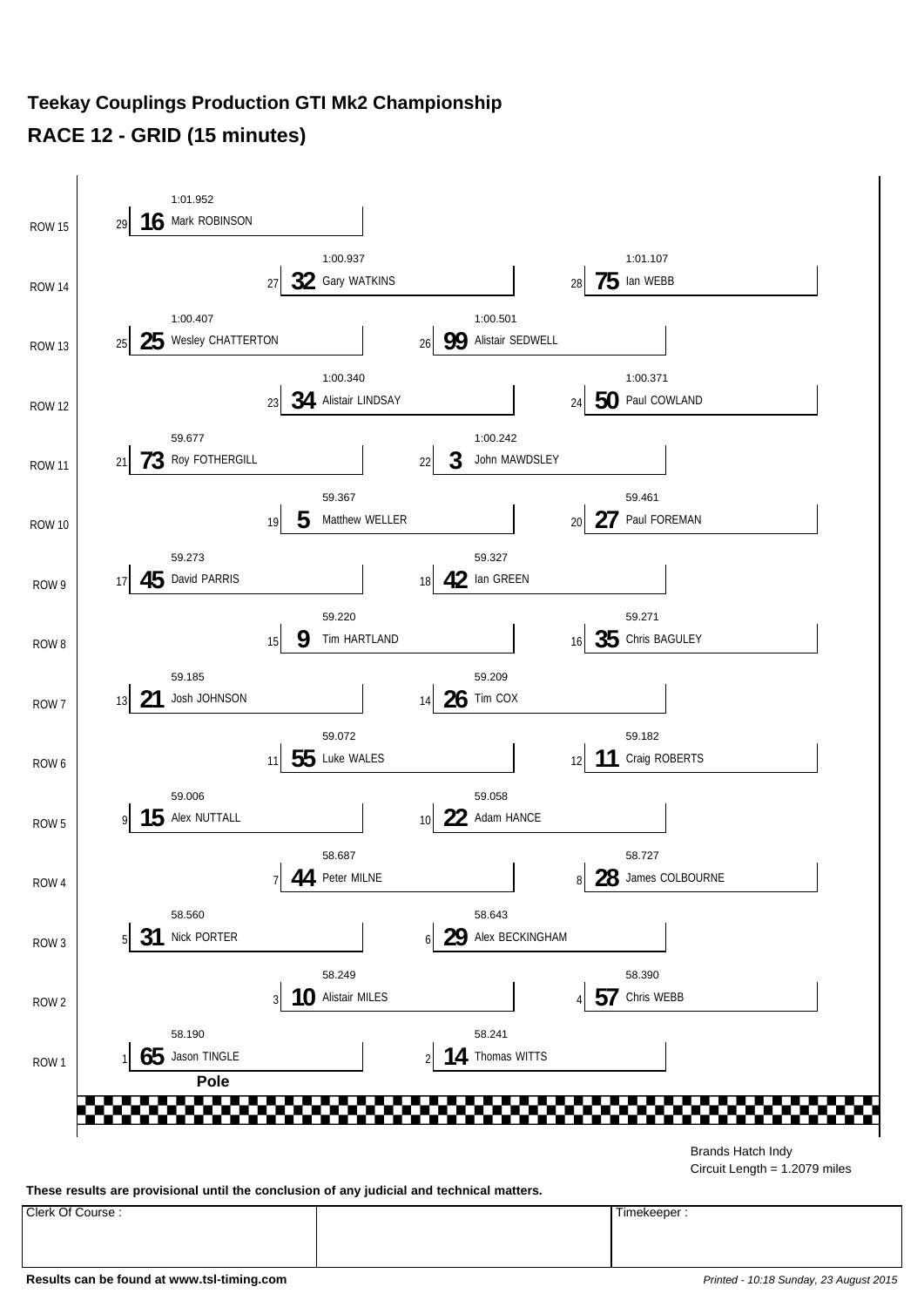# Teekay Couplings Production GTI Mk2 Championship

## RACE 12 - GRID (15 minutes)

| Row | Pos | No. | Driver | Time |
|---|---|---|---|---|
| ROW 15 | 29 | 16 | Mark ROBINSON | 1:01.952 |
| ROW 14 | 27 | 32 | Gary WATKINS | 1:00.937 |
| ROW 14 | 28 | 75 | Ian WEBB | 1:01.107 |
| ROW 13 | 25 | 25 | Wesley CHATTERTON | 1:00.407 |
| ROW 13 | 26 | 99 | Alistair SEDWELL | 1:00.501 |
| ROW 12 | 23 | 34 | Alistair LINDSAY | 1:00.340 |
| ROW 12 | 24 | 50 | Paul COWLAND | 1:00.371 |
| ROW 11 | 21 | 73 | Roy FOTHERGILL | 59.677 |
| ROW 11 | 22 | 3 | John MAWDSLEY | 1:00.242 |
| ROW 10 | 19 | 5 | Matthew WELLER | 59.367 |
| ROW 10 | 20 | 27 | Paul FOREMAN | 59.461 |
| ROW 9 | 17 | 45 | David PARRIS | 59.273 |
| ROW 9 | 18 | 42 | Ian GREEN | 59.327 |
| ROW 8 | 15 | 9 | Tim HARTLAND | 59.220 |
| ROW 8 | 16 | 35 | Chris BAGULEY | 59.271 |
| ROW 7 | 13 | 21 | Josh JOHNSON | 59.185 |
| ROW 7 | 14 | 26 | Tim COX | 59.209 |
| ROW 6 | 11 | 55 | Luke WALES | 59.072 |
| ROW 6 | 12 | 11 | Craig ROBERTS | 59.182 |
| ROW 5 | 9 | 15 | Alex NUTTALL | 59.006 |
| ROW 5 | 10 | 22 | Adam HANCE | 59.058 |
| ROW 4 | 7 | 44 | Peter MILNE | 58.687 |
| ROW 4 | 8 | 28 | James COLBOURNE | 58.727 |
| ROW 3 | 5 | 31 | Nick PORTER | 58.560 |
| ROW 3 | 6 | 29 | Alex BECKINGHAM | 58.643 |
| ROW 2 | 3 | 10 | Alistair MILES | 58.249 |
| ROW 2 | 4 | 57 | Chris WEBB | 58.390 |
| ROW 1 | 1 | 65 | Jason TINGLE | 58.190 |
| ROW 1 | 2 | 14 | Thomas WITTS | 58.241 |

**Pole**

Brands Hatch Indy
Circuit Length = 1.2079 miles

**These results are provisional until the conclusion of any judicial and technical matters.**

| Clerk Of Course : | | Timekeeper : |
|---|---|---|
| | | |

**Results can be found at www.tsl-timing.com**

*Printed - 10:18 Sunday, 23 August 2015*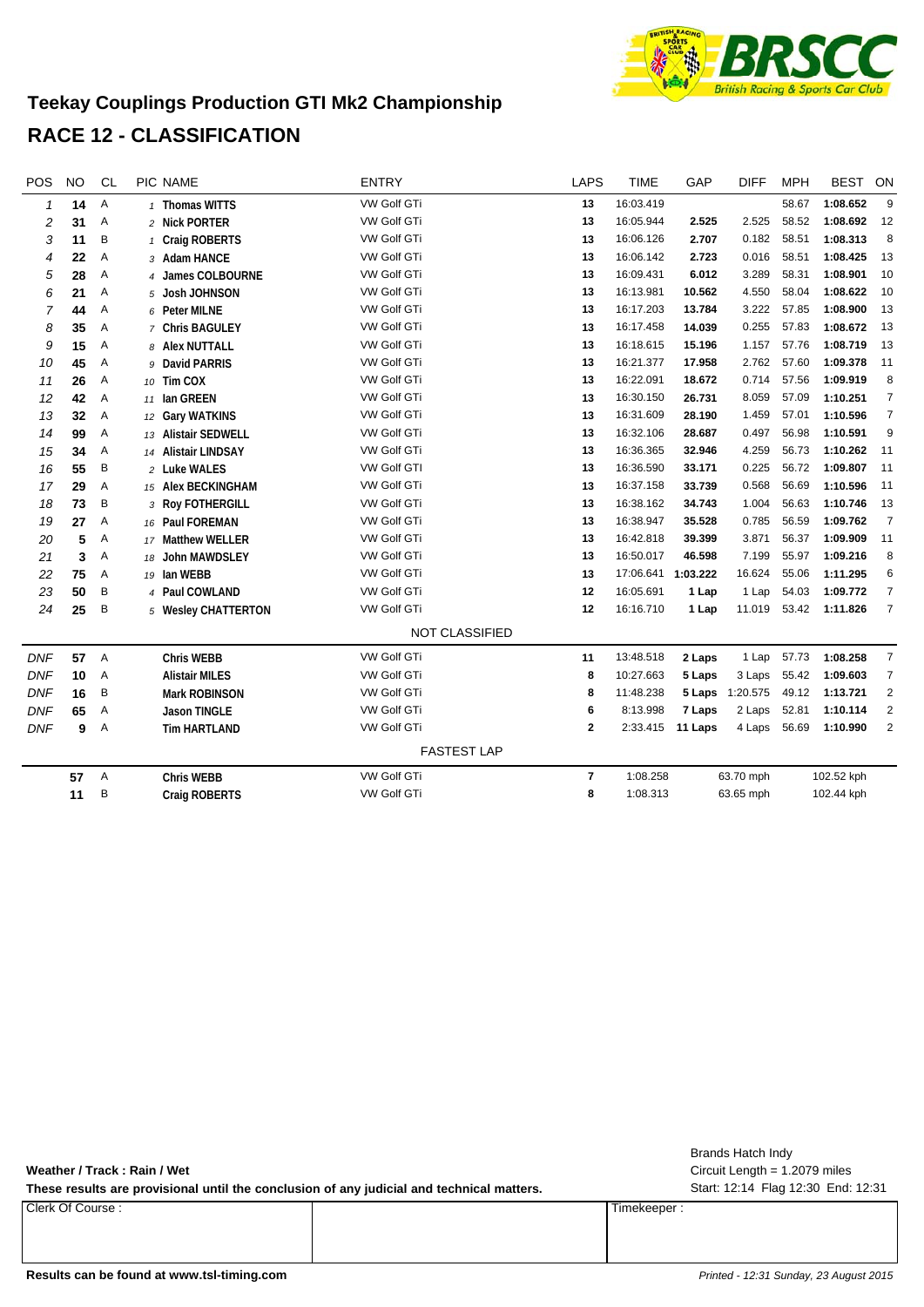# Teekay Couplings Production GTI Mk2 Championship

## RACE 12 - CLASSIFICATION

| POS | NO | CL | PIC | NAME | ENTRY | LAPS | TIME | GAP | DIFF | MPH | BEST | ON |
|---|---|---|---|---|---|---|---|---|---|---|---|---|
| 1 | 14 | A | 1 | Thomas WITTS | VW Golf GTi | 13 | 16:03.419 | | | 58.67 | 1:08.652 | 9 |
| 2 | 31 | A | 2 | Nick PORTER | VW Golf GTi | 13 | 16:05.944 | 2.525 | 2.525 | 58.52 | 1:08.692 | 12 |
| 3 | 11 | B | 1 | Craig ROBERTS | VW Golf GTi | 13 | 16:06.126 | 2.707 | 0.182 | 58.51 | 1:08.313 | 8 |
| 4 | 22 | A | 3 | Adam HANCE | VW Golf GTi | 13 | 16:06.142 | 2.723 | 0.016 | 58.51 | 1:08.425 | 13 |
| 5 | 28 | A | 4 | James COLBOURNE | VW Golf GTi | 13 | 16:09.431 | 6.012 | 3.289 | 58.31 | 1:08.901 | 10 |
| 6 | 21 | A | 5 | Josh JOHNSON | VW Golf GTi | 13 | 16:13.981 | 10.562 | 4.550 | 58.04 | 1:08.622 | 10 |
| 7 | 44 | A | 6 | Peter MILNE | VW Golf GTi | 13 | 16:17.203 | 13.784 | 3.222 | 57.85 | 1:08.900 | 13 |
| 8 | 35 | A | 7 | Chris BAGULEY | VW Golf GTi | 13 | 16:17.458 | 14.039 | 0.255 | 57.83 | 1:08.672 | 13 |
| 9 | 15 | A | 8 | Alex NUTTALL | VW Golf GTi | 13 | 16:18.615 | 15.196 | 1.157 | 57.76 | 1:08.719 | 13 |
| 10 | 45 | A | 9 | David PARRIS | VW Golf GTi | 13 | 16:21.377 | 17.958 | 2.762 | 57.60 | 1:09.378 | 11 |
| 11 | 26 | A | 10 | Tim COX | VW Golf GTi | 13 | 16:22.091 | 18.672 | 0.714 | 57.56 | 1:09.919 | 8 |
| 12 | 42 | A | 11 | Ian GREEN | VW Golf GTi | 13 | 16:30.150 | 26.731 | 8.059 | 57.09 | 1:10.251 | 7 |
| 13 | 32 | A | 12 | Gary WATKINS | VW Golf GTi | 13 | 16:31.609 | 28.190 | 1.459 | 57.01 | 1:10.596 | 7 |
| 14 | 99 | A | 13 | Alistair SEDWELL | VW Golf GTi | 13 | 16:32.106 | 28.687 | 0.497 | 56.98 | 1:10.591 | 9 |
| 15 | 34 | A | 14 | Alistair LINDSAY | VW Golf GTi | 13 | 16:36.365 | 32.946 | 4.259 | 56.73 | 1:10.262 | 11 |
| 16 | 55 | B | 2 | Luke WALES | VW Golf GTI | 13 | 16:36.590 | 33.171 | 0.225 | 56.72 | 1:09.807 | 11 |
| 17 | 29 | A | 15 | Alex BECKINGHAM | VW Golf GTi | 13 | 16:37.158 | 33.739 | 0.568 | 56.69 | 1:10.596 | 11 |
| 18 | 73 | B | 3 | Roy FOTHERGILL | VW Golf GTi | 13 | 16:38.162 | 34.743 | 1.004 | 56.63 | 1:10.746 | 13 |
| 19 | 27 | A | 16 | Paul FOREMAN | VW Golf GTi | 13 | 16:38.947 | 35.528 | 0.785 | 56.59 | 1:09.762 | 7 |
| 20 | 5 | A | 17 | Matthew WELLER | VW Golf GTi | 13 | 16:42.818 | 39.399 | 3.871 | 56.37 | 1:09.909 | 11 |
| 21 | 3 | A | 18 | John MAWDSLEY | VW Golf GTi | 13 | 16:50.017 | 46.598 | 7.199 | 55.97 | 1:09.216 | 8 |
| 22 | 75 | A | 19 | Ian WEBB | VW Golf GTi | 13 | 17:06.641 | 1:03.222 | 16.624 | 55.06 | 1:11.295 | 6 |
| 23 | 50 | B | 4 | Paul COWLAND | VW Golf GTi | 12 | 16:05.691 | 1 Lap | 1 Lap | 54.03 | 1:09.772 | 7 |
| 24 | 25 | B | 5 | Wesley CHATTERTON | VW Golf GTi | 12 | 16:16.710 | 1 Lap | 11.019 | 53.42 | 1:11.826 | 7 |
| | | | | | NOT CLASSIFIED | | | | | | | |
| DNF | 57 | A | | Chris WEBB | VW Golf GTi | 11 | 13:48.518 | 2 Laps | 1 Lap | 57.73 | 1:08.258 | 7 |
| DNF | 10 | A | | Alistair MILES | VW Golf GTi | 8 | 10:27.663 | 5 Laps | 3 Laps | 55.42 | 1:09.603 | 7 |
| DNF | 16 | B | | Mark ROBINSON | VW Golf GTi | 8 | 11:48.238 | 5 Laps | 1:20.575 | 49.12 | 1:13.721 | 2 |
| DNF | 65 | A | | Jason TINGLE | VW Golf GTi | 6 | 8:13.998 | 7 Laps | 2 Laps | 52.81 | 1:10.114 | 2 |
| DNF | 9 | A | | Tim HARTLAND | VW Golf GTi | 2 | 2:33.415 | 11 Laps | 4 Laps | 56.69 | 1:10.990 | 2 |

FASTEST LAP

| NO | CL | NAME | ENTRY | LAP | TIME | MPH | KPH |
|---|---|---|---|---|---|---|---|
| 57 | A | Chris WEBB | VW Golf GTi | 7 | 1:08.258 | 63.70 mph | 102.52 kph |
| 11 | B | Craig ROBERTS | VW Golf GTi | 8 | 1:08.313 | 63.65 mph | 102.44 kph |

**Weather / Track : Rain / Wet**

**These results are provisional until the conclusion of any judicial and technical matters.**

Brands Hatch Indy
Circuit Length = 1.2079 miles
Start: 12:14 Flag 12:30 End: 12:31

| Clerk Of Course : | | Timekeeper : |
|---|---|---|
| | | |

**Results can be found at www.tsl-timing.com**

*Printed - 12:31 Sunday, 23 August 2015*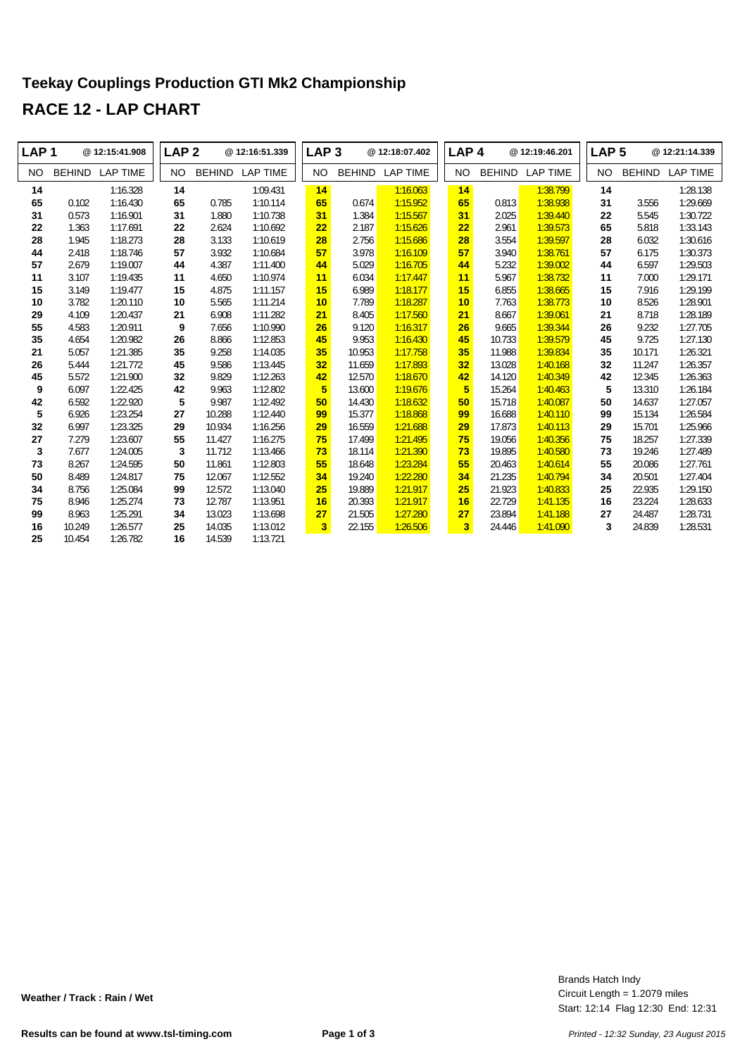# Teekay Couplings Production GTI Mk2 Championship

## RACE 12 - LAP CHART

| LAP 1 | @ 12:15:41.908 | | LAP 2 | @ 12:16:51.339 | | LAP 3 | @ 12:18:07.402 | | LAP 4 | @ 12:19:46.201 | | LAP 5 | @ 12:21:14.339 | |
|---|---|---|---|---|---|---|---|---|---|---|---|---|---|---|
| NO | BEHIND | LAP TIME | NO | BEHIND | LAP TIME | NO | BEHIND | LAP TIME | NO | BEHIND | LAP TIME | NO | BEHIND | LAP TIME |
| 14 | | 1:16.328 | 14 | | 1:09.431 | 14 | | 1:16.063 | 14 | | 1:38.799 | 14 | | 1:28.138 |
| 65 | 0.102 | 1:16.430 | 65 | 0.785 | 1:10.114 | 65 | 0.674 | 1:15.952 | 65 | 0.813 | 1:38.938 | 31 | 3.556 | 1:29.669 |
| 31 | 0.573 | 1:16.901 | 31 | 1.880 | 1:10.738 | 31 | 1.384 | 1:15.567 | 31 | 2.025 | 1:39.440 | 22 | 5.545 | 1:30.722 |
| 22 | 1.363 | 1:17.691 | 22 | 2.624 | 1:10.692 | 22 | 2.187 | 1:15.626 | 22 | 2.961 | 1:39.573 | 65 | 5.818 | 1:33.143 |
| 28 | 1.945 | 1:18.273 | 28 | 3.133 | 1:10.619 | 28 | 2.756 | 1:15.686 | 28 | 3.554 | 1:39.597 | 28 | 6.032 | 1:30.616 |
| 44 | 2.418 | 1:18.746 | 57 | 3.932 | 1:10.684 | 57 | 3.978 | 1:16.109 | 57 | 3.940 | 1:38.761 | 57 | 6.175 | 1:30.373 |
| 57 | 2.679 | 1:19.007 | 44 | 4.387 | 1:11.400 | 44 | 5.029 | 1:16.705 | 44 | 5.232 | 1:39.002 | 44 | 6.597 | 1:29.503 |
| 11 | 3.107 | 1:19.435 | 11 | 4.650 | 1:10.974 | 11 | 6.034 | 1:17.447 | 11 | 5.967 | 1:38.732 | 11 | 7.000 | 1:29.171 |
| 15 | 3.149 | 1:19.477 | 15 | 4.875 | 1:11.157 | 15 | 6.989 | 1:18.177 | 15 | 6.855 | 1:38.665 | 15 | 7.916 | 1:29.199 |
| 10 | 3.782 | 1:20.110 | 10 | 5.565 | 1:11.214 | 10 | 7.789 | 1:18.287 | 10 | 7.763 | 1:38.773 | 10 | 8.526 | 1:28.901 |
| 29 | 4.109 | 1:20.437 | 21 | 6.908 | 1:11.282 | 21 | 8.405 | 1:17.560 | 21 | 8.667 | 1:39.061 | 21 | 8.718 | 1:28.189 |
| 55 | 4.583 | 1:20.911 | 9 | 7.656 | 1:10.990 | 26 | 9.120 | 1:16.317 | 26 | 9.665 | 1:39.344 | 26 | 9.232 | 1:27.705 |
| 35 | 4.654 | 1:20.982 | 26 | 8.866 | 1:12.853 | 45 | 9.953 | 1:16.430 | 45 | 10.733 | 1:39.579 | 45 | 9.725 | 1:27.130 |
| 21 | 5.057 | 1:21.385 | 35 | 9.258 | 1:14.035 | 35 | 10.953 | 1:17.758 | 35 | 11.988 | 1:39.834 | 35 | 10.171 | 1:26.321 |
| 26 | 5.444 | 1:21.772 | 45 | 9.586 | 1:13.445 | 32 | 11.659 | 1:17.893 | 32 | 13.028 | 1:40.168 | 32 | 11.247 | 1:26.357 |
| 45 | 5.572 | 1:21.900 | 32 | 9.829 | 1:12.263 | 42 | 12.570 | 1:18.670 | 42 | 14.120 | 1:40.349 | 42 | 12.345 | 1:26.363 |
| 9 | 6.097 | 1:22.425 | 42 | 9.963 | 1:12.802 | 5 | 13.600 | 1:19.676 | 5 | 15.264 | 1:40.463 | 5 | 13.310 | 1:26.184 |
| 42 | 6.592 | 1:22.920 | 5 | 9.987 | 1:12.492 | 50 | 14.430 | 1:18.632 | 50 | 15.718 | 1:40.087 | 50 | 14.637 | 1:27.057 |
| 5 | 6.926 | 1:23.254 | 27 | 10.288 | 1:12.440 | 99 | 15.377 | 1:18.868 | 99 | 16.688 | 1:40.110 | 99 | 15.134 | 1:26.584 |
| 32 | 6.997 | 1:23.325 | 29 | 10.934 | 1:16.256 | 29 | 16.559 | 1:21.688 | 29 | 17.873 | 1:40.113 | 29 | 15.701 | 1:25.966 |
| 27 | 7.279 | 1:23.607 | 55 | 11.427 | 1:16.275 | 75 | 17.499 | 1:21.495 | 75 | 19.056 | 1:40.356 | 75 | 18.257 | 1:27.339 |
| 3 | 7.677 | 1:24.005 | 3 | 11.712 | 1:13.466 | 73 | 18.114 | 1:21.390 | 73 | 19.895 | 1:40.580 | 73 | 19.246 | 1:27.489 |
| 73 | 8.267 | 1:24.595 | 50 | 11.861 | 1:12.803 | 55 | 18.648 | 1:23.284 | 55 | 20.463 | 1:40.614 | 55 | 20.086 | 1:27.761 |
| 50 | 8.489 | 1:24.817 | 75 | 12.067 | 1:12.552 | 34 | 19.240 | 1:22.280 | 34 | 21.235 | 1:40.794 | 34 | 20.501 | 1:27.404 |
| 34 | 8.756 | 1:25.084 | 99 | 12.572 | 1:13.040 | 25 | 19.889 | 1:21.917 | 25 | 21.923 | 1:40.833 | 25 | 22.935 | 1:29.150 |
| 75 | 8.946 | 1:25.274 | 73 | 12.787 | 1:13.951 | 16 | 20.393 | 1:21.917 | 16 | 22.729 | 1:41.135 | 16 | 23.224 | 1:28.633 |
| 99 | 8.963 | 1:25.291 | 34 | 13.023 | 1:13.698 | 27 | 21.505 | 1:27.280 | 27 | 23.894 | 1:41.188 | 27 | 24.487 | 1:28.731 |
| 16 | 10.249 | 1:26.577 | 25 | 14.035 | 1:13.012 | 3 | 22.155 | 1:26.506 | 3 | 24.446 | 1:41.090 | 3 | 24.839 | 1:28.531 |
| 25 | 10.454 | 1:26.782 | 16 | 14.539 | 1:13.721 | | | | | | | | | |

**Weather / Track : Rain / Wet**

Brands Hatch Indy
Circuit Length = 1.2079 miles
Start: 12:14 Flag 12:30 End: 12:31

**Results can be found at www.tsl-timing.com**

*Printed - 12:32 Sunday, 23 August 2015*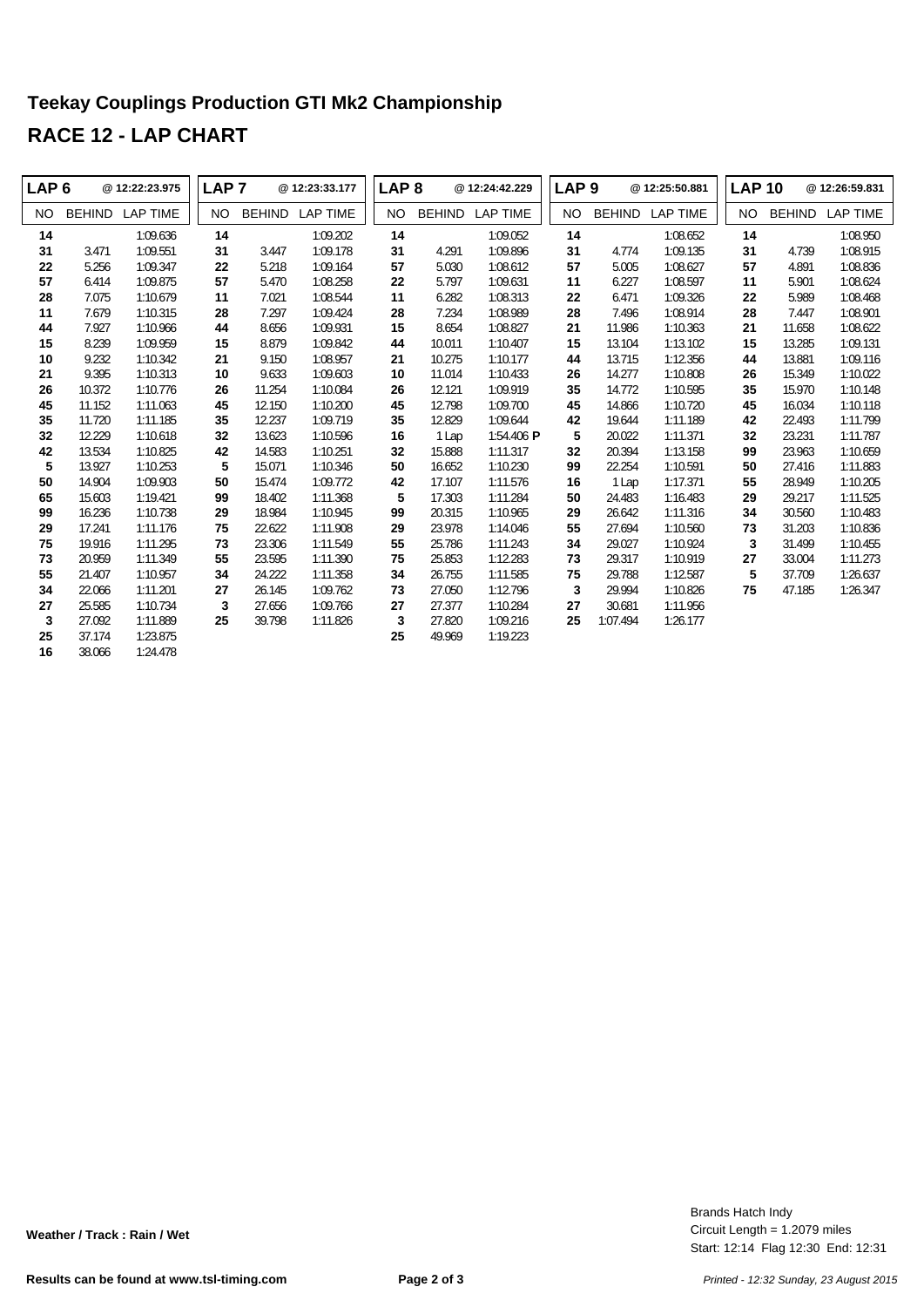# Teekay Couplings Production GTI Mk2 Championship

## RACE 12 - LAP CHART

| LAP 6 | | @ 12:22:23.975 | LAP 7 | | @ 12:23:33.177 | LAP 8 | | @ 12:24:42.229 | LAP 9 | | @ 12:25:50.881 | LAP 10 | | @ 12:26:59.831 |
|---|---|---|---|---|---|---|---|---|---|---|---|---|---|---|
| NO | BEHIND | LAP TIME | NO | BEHIND | LAP TIME | NO | BEHIND | LAP TIME | NO | BEHIND | LAP TIME | NO | BEHIND | LAP TIME |
| **14** | | 1:09.636 | **14** | | 1:09.202 | **14** | | 1:09.052 | **14** | | 1:08.652 | **14** | | 1:08.950 |
| **31** | 3.471 | 1:09.551 | **31** | 3.447 | 1:09.178 | **31** | 4.291 | 1:09.896 | **31** | 4.774 | 1:09.135 | **31** | 4.739 | 1:08.915 |
| **22** | 5.256 | 1:09.347 | **22** | 5.218 | 1:09.164 | **57** | 5.030 | 1:08.612 | **57** | 5.005 | 1:08.627 | **57** | 4.891 | 1:08.836 |
| **57** | 6.414 | 1:09.875 | **57** | 5.470 | 1:08.258 | **22** | 5.797 | 1:09.631 | **11** | 6.227 | 1:08.597 | **11** | 5.901 | 1:08.624 |
| **28** | 7.075 | 1:10.679 | **11** | 7.021 | 1:08.544 | **11** | 6.282 | 1:08.313 | **22** | 6.471 | 1:09.326 | **22** | 5.989 | 1:08.468 |
| **11** | 7.679 | 1:10.315 | **28** | 7.297 | 1:09.424 | **28** | 7.234 | 1:08.989 | **28** | 7.496 | 1:08.914 | **28** | 7.447 | 1:08.901 |
| **44** | 7.927 | 1:10.966 | **44** | 8.656 | 1:09.931 | **15** | 8.654 | 1:08.827 | **21** | 11.986 | 1:10.363 | **21** | 11.658 | 1:08.622 |
| **15** | 8.239 | 1:09.959 | **15** | 8.879 | 1:09.842 | **44** | 10.011 | 1:10.407 | **15** | 13.104 | 1:13.102 | **15** | 13.285 | 1:09.131 |
| **10** | 9.232 | 1:10.342 | **21** | 9.150 | 1:08.957 | **21** | 10.275 | 1:10.177 | **44** | 13.715 | 1:12.356 | **44** | 13.881 | 1:09.116 |
| **21** | 9.395 | 1:10.313 | **10** | 9.633 | 1:09.603 | **10** | 11.014 | 1:10.433 | **26** | 14.277 | 1:10.808 | **26** | 15.349 | 1:10.022 |
| **26** | 10.372 | 1:10.776 | **26** | 11.254 | 1:10.084 | **26** | 12.121 | 1:09.919 | **35** | 14.772 | 1:10.595 | **35** | 15.970 | 1:10.148 |
| **45** | 11.152 | 1:11.063 | **45** | 12.150 | 1:10.200 | **45** | 12.798 | 1:09.700 | **45** | 14.866 | 1:10.720 | **45** | 16.034 | 1:10.118 |
| **35** | 11.720 | 1:11.185 | **35** | 12.237 | 1:09.719 | **35** | 12.829 | 1:09.644 | **42** | 19.644 | 1:11.189 | **42** | 22.493 | 1:11.799 |
| **32** | 12.229 | 1:10.618 | **32** | 13.623 | 1:10.596 | **16** | 1 Lap | 1:54.406 **P** | **5** | 20.022 | 1:11.371 | **32** | 23.231 | 1:11.787 |
| **42** | 13.534 | 1:10.825 | **42** | 14.583 | 1:10.251 | **32** | 15.888 | 1:11.317 | **32** | 20.394 | 1:13.158 | **99** | 23.963 | 1:10.659 |
| **5** | 13.927 | 1:10.253 | **5** | 15.071 | 1:10.346 | **50** | 16.652 | 1:10.230 | **99** | 22.254 | 1:10.591 | **50** | 27.416 | 1:11.883 |
| **50** | 14.904 | 1:09.903 | **50** | 15.474 | 1:09.772 | **42** | 17.107 | 1:11.576 | **16** | 1 Lap | 1:17.371 | **55** | 28.949 | 1:10.205 |
| **65** | 15.603 | 1:19.421 | **99** | 18.402 | 1:11.368 | **5** | 17.303 | 1:11.284 | **50** | 24.483 | 1:16.483 | **29** | 29.217 | 1:11.525 |
| **99** | 16.236 | 1:10.738 | **29** | 18.984 | 1:10.945 | **99** | 20.315 | 1:10.965 | **29** | 26.642 | 1:11.316 | **34** | 30.560 | 1:10.483 |
| **29** | 17.241 | 1:11.176 | **75** | 22.622 | 1:11.908 | **29** | 23.978 | 1:14.046 | **55** | 27.694 | 1:10.560 | **73** | 31.203 | 1:10.836 |
| **75** | 19.916 | 1:11.295 | **73** | 23.306 | 1:11.549 | **55** | 25.786 | 1:11.243 | **34** | 29.027 | 1:10.924 | **3** | 31.499 | 1:10.455 |
| **73** | 20.959 | 1:11.349 | **55** | 23.595 | 1:11.390 | **75** | 25.853 | 1:12.283 | **73** | 29.317 | 1:10.919 | **27** | 33.004 | 1:11.273 |
| **55** | 21.407 | 1:10.957 | **34** | 24.222 | 1:11.358 | **34** | 26.755 | 1:11.585 | **75** | 29.788 | 1:12.587 | **5** | 37.709 | 1:26.637 |
| **34** | 22.066 | 1:11.201 | **27** | 26.145 | 1:09.762 | **73** | 27.050 | 1:12.796 | **3** | 29.994 | 1:10.826 | **75** | 47.185 | 1:26.347 |
| **27** | 25.585 | 1:10.734 | **3** | 27.656 | 1:09.766 | **27** | 27.377 | 1:10.284 | **27** | 30.681 | 1:11.956 | | | |
| **3** | 27.092 | 1:11.889 | **25** | 39.798 | 1:11.826 | **3** | 27.820 | 1:09.216 | **25** | 1:07.494 | 1:26.177 | | | |
| **25** | 37.174 | 1:23.875 | | | | **25** | 49.969 | 1:19.223 | | | | | | |
| **16** | 38.066 | 1:24.478 | | | | | | | | | | | | |

**Weather / Track : Rain / Wet**

Brands Hatch Indy
Circuit Length = 1.2079 miles
Start: 12:14 Flag 12:30 End: 12:31

**Results can be found at www.tsl-timing.com**

*Printed - 12:32 Sunday, 23 August 2015*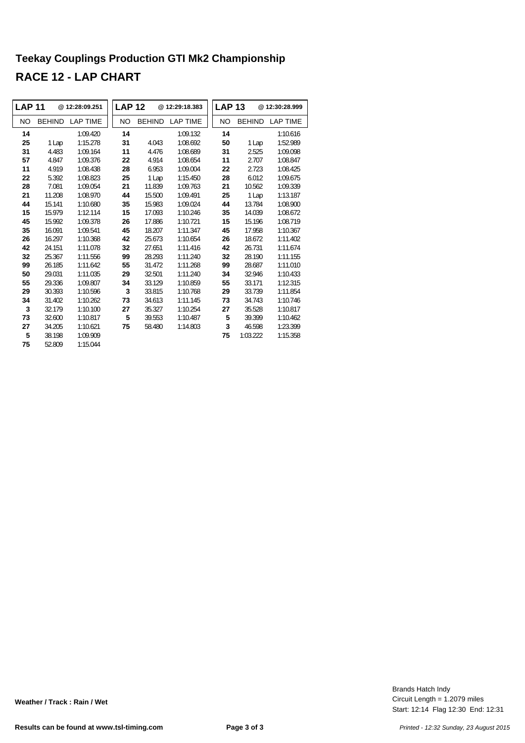# Teekay Couplings Production GTI Mk2 Championship

## RACE 12 - LAP CHART

| LAP 11 | | @ 12:28:09.251 | LAP 12 | | @ 12:29:18.383 | LAP 13 | | @ 12:30:28.999 |
|---|---|---|---|---|---|---|---|---|
| NO | BEHIND | LAP TIME | NO | BEHIND | LAP TIME | NO | BEHIND | LAP TIME |
| 14 | | 1:09.420 | 14 | | 1:09.132 | 14 | | 1:10.616 |
| 25 | 1 Lap | 1:15.278 | 31 | 4.043 | 1:08.692 | 50 | 1 Lap | 1:52.989 |
| 31 | 4.483 | 1:09.164 | 11 | 4.476 | 1:08.689 | 31 | 2.525 | 1:09.098 |
| 57 | 4.847 | 1:09.376 | 22 | 4.914 | 1:08.654 | 11 | 2.707 | 1:08.847 |
| 11 | 4.919 | 1:08.438 | 28 | 6.953 | 1:09.004 | 22 | 2.723 | 1:08.425 |
| 22 | 5.392 | 1:08.823 | 25 | 1 Lap | 1:15.450 | 28 | 6.012 | 1:09.675 |
| 28 | 7.081 | 1:09.054 | 21 | 11.839 | 1:09.763 | 21 | 10.562 | 1:09.339 |
| 21 | 11.208 | 1:08.970 | 44 | 15.500 | 1:09.491 | 25 | 1 Lap | 1:13.187 |
| 44 | 15.141 | 1:10.680 | 35 | 15.983 | 1:09.024 | 44 | 13.784 | 1:08.900 |
| 15 | 15.979 | 1:12.114 | 15 | 17.093 | 1:10.246 | 35 | 14.039 | 1:08.672 |
| 45 | 15.992 | 1:09.378 | 26 | 17.886 | 1:10.721 | 15 | 15.196 | 1:08.719 |
| 35 | 16.091 | 1:09.541 | 45 | 18.207 | 1:11.347 | 45 | 17.958 | 1:10.367 |
| 26 | 16.297 | 1:10.368 | 42 | 25.673 | 1:10.654 | 26 | 18.672 | 1:11.402 |
| 42 | 24.151 | 1:11.078 | 32 | 27.651 | 1:11.416 | 42 | 26.731 | 1:11.674 |
| 32 | 25.367 | 1:11.556 | 99 | 28.293 | 1:11.240 | 32 | 28.190 | 1:11.155 |
| 99 | 26.185 | 1:11.642 | 55 | 31.472 | 1:11.268 | 99 | 28.687 | 1:11.010 |
| 50 | 29.031 | 1:11.035 | 29 | 32.501 | 1:11.240 | 34 | 32.946 | 1:10.433 |
| 55 | 29.336 | 1:09.807 | 34 | 33.129 | 1:10.859 | 55 | 33.171 | 1:12.315 |
| 29 | 30.393 | 1:10.596 | 3 | 33.815 | 1:10.768 | 29 | 33.739 | 1:11.854 |
| 34 | 31.402 | 1:10.262 | 73 | 34.613 | 1:11.145 | 73 | 34.743 | 1:10.746 |
| 3 | 32.179 | 1:10.100 | 27 | 35.327 | 1:10.254 | 27 | 35.528 | 1:10.817 |
| 73 | 32.600 | 1:10.817 | 5 | 39.553 | 1:10.487 | 5 | 39.399 | 1:10.462 |
| 27 | 34.205 | 1:10.621 | 75 | 58.480 | 1:14.803 | 3 | 46.598 | 1:23.399 |
| 5 | 38.198 | 1:09.909 | | | | 75 | 1:03.222 | 1:15.358 |
| 75 | 52.809 | 1:15.044 | | | | | | |

**Weather / Track : Rain / Wet**

Brands Hatch Indy
Circuit Length = 1.2079 miles
Start: 12:14 Flag 12:30 End: 12:31

**Results can be found at www.tsl-timing.com**

*Printed - 12:32 Sunday, 23 August 2015*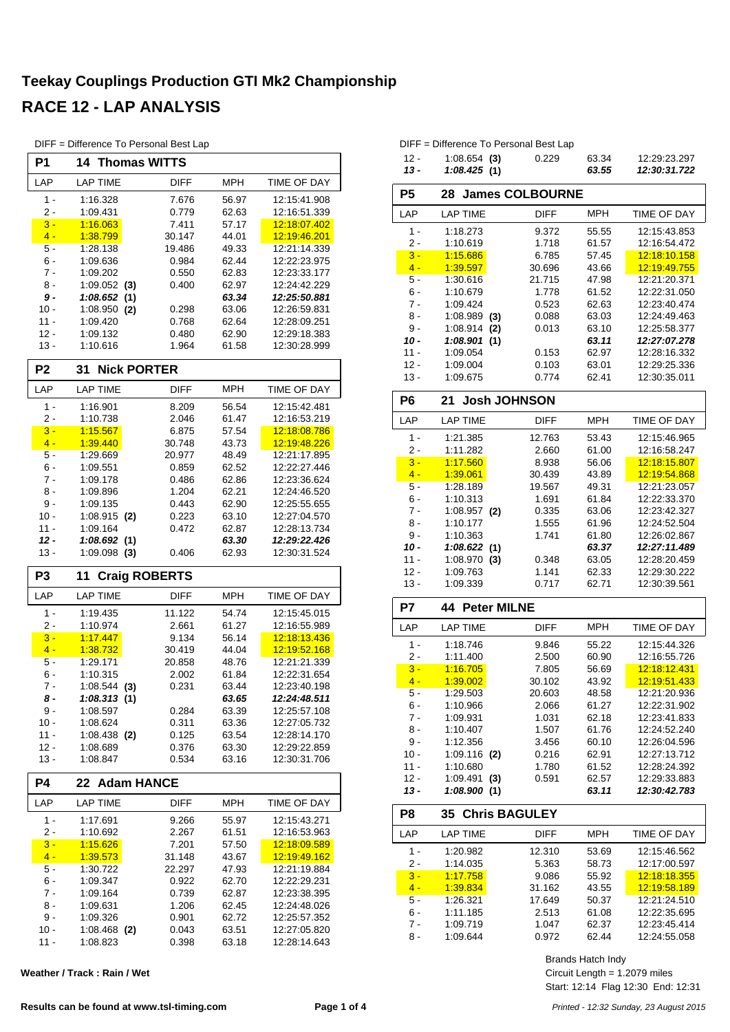# Teekay Couplings Production GTI Mk2 Championship

## RACE 12 - LAP ANALYSIS

DIFF = Difference To Personal Best Lap

### P1 14 Thomas WITTS

| LAP | LAP TIME | DIFF | MPH | TIME OF DAY |
|---|---|---|---|---|
| 1 - | 1:16.328 | 7.676 | 56.97 | 12:15:41.908 |
| 2 - | 1:09.431 | 0.779 | 62.63 | 12:16:51.339 |
| 3 - | 1:16.063 | 7.411 | 57.17 | 12:18:07.402 |
| 4 - | 1:38.799 | 30.147 | 44.01 | 12:19:46.201 |
| 5 - | 1:28.138 | 19.486 | 49.33 | 12:21:14.339 |
| 6 - | 1:09.636 | 0.984 | 62.44 | 12:22:23.975 |
| 7 - | 1:09.202 | 0.550 | 62.83 | 12:23:33.177 |
| 8 - | 1:09.052 (3) | 0.400 | 62.97 | 12:24:42.229 |
| ***9 -*** | ***1:08.652 (1)*** | | ***63.34*** | ***12:25:50.881*** |
| 10 - | 1:08.950 (2) | 0.298 | 63.06 | 12:26:59.831 |
| 11 - | 1:09.420 | 0.768 | 62.64 | 12:28:09.251 |
| 12 - | 1:09.132 | 0.480 | 62.90 | 12:29:18.383 |
| 13 - | 1:10.616 | 1.964 | 61.58 | 12:30:28.999 |

### P2 31 Nick PORTER

| LAP | LAP TIME | DIFF | MPH | TIME OF DAY |
|---|---|---|---|---|
| 1 - | 1:16.901 | 8.209 | 56.54 | 12:15:42.481 |
| 2 - | 1:10.738 | 2.046 | 61.47 | 12:16:53.219 |
| 3 - | 1:15.567 | 6.875 | 57.54 | 12:18:08.786 |
| 4 - | 1:39.440 | 30.748 | 43.73 | 12:19:48.226 |
| 5 - | 1:29.669 | 20.977 | 48.49 | 12:21:17.895 |
| 6 - | 1:09.551 | 0.859 | 62.52 | 12:22:27.446 |
| 7 - | 1:09.178 | 0.486 | 62.86 | 12:23:36.624 |
| 8 - | 1:09.896 | 1.204 | 62.21 | 12:24:46.520 |
| 9 - | 1:09.135 | 0.443 | 62.90 | 12:25:55.655 |
| 10 - | 1:08.915 (2) | 0.223 | 63.10 | 12:27:04.570 |
| 11 - | 1:09.164 | 0.472 | 62.87 | 12:28:13.734 |
| ***12 -*** | ***1:08.692 (1)*** | | ***63.30*** | ***12:29:22.426*** |
| 13 - | 1:09.098 (3) | 0.406 | 62.93 | 12:30:31.524 |

### P3 11 Craig ROBERTS

| LAP | LAP TIME | DIFF | MPH | TIME OF DAY |
|---|---|---|---|---|
| 1 - | 1:19.435 | 11.122 | 54.74 | 12:15:45.015 |
| 2 - | 1:10.974 | 2.661 | 61.27 | 12:16:55.989 |
| 3 - | 1:17.447 | 9.134 | 56.14 | 12:18:13.436 |
| 4 - | 1:38.732 | 30.419 | 44.04 | 12:19:52.168 |
| 5 - | 1:29.171 | 20.858 | 48.76 | 12:21:21.339 |
| 6 - | 1:10.315 | 2.002 | 61.84 | 12:22:31.654 |
| 7 - | 1:08.544 (3) | 0.231 | 63.44 | 12:23:40.198 |
| ***8 -*** | ***1:08.313 (1)*** | | ***63.65*** | ***12:24:48.511*** |
| 9 - | 1:08.597 | 0.284 | 63.39 | 12:25:57.108 |
| 10 - | 1:08.624 | 0.311 | 63.36 | 12:27:05.732 |
| 11 - | 1:08.438 (2) | 0.125 | 63.54 | 12:28:14.170 |
| 12 - | 1:08.689 | 0.376 | 63.30 | 12:29:22.859 |
| 13 - | 1:08.847 | 0.534 | 63.16 | 12:30:31.706 |

### P4 22 Adam HANCE

| LAP | LAP TIME | DIFF | MPH | TIME OF DAY |
|---|---|---|---|---|
| 1 - | 1:17.691 | 9.266 | 55.97 | 12:15:43.271 |
| 2 - | 1:10.692 | 2.267 | 61.51 | 12:16:53.963 |
| 3 - | 1:15.626 | 7.201 | 57.50 | 12:18:09.589 |
| 4 - | 1:39.573 | 31.148 | 43.67 | 12:19:49.162 |
| 5 - | 1:30.722 | 22.297 | 47.93 | 12:21:19.884 |
| 6 - | 1:09.347 | 0.922 | 62.70 | 12:22:29.231 |
| 7 - | 1:09.164 | 0.739 | 62.87 | 12:23:38.395 |
| 8 - | 1:09.631 | 1.206 | 62.45 | 12:24:48.026 |
| 9 - | 1:09.326 | 0.901 | 62.72 | 12:25:57.352 |
| 10 - | 1:08.468 (2) | 0.043 | 63.51 | 12:27:05.820 |
| 11 - | 1:08.823 | 0.398 | 63.18 | 12:28:14.643 |
| 12 - | 1:08.654 (3) | 0.229 | 63.34 | 12:29:23.297 |
| ***13 -*** | ***1:08.425 (1)*** | | ***63.55*** | ***12:30:31.722*** |

### P5 28 James COLBOURNE

| LAP | LAP TIME | DIFF | MPH | TIME OF DAY |
|---|---|---|---|---|
| 1 - | 1:18.273 | 9.372 | 55.55 | 12:15:43.853 |
| 2 - | 1:10.619 | 1.718 | 61.57 | 12:16:54.472 |
| 3 - | 1:15.686 | 6.785 | 57.45 | 12:18:10.158 |
| 4 - | 1:39.597 | 30.696 | 43.66 | 12:19:49.755 |
| 5 - | 1:30.616 | 21.715 | 47.98 | 12:21:20.371 |
| 6 - | 1:10.679 | 1.778 | 61.52 | 12:22:31.050 |
| 7 - | 1:09.424 | 0.523 | 62.63 | 12:23:40.474 |
| 8 - | 1:08.989 (3) | 0.088 | 63.03 | 12:24:49.463 |
| 9 - | 1:08.914 (2) | 0.013 | 63.10 | 12:25:58.377 |
| ***10 -*** | ***1:08.901 (1)*** | | ***63.11*** | ***12:27:07.278*** |
| 11 - | 1:09.054 | 0.153 | 62.97 | 12:28:16.332 |
| 12 - | 1:09.004 | 0.103 | 63.01 | 12:29:25.336 |
| 13 - | 1:09.675 | 0.774 | 62.41 | 12:30:35.011 |

### P6 21 Josh JOHNSON

| LAP | LAP TIME | DIFF | MPH | TIME OF DAY |
|---|---|---|---|---|
| 1 - | 1:21.385 | 12.763 | 53.43 | 12:15:46.965 |
| 2 - | 1:11.282 | 2.660 | 61.00 | 12:16:58.247 |
| 3 - | 1:17.560 | 8.938 | 56.06 | 12:18:15.807 |
| 4 - | 1:39.061 | 30.439 | 43.89 | 12:19:54.868 |
| 5 - | 1:28.189 | 19.567 | 49.31 | 12:21:23.057 |
| 6 - | 1:10.313 | 1.691 | 61.84 | 12:22:33.370 |
| 7 - | 1:08.957 (2) | 0.335 | 63.06 | 12:23:42.327 |
| 8 - | 1:10.177 | 1.555 | 61.96 | 12:24:52.504 |
| 9 - | 1:10.363 | 1.741 | 61.80 | 12:26:02.867 |
| ***10 -*** | ***1:08.622 (1)*** | | ***63.37*** | ***12:27:11.489*** |
| 11 - | 1:08.970 (3) | 0.348 | 63.05 | 12:28:20.459 |
| 12 - | 1:09.763 | 1.141 | 62.33 | 12:29:30.222 |
| 13 - | 1:09.339 | 0.717 | 62.71 | 12:30:39.561 |

### P7 44 Peter MILNE

| LAP | LAP TIME | DIFF | MPH | TIME OF DAY |
|---|---|---|---|---|
| 1 - | 1:18.746 | 9.846 | 55.22 | 12:15:44.326 |
| 2 - | 1:11.400 | 2.500 | 60.90 | 12:16:55.726 |
| 3 - | 1:16.705 | 7.805 | 56.69 | 12:18:12.431 |
| 4 - | 1:39.002 | 30.102 | 43.92 | 12:19:51.433 |
| 5 - | 1:29.503 | 20.603 | 48.58 | 12:21:20.936 |
| 6 - | 1:10.966 | 2.066 | 61.27 | 12:22:31.902 |
| 7 - | 1:09.931 | 1.031 | 62.18 | 12:23:41.833 |
| 8 - | 1:10.407 | 1.507 | 61.76 | 12:24:52.240 |
| 9 - | 1:12.356 | 3.456 | 60.10 | 12:26:04.596 |
| 10 - | 1:09.116 (2) | 0.216 | 62.91 | 12:27:13.712 |
| 11 - | 1:10.680 | 1.780 | 61.52 | 12:28:24.392 |
| 12 - | 1:09.491 (3) | 0.591 | 62.57 | 12:29:33.883 |
| ***13 -*** | ***1:08.900 (1)*** | | ***63.11*** | ***12:30:42.783*** |

### P8 35 Chris BAGULEY

| LAP | LAP TIME | DIFF | MPH | TIME OF DAY |
|---|---|---|---|---|
| 1 - | 1:20.982 | 12.310 | 53.69 | 12:15:46.562 |
| 2 - | 1:14.035 | 5.363 | 58.73 | 12:17:00.597 |
| 3 - | 1:17.758 | 9.086 | 55.92 | 12:18:18.355 |
| 4 - | 1:39.834 | 31.162 | 43.55 | 12:19:58.189 |
| 5 - | 1:26.321 | 17.649 | 50.37 | 12:21:24.510 |
| 6 - | 1:11.185 | 2.513 | 61.08 | 12:22:35.695 |
| 7 - | 1:09.719 | 1.047 | 62.37 | 12:23:45.414 |
| 8 - | 1:09.644 | 0.972 | 62.44 | 12:24:55.058 |

**Weather / Track : Rain / Wet**

Brands Hatch Indy
Circuit Length = 1.2079 miles
Start: 12:14 Flag 12:30 End: 12:31

**Results can be found at www.tsl-timing.com**

*Printed - 12:32 Sunday, 23 August 2015*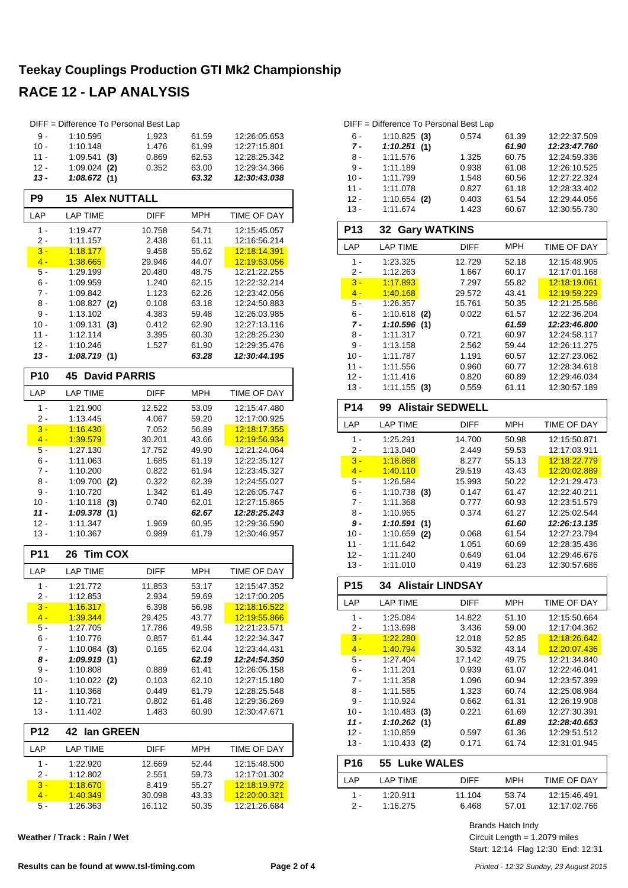# Teekay Couplings Production GTI Mk2 Championship

## RACE 12 - LAP ANALYSIS

DIFF = Difference To Personal Best Lap

| LAP | LAP TIME | DIFF | MPH | TIME OF DAY |
|---|---|---|---|---|
| 9 - | 1:10.595 | 1.923 | 61.59 | 12:26:05.653 |
| 10 - | 1:10.148 | 1.476 | 61.99 | 12:27:15.801 |
| 11 - | 1:09.541 **(3)** | 0.869 | 62.53 | 12:28:25.342 |
| 12 - | 1:09.024 **(2)** | 0.352 | 63.00 | 12:29:34.366 |
| ***13 -*** | ***1:08.672 (1)*** | | ***63.32*** | ***12:30:43.038*** |

### P9 15 Alex NUTTALL

| LAP | LAP TIME | DIFF | MPH | TIME OF DAY |
|---|---|---|---|---|
| 1 - | 1:19.477 | 10.758 | 54.71 | 12:15:45.057 |
| 2 - | 1:11.157 | 2.438 | 61.11 | 12:16:56.214 |
| 3 - | 1:18.177 | 9.458 | 55.62 | 12:18:14.391 |
| 4 - | 1:38.665 | 29.946 | 44.07 | 12:19:53.056 |
| 5 - | 1:29.199 | 20.480 | 48.75 | 12:21:22.255 |
| 6 - | 1:09.959 | 1.240 | 62.15 | 12:22:32.214 |
| 7 - | 1:09.842 | 1.123 | 62.26 | 12:23:42.056 |
| 8 - | 1:08.827 **(2)** | 0.108 | 63.18 | 12:24:50.883 |
| 9 - | 1:13.102 | 4.383 | 59.48 | 12:26:03.985 |
| 10 - | 1:09.131 **(3)** | 0.412 | 62.90 | 12:27:13.116 |
| 11 - | 1:12.114 | 3.395 | 60.30 | 12:28:25.230 |
| 12 - | 1:10.246 | 1.527 | 61.90 | 12:29:35.476 |
| ***13 -*** | ***1:08.719 (1)*** | | ***63.28*** | ***12:30:44.195*** |

### P10 45 David PARRIS

| LAP | LAP TIME | DIFF | MPH | TIME OF DAY |
|---|---|---|---|---|
| 1 - | 1:21.900 | 12.522 | 53.09 | 12:15:47.480 |
| 2 - | 1:13.445 | 4.067 | 59.20 | 12:17:00.925 |
| 3 - | 1:16.430 | 7.052 | 56.89 | 12:18:17.355 |
| 4 - | 1:39.579 | 30.201 | 43.66 | 12:19:56.934 |
| 5 - | 1:27.130 | 17.752 | 49.90 | 12:21:24.064 |
| 6 - | 1:11.063 | 1.685 | 61.19 | 12:22:35.127 |
| 7 - | 1:10.200 | 0.822 | 61.94 | 12:23:45.327 |
| 8 - | 1:09.700 **(2)** | 0.322 | 62.39 | 12:24:55.027 |
| 9 - | 1:10.720 | 1.342 | 61.49 | 12:26:05.747 |
| 10 - | 1:10.118 **(3)** | 0.740 | 62.01 | 12:27:15.865 |
| ***11 -*** | ***1:09.378 (1)*** | | ***62.67*** | ***12:28:25.243*** |
| 12 - | 1:11.347 | 1.969 | 60.95 | 12:29:36.590 |
| 13 - | 1:10.367 | 0.989 | 61.79 | 12:30:46.957 |

### P11 26 Tim COX

| LAP | LAP TIME | DIFF | MPH | TIME OF DAY |
|---|---|---|---|---|
| 1 - | 1:21.772 | 11.853 | 53.17 | 12:15:47.352 |
| 2 - | 1:12.853 | 2.934 | 59.69 | 12:17:00.205 |
| 3 - | 1:16.317 | 6.398 | 56.98 | 12:18:16.522 |
| 4 - | 1:39.344 | 29.425 | 43.77 | 12:19:55.866 |
| 5 - | 1:27.705 | 17.786 | 49.58 | 12:21:23.571 |
| 6 - | 1:10.776 | 0.857 | 61.44 | 12:22:34.347 |
| 7 - | 1:10.084 **(3)** | 0.165 | 62.04 | 12:23:44.431 |
| ***8 -*** | ***1:09.919 (1)*** | | ***62.19*** | ***12:24:54.350*** |
| 9 - | 1:10.808 | 0.889 | 61.41 | 12:26:05.158 |
| 10 - | 1:10.022 **(2)** | 0.103 | 62.10 | 12:27:15.180 |
| 11 - | 1:10.368 | 0.449 | 61.79 | 12:28:25.548 |
| 12 - | 1:10.721 | 0.802 | 61.48 | 12:29:36.269 |
| 13 - | 1:11.402 | 1.483 | 60.90 | 12:30:47.671 |

### P12 42 Ian GREEN

| LAP | LAP TIME | DIFF | MPH | TIME OF DAY |
|---|---|---|---|---|
| 1 - | 1:22.920 | 12.669 | 52.44 | 12:15:48.500 |
| 2 - | 1:12.802 | 2.551 | 59.73 | 12:17:01.302 |
| 3 - | 1:18.670 | 8.419 | 55.27 | 12:18:19.972 |
| 4 - | 1:40.349 | 30.098 | 43.33 | 12:20:00.321 |
| 5 - | 1:26.363 | 16.112 | 50.35 | 12:21:26.684 |
| 6 - | 1:10.825 **(3)** | 0.574 | 61.39 | 12:22:37.509 |
| ***7 -*** | ***1:10.251 (1)*** | | ***61.90*** | ***12:23:47.760*** |
| 8 - | 1:11.576 | 1.325 | 60.75 | 12:24:59.336 |
| 9 - | 1:11.189 | 0.938 | 61.08 | 12:26:10.525 |
| 10 - | 1:11.799 | 1.548 | 60.56 | 12:27:22.324 |
| 11 - | 1:11.078 | 0.827 | 61.18 | 12:28:33.402 |
| 12 - | 1:10.654 **(2)** | 0.403 | 61.54 | 12:29:44.056 |
| 13 - | 1:11.674 | 1.423 | 60.67 | 12:30:55.730 |

### P13 32 Gary WATKINS

| LAP | LAP TIME | DIFF | MPH | TIME OF DAY |
|---|---|---|---|---|
| 1 - | 1:23.325 | 12.729 | 52.18 | 12:15:48.905 |
| 2 - | 1:12.263 | 1.667 | 60.17 | 12:17:01.168 |
| 3 - | 1:17.893 | 7.297 | 55.82 | 12:18:19.061 |
| 4 - | 1:40.168 | 29.572 | 43.41 | 12:19:59.229 |
| 5 - | 1:26.357 | 15.761 | 50.35 | 12:21:25.586 |
| 6 - | 1:10.618 **(2)** | 0.022 | 61.57 | 12:22:36.204 |
| ***7 -*** | ***1:10.596 (1)*** | | ***61.59*** | ***12:23:46.800*** |
| 8 - | 1:11.317 | 0.721 | 60.97 | 12:24:58.117 |
| 9 - | 1:13.158 | 2.562 | 59.44 | 12:26:11.275 |
| 10 - | 1:11.787 | 1.191 | 60.57 | 12:27:23.062 |
| 11 - | 1:11.556 | 0.960 | 60.77 | 12:28:34.618 |
| 12 - | 1:11.416 | 0.820 | 60.89 | 12:29:46.034 |
| 13 - | 1:11.155 **(3)** | 0.559 | 61.11 | 12:30:57.189 |

### P14 99 Alistair SEDWELL

| LAP | LAP TIME | DIFF | MPH | TIME OF DAY |
|---|---|---|---|---|
| 1 - | 1:25.291 | 14.700 | 50.98 | 12:15:50.871 |
| 2 - | 1:13.040 | 2.449 | 59.53 | 12:17:03.911 |
| 3 - | 1:18.868 | 8.277 | 55.13 | 12:18:22.779 |
| 4 - | 1:40.110 | 29.519 | 43.43 | 12:20:02.889 |
| 5 - | 1:26.584 | 15.993 | 50.22 | 12:21:29.473 |
| 6 - | 1:10.738 **(3)** | 0.147 | 61.47 | 12:22:40.211 |
| 7 - | 1:11.368 | 0.777 | 60.93 | 12:23:51.579 |
| 8 - | 1:10.965 | 0.374 | 61.27 | 12:25:02.544 |
| ***9 -*** | ***1:10.591 (1)*** | | ***61.60*** | ***12:26:13.135*** |
| 10 - | 1:10.659 **(2)** | 0.068 | 61.54 | 12:27:23.794 |
| 11 - | 1:11.642 | 1.051 | 60.69 | 12:28:35.436 |
| 12 - | 1:11.240 | 0.649 | 61.04 | 12:29:46.676 |
| 13 - | 1:11.010 | 0.419 | 61.23 | 12:30:57.686 |

### P15 34 Alistair LINDSAY

| LAP | LAP TIME | DIFF | MPH | TIME OF DAY |
|---|---|---|---|---|
| 1 - | 1:25.084 | 14.822 | 51.10 | 12:15:50.664 |
| 2 - | 1:13.698 | 3.436 | 59.00 | 12:17:04.362 |
| 3 - | 1:22.280 | 12.018 | 52.85 | 12:18:26.642 |
| 4 - | 1:40.794 | 30.532 | 43.14 | 12:20:07.436 |
| 5 - | 1:27.404 | 17.142 | 49.75 | 12:21:34.840 |
| 6 - | 1:11.201 | 0.939 | 61.07 | 12:22:46.041 |
| 7 - | 1:11.358 | 1.096 | 60.94 | 12:23:57.399 |
| 8 - | 1:11.585 | 1.323 | 60.74 | 12:25:08.984 |
| 9 - | 1:10.924 | 0.662 | 61.31 | 12:26:19.908 |
| 10 - | 1:10.483 **(3)** | 0.221 | 61.69 | 12:27:30.391 |
| ***11 -*** | ***1:10.262 (1)*** | | ***61.89*** | ***12:28:40.653*** |
| 12 - | 1:10.859 | 0.597 | 61.36 | 12:29:51.512 |
| 13 - | 1:10.433 **(2)** | 0.171 | 61.74 | 12:31:01.945 |

### P16 55 Luke WALES

| LAP | LAP TIME | DIFF | MPH | TIME OF DAY |
|---|---|---|---|---|
| 1 - | 1:20.911 | 11.104 | 53.74 | 12:15:46.491 |
| 2 - | 1:16.275 | 6.468 | 57.01 | 12:17:02.766 |

**Weather / Track : Rain / Wet**

Brands Hatch Indy
Circuit Length = 1.2079 miles
Start: 12:14 Flag 12:30 End: 12:31

**Results can be found at www.tsl-timing.com**

*Printed - 12:32 Sunday, 23 August 2015*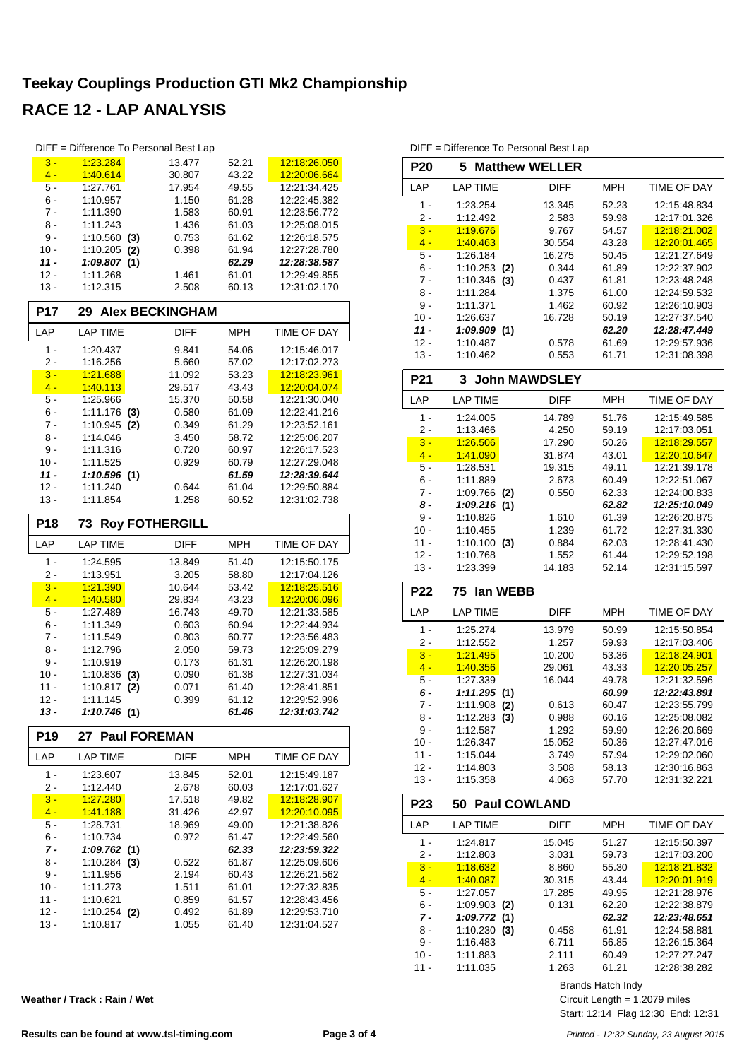# Teekay Couplings Production GTI Mk2 Championship

## RACE 12 - LAP ANALYSIS

DIFF = Difference To Personal Best Lap

| LAP | LAP TIME | DIFF | MPH | TIME OF DAY |
|---|---|---|---|---|
| 3 - | 1:23.284 | 13.477 | 52.21 | 12:18:26.050 |
| 4 - | 1:40.614 | 30.807 | 43.22 | 12:20:06.664 |
| 5 - | 1:27.761 | 17.954 | 49.55 | 12:21:34.425 |
| 6 - | 1:10.957 | 1.150 | 61.28 | 12:22:45.382 |
| 7 - | 1:11.390 | 1.583 | 60.91 | 12:23:56.772 |
| 8 - | 1:11.243 | 1.436 | 61.03 | 12:25:08.015 |
| 9 - | 1:10.560 **(3)** | 0.753 | 61.62 | 12:26:18.575 |
| 10 - | 1:10.205 **(2)** | 0.398 | 61.94 | 12:27:28.780 |
| ***11 -*** | ***1:09.807 (1)*** | | ***62.29*** | ***12:28:38.587*** |
| 12 - | 1:11.268 | 1.461 | 61.01 | 12:29:49.855 |
| 13 - | 1:12.315 | 2.508 | 60.13 | 12:31:02.170 |

### P17 29 Alex BECKINGHAM

| LAP | LAP TIME | DIFF | MPH | TIME OF DAY |
|---|---|---|---|---|
| 1 - | 1:20.437 | 9.841 | 54.06 | 12:15:46.017 |
| 2 - | 1:16.256 | 5.660 | 57.02 | 12:17:02.273 |
| 3 - | 1:21.688 | 11.092 | 53.23 | 12:18:23.961 |
| 4 - | 1:40.113 | 29.517 | 43.43 | 12:20:04.074 |
| 5 - | 1:25.966 | 15.370 | 50.58 | 12:21:30.040 |
| 6 - | 1:11.176 **(3)** | 0.580 | 61.09 | 12:22:41.216 |
| 7 - | 1:10.945 **(2)** | 0.349 | 61.29 | 12:23:52.161 |
| 8 - | 1:14.046 | 3.450 | 58.72 | 12:25:06.207 |
| 9 - | 1:11.316 | 0.720 | 60.97 | 12:26:17.523 |
| 10 - | 1:11.525 | 0.929 | 60.79 | 12:27:29.048 |
| ***11 -*** | ***1:10.596 (1)*** | | ***61.59*** | ***12:28:39.644*** |
| 12 - | 1:11.240 | 0.644 | 61.04 | 12:29:50.884 |
| 13 - | 1:11.854 | 1.258 | 60.52 | 12:31:02.738 |

### P18 73 Roy FOTHERGILL

| LAP | LAP TIME | DIFF | MPH | TIME OF DAY |
|---|---|---|---|---|
| 1 - | 1:24.595 | 13.849 | 51.40 | 12:15:50.175 |
| 2 - | 1:13.951 | 3.205 | 58.80 | 12:17:04.126 |
| 3 - | 1:21.390 | 10.644 | 53.42 | 12:18:25.516 |
| 4 - | 1:40.580 | 29.834 | 43.23 | 12:20:06.096 |
| 5 - | 1:27.489 | 16.743 | 49.70 | 12:21:33.585 |
| 6 - | 1:11.349 | 0.603 | 60.94 | 12:22:44.934 |
| 7 - | 1:11.549 | 0.803 | 60.77 | 12:23:56.483 |
| 8 - | 1:12.796 | 2.050 | 59.73 | 12:25:09.279 |
| 9 - | 1:10.919 | 0.173 | 61.31 | 12:26:20.198 |
| 10 - | 1:10.836 **(3)** | 0.090 | 61.38 | 12:27:31.034 |
| 11 - | 1:10.817 **(2)** | 0.071 | 61.40 | 12:28:41.851 |
| 12 - | 1:11.145 | 0.399 | 61.12 | 12:29:52.996 |
| ***13 -*** | ***1:10.746 (1)*** | | ***61.46*** | ***12:31:03.742*** |

### P19 27 Paul FOREMAN

| LAP | LAP TIME | DIFF | MPH | TIME OF DAY |
|---|---|---|---|---|
| 1 - | 1:23.607 | 13.845 | 52.01 | 12:15:49.187 |
| 2 - | 1:12.440 | 2.678 | 60.03 | 12:17:01.627 |
| 3 - | 1:27.280 | 17.518 | 49.82 | 12:18:28.907 |
| 4 - | 1:41.188 | 31.426 | 42.97 | 12:20:10.095 |
| 5 - | 1:28.731 | 18.969 | 49.00 | 12:21:38.826 |
| 6 - | 1:10.734 | 0.972 | 61.47 | 12:22:49.560 |
| ***7 -*** | ***1:09.762 (1)*** | | ***62.33*** | ***12:23:59.322*** |
| 8 - | 1:10.284 **(3)** | 0.522 | 61.87 | 12:25:09.606 |
| 9 - | 1:11.956 | 2.194 | 60.43 | 12:26:21.562 |
| 10 - | 1:11.273 | 1.511 | 61.01 | 12:27:32.835 |
| 11 - | 1:10.621 | 0.859 | 61.57 | 12:28:43.456 |
| 12 - | 1:10.254 **(2)** | 0.492 | 61.89 | 12:29:53.710 |
| 13 - | 1:10.817 | 1.055 | 61.40 | 12:31:04.527 |

DIFF = Difference To Personal Best Lap

### P20 5 Matthew WELLER

| LAP | LAP TIME | DIFF | MPH | TIME OF DAY |
|---|---|---|---|---|
| 1 - | 1:23.254 | 13.345 | 52.23 | 12:15:48.834 |
| 2 - | 1:12.492 | 2.583 | 59.98 | 12:17:01.326 |
| 3 - | 1:19.676 | 9.767 | 54.57 | 12:18:21.002 |
| 4 - | 1:40.463 | 30.554 | 43.28 | 12:20:01.465 |
| 5 - | 1:26.184 | 16.275 | 50.45 | 12:21:27.649 |
| 6 - | 1:10.253 **(2)** | 0.344 | 61.89 | 12:22:37.902 |
| 7 - | 1:10.346 **(3)** | 0.437 | 61.81 | 12:23:48.248 |
| 8 - | 1:11.284 | 1.375 | 61.00 | 12:24:59.532 |
| 9 - | 1:11.371 | 1.462 | 60.92 | 12:26:10.903 |
| 10 - | 1:26.637 | 16.728 | 50.19 | 12:27:37.540 |
| ***11 -*** | ***1:09.909 (1)*** | | ***62.20*** | ***12:28:47.449*** |
| 12 - | 1:10.487 | 0.578 | 61.69 | 12:29:57.936 |
| 13 - | 1:10.462 | 0.553 | 61.71 | 12:31:08.398 |

### P21 3 John MAWDSLEY

| LAP | LAP TIME | DIFF | MPH | TIME OF DAY |
|---|---|---|---|---|
| 1 - | 1:24.005 | 14.789 | 51.76 | 12:15:49.585 |
| 2 - | 1:13.466 | 4.250 | 59.19 | 12:17:03.051 |
| 3 - | 1:26.506 | 17.290 | 50.26 | 12:18:29.557 |
| 4 - | 1:41.090 | 31.874 | 43.01 | 12:20:10.647 |
| 5 - | 1:28.531 | 19.315 | 49.11 | 12:21:39.178 |
| 6 - | 1:11.889 | 2.673 | 60.49 | 12:22:51.067 |
| 7 - | 1:09.766 **(2)** | 0.550 | 62.33 | 12:24:00.833 |
| ***8 -*** | ***1:09.216 (1)*** | | ***62.82*** | ***12:25:10.049*** |
| 9 - | 1:10.826 | 1.610 | 61.39 | 12:26:20.875 |
| 10 - | 1:10.455 | 1.239 | 61.72 | 12:27:31.330 |
| 11 - | 1:10.100 **(3)** | 0.884 | 62.03 | 12:28:41.430 |
| 12 - | 1:10.768 | 1.552 | 61.44 | 12:29:52.198 |
| 13 - | 1:23.399 | 14.183 | 52.14 | 12:31:15.597 |

### P22 75 Ian WEBB

| LAP | LAP TIME | DIFF | MPH | TIME OF DAY |
|---|---|---|---|---|
| 1 - | 1:25.274 | 13.979 | 50.99 | 12:15:50.854 |
| 2 - | 1:12.552 | 1.257 | 59.93 | 12:17:03.406 |
| 3 - | 1:21.495 | 10.200 | 53.36 | 12:18:24.901 |
| 4 - | 1:40.356 | 29.061 | 43.33 | 12:20:05.257 |
| 5 - | 1:27.339 | 16.044 | 49.78 | 12:21:32.596 |
| ***6 -*** | ***1:11.295 (1)*** | | ***60.99*** | ***12:22:43.891*** |
| 7 - | 1:11.908 **(2)** | 0.613 | 60.47 | 12:23:55.799 |
| 8 - | 1:12.283 **(3)** | 0.988 | 60.16 | 12:25:08.082 |
| 9 - | 1:12.587 | 1.292 | 59.90 | 12:26:20.669 |
| 10 - | 1:26.347 | 15.052 | 50.36 | 12:27:47.016 |
| 11 - | 1:15.044 | 3.749 | 57.94 | 12:29:02.060 |
| 12 - | 1:14.803 | 3.508 | 58.13 | 12:30:16.863 |
| 13 - | 1:15.358 | 4.063 | 57.70 | 12:31:32.221 |

### P23 50 Paul COWLAND

| LAP | LAP TIME | DIFF | MPH | TIME OF DAY |
|---|---|---|---|---|
| 1 - | 1:24.817 | 15.045 | 51.27 | 12:15:50.397 |
| 2 - | 1:12.803 | 3.031 | 59.73 | 12:17:03.200 |
| 3 - | 1:18.632 | 8.860 | 55.30 | 12:18:21.832 |
| 4 - | 1:40.087 | 30.315 | 43.44 | 12:20:01.919 |
| 5 - | 1:27.057 | 17.285 | 49.95 | 12:21:28.976 |
| 6 - | 1:09.903 **(2)** | 0.131 | 62.20 | 12:22:38.879 |
| ***7 -*** | ***1:09.772 (1)*** | | ***62.32*** | ***12:23:48.651*** |
| 8 - | 1:10.230 **(3)** | 0.458 | 61.91 | 12:24:58.881 |
| 9 - | 1:16.483 | 6.711 | 56.85 | 12:26:15.364 |
| 10 - | 1:11.883 | 2.111 | 60.49 | 12:27:27.247 |
| 11 - | 1:11.035 | 1.263 | 61.21 | 12:28:38.282 |

**Weather / Track : Rain / Wet**

Brands Hatch Indy
Circuit Length = 1.2079 miles
Start: 12:14 Flag 12:30 End: 12:31

**Results can be found at www.tsl-timing.com**

*Printed - 12:32 Sunday, 23 August 2015*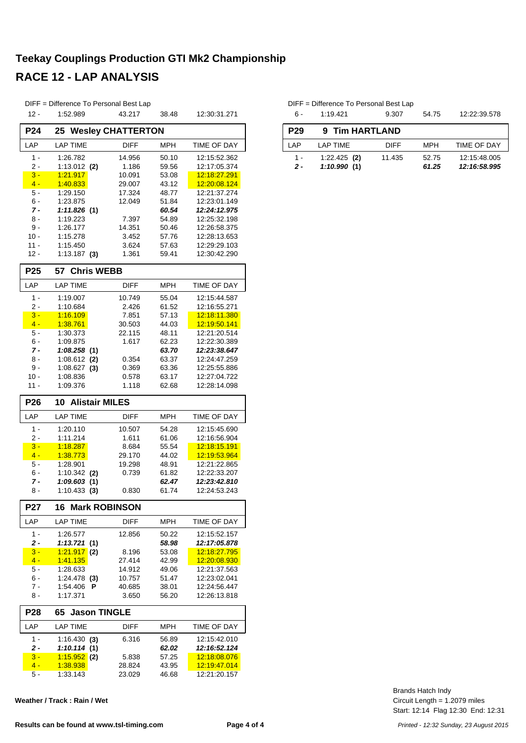# Teekay Couplings Production GTI Mk2 Championship

## RACE 12 - LAP ANALYSIS

DIFF = Difference To Personal Best Lap

| 12 - | 1:52.989 | 43.217 | 38.48 | 12:30:31.271 |
|---|---|---|---|---|

### P24 25 Wesley CHATTERTON

| LAP | LAP TIME | DIFF | MPH | TIME OF DAY |
|---|---|---|---|---|
| 1 - | 1:26.782 | 14.956 | 50.10 | 12:15:52.362 |
| 2 - | 1:13.012 **(2)** | 1.186 | 59.56 | 12:17:05.374 |
| 3 - | 1:21.917 | 10.091 | 53.08 | 12:18:27.291 |
| 4 - | 1:40.833 | 29.007 | 43.12 | 12:20:08.124 |
| 5 - | 1:29.150 | 17.324 | 48.77 | 12:21:37.274 |
| 6 - | 1:23.875 | 12.049 | 51.84 | 12:23:01.149 |
| ***7 -*** | ***1:11.826 (1)*** | | ***60.54*** | ***12:24:12.975*** |
| 8 - | 1:19.223 | 7.397 | 54.89 | 12:25:32.198 |
| 9 - | 1:26.177 | 14.351 | 50.46 | 12:26:58.375 |
| 10 - | 1:15.278 | 3.452 | 57.76 | 12:28:13.653 |
| 11 - | 1:15.450 | 3.624 | 57.63 | 12:29:29.103 |
| 12 - | 1:13.187 **(3)** | 1.361 | 59.41 | 12:30:42.290 |

### P25 57 Chris WEBB

| LAP | LAP TIME | DIFF | MPH | TIME OF DAY |
|---|---|---|---|---|
| 1 - | 1:19.007 | 10.749 | 55.04 | 12:15:44.587 |
| 2 - | 1:10.684 | 2.426 | 61.52 | 12:16:55.271 |
| 3 - | 1:16.109 | 7.851 | 57.13 | 12:18:11.380 |
| 4 - | 1:38.761 | 30.503 | 44.03 | 12:19:50.141 |
| 5 - | 1:30.373 | 22.115 | 48.11 | 12:21:20.514 |
| 6 - | 1:09.875 | 1.617 | 62.23 | 12:22:30.389 |
| ***7 -*** | ***1:08.258 (1)*** | | ***63.70*** | ***12:23:38.647*** |
| 8 - | 1:08.612 **(2)** | 0.354 | 63.37 | 12:24:47.259 |
| 9 - | 1:08.627 **(3)** | 0.369 | 63.36 | 12:25:55.886 |
| 10 - | 1:08.836 | 0.578 | 63.17 | 12:27:04.722 |
| 11 - | 1:09.376 | 1.118 | 62.68 | 12:28:14.098 |

### P26 10 Alistair MILES

| LAP | LAP TIME | DIFF | MPH | TIME OF DAY |
|---|---|---|---|---|
| 1 - | 1:20.110 | 10.507 | 54.28 | 12:15:45.690 |
| 2 - | 1:11.214 | 1.611 | 61.06 | 12:16:56.904 |
| 3 - | 1:18.287 | 8.684 | 55.54 | 12:18:15.191 |
| 4 - | 1:38.773 | 29.170 | 44.02 | 12:19:53.964 |
| 5 - | 1:28.901 | 19.298 | 48.91 | 12:21:22.865 |
| 6 - | 1:10.342 **(2)** | 0.739 | 61.82 | 12:22:33.207 |
| ***7 -*** | ***1:09.603 (1)*** | | ***62.47*** | ***12:23:42.810*** |
| 8 - | 1:10.433 **(3)** | 0.830 | 61.74 | 12:24:53.243 |

### P27 16 Mark ROBINSON

| LAP | LAP TIME | DIFF | MPH | TIME OF DAY |
|---|---|---|---|---|
| 1 - | 1:26.577 | 12.856 | 50.22 | 12:15:52.157 |
| ***2 -*** | ***1:13.721 (1)*** | | ***58.98*** | ***12:17:05.878*** |
| 3 - | 1:21.917 **(2)** | 8.196 | 53.08 | 12:18:27.795 |
| 4 - | 1:41.135 | 27.414 | 42.99 | 12:20:08.930 |
| 5 - | 1:28.633 | 14.912 | 49.06 | 12:21:37.563 |
| 6 - | 1:24.478 **(3)** | 10.757 | 51.47 | 12:23:02.041 |
| 7 - | 1:54.406 **P** | 40.685 | 38.01 | 12:24:56.447 |
| 8 - | 1:17.371 | 3.650 | 56.20 | 12:26:13.818 |

### P28 65 Jason TINGLE

| LAP | LAP TIME | DIFF | MPH | TIME OF DAY |
|---|---|---|---|---|
| 1 - | 1:16.430 **(3)** | 6.316 | 56.89 | 12:15:42.010 |
| ***2 -*** | ***1:10.114 (1)*** | | ***62.02*** | ***12:16:52.124*** |
| 3 - | 1:15.952 **(2)** | 5.838 | 57.25 | 12:18:08.076 |
| 4 - | 1:38.938 | 28.824 | 43.95 | 12:19:47.014 |
| 5 - | 1:33.143 | 23.029 | 46.68 | 12:21:20.157 |

DIFF = Difference To Personal Best Lap

| 6 - | 1:19.421 | 9.307 | 54.75 | 12:22:39.578 |
|---|---|---|---|---|

### P29 9 Tim HARTLAND

| LAP | LAP TIME | DIFF | MPH | TIME OF DAY |
|---|---|---|---|---|
| 1 - | 1:22.425 **(2)** | 11.435 | 52.75 | 12:15:48.005 |
| ***2 -*** | ***1:10.990 (1)*** | | ***61.25*** | ***12:16:58.995*** |

**Weather / Track : Rain / Wet**

Brands Hatch Indy
Circuit Length = 1.2079 miles
Start: 12:14 Flag 12:30 End: 12:31

**Results can be found at www.tsl-timing.com**

*Printed - 12:32 Sunday, 23 August 2015*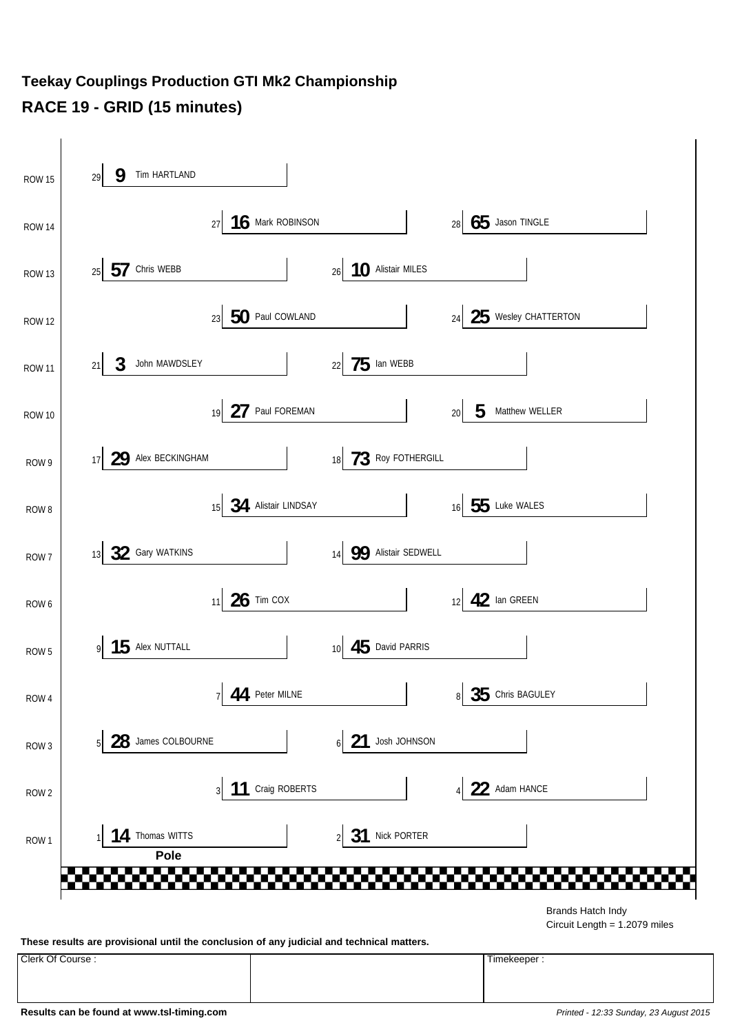# Teekay Couplings Production GTI Mk2 Championship

## RACE 19 - GRID (15 minutes)

| Row | Left | Centre | Right |
|---|---|---|---|
| ROW 15 | 29 **9** Tim HARTLAND | | |
| ROW 14 | | 27 **16** Mark ROBINSON | 28 **65** Jason TINGLE |
| ROW 13 | 25 **57** Chris WEBB | 26 **10** Alistair MILES | |
| ROW 12 | | 23 **50** Paul COWLAND | 24 **25** Wesley CHATTERTON |
| ROW 11 | 21 **3** John MAWDSLEY | 22 **75** Ian WEBB | |
| ROW 10 | | 19 **27** Paul FOREMAN | 20 **5** Matthew WELLER |
| ROW 9 | 17 **29** Alex BECKINGHAM | 18 **73** Roy FOTHERGILL | |
| ROW 8 | | 15 **34** Alistair LINDSAY | 16 **55** Luke WALES |
| ROW 7 | 13 **32** Gary WATKINS | 14 **99** Alistair SEDWELL | |
| ROW 6 | | 11 **26** Tim COX | 12 **42** Ian GREEN |
| ROW 5 | 9 **15** Alex NUTTALL | 10 **45** David PARRIS | |
| ROW 4 | | 7 **44** Peter MILNE | 8 **35** Chris BAGULEY |
| ROW 3 | 5 **28** James COLBOURNE | 6 **21** Josh JOHNSON | |
| ROW 2 | | 3 **11** Craig ROBERTS | 4 **22** Adam HANCE |
| ROW 1 | 1 **14** Thomas WITTS **Pole** | 2 **31** Nick PORTER | |

Brands Hatch Indy
Circuit Length = 1.2079 miles

**These results are provisional until the conclusion of any judicial and technical matters.**

| Clerk Of Course : | | Timekeeper : |
|---|---|---|
| | | |

**Results can be found at www.tsl-timing.com**

*Printed - 12:33 Sunday, 23 August 2015*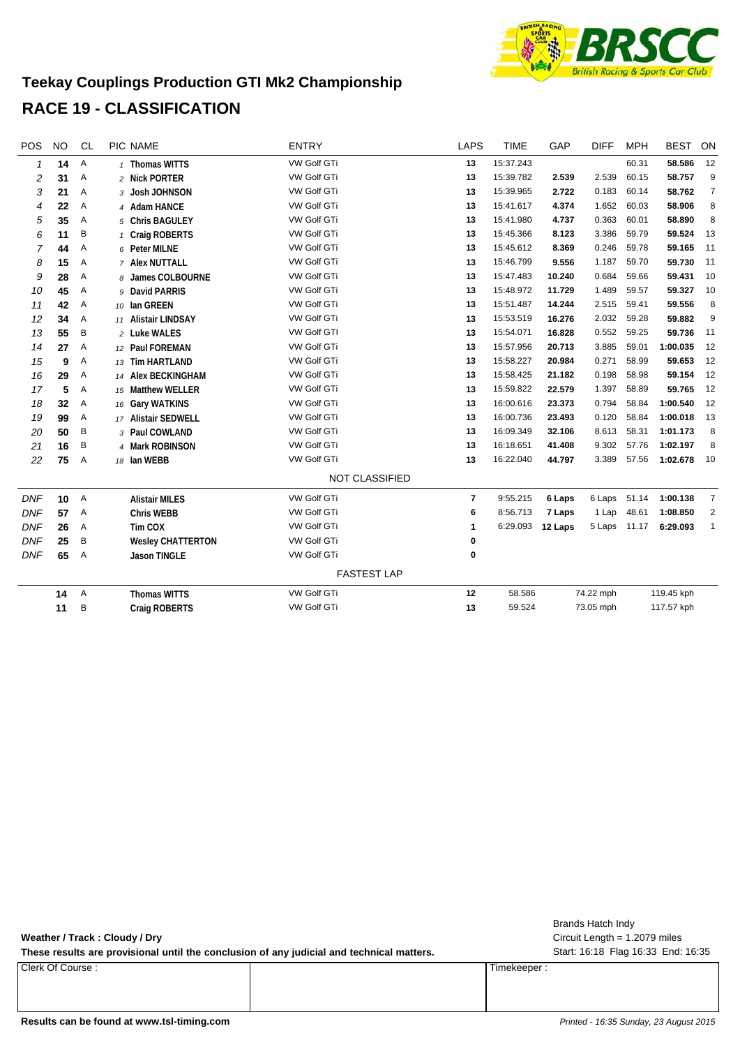# Teekay Couplings Production GTI Mk2 Championship

## RACE 19 - CLASSIFICATION

| POS | NO | CL | PIC | NAME | ENTRY | LAPS | TIME | GAP | DIFF | MPH | BEST | ON |
|---|---|---|---|---|---|---|---|---|---|---|---|---|
| 1 | 14 | A | 1 | Thomas WITTS | VW Golf GTi | 13 | 15:37.243 | | | 60.31 | 58.586 | 12 |
| 2 | 31 | A | 2 | Nick PORTER | VW Golf GTi | 13 | 15:39.782 | 2.539 | 2.539 | 60.15 | 58.757 | 9 |
| 3 | 21 | A | 3 | Josh JOHNSON | VW Golf GTi | 13 | 15:39.965 | 2.722 | 0.183 | 60.14 | 58.762 | 7 |
| 4 | 22 | A | 4 | Adam HANCE | VW Golf GTi | 13 | 15:41.617 | 4.374 | 1.652 | 60.03 | 58.906 | 8 |
| 5 | 35 | A | 5 | Chris BAGULEY | VW Golf GTi | 13 | 15:41.980 | 4.737 | 0.363 | 60.01 | 58.890 | 8 |
| 6 | 11 | B | 1 | Craig ROBERTS | VW Golf GTi | 13 | 15:45.366 | 8.123 | 3.386 | 59.79 | 59.524 | 13 |
| 7 | 44 | A | 6 | Peter MILNE | VW Golf GTi | 13 | 15:45.612 | 8.369 | 0.246 | 59.78 | 59.165 | 11 |
| 8 | 15 | A | 7 | Alex NUTTALL | VW Golf GTi | 13 | 15:46.799 | 9.556 | 1.187 | 59.70 | 59.730 | 11 |
| 9 | 28 | A | 8 | James COLBOURNE | VW Golf GTi | 13 | 15:47.483 | 10.240 | 0.684 | 59.66 | 59.431 | 10 |
| 10 | 45 | A | 9 | David PARRIS | VW Golf GTi | 13 | 15:48.972 | 11.729 | 1.489 | 59.57 | 59.327 | 10 |
| 11 | 42 | A | 10 | Ian GREEN | VW Golf GTi | 13 | 15:51.487 | 14.244 | 2.515 | 59.41 | 59.556 | 8 |
| 12 | 34 | A | 11 | Alistair LINDSAY | VW Golf GTi | 13 | 15:53.519 | 16.276 | 2.032 | 59.28 | 59.882 | 9 |
| 13 | 55 | B | 2 | Luke WALES | VW Golf GTI | 13 | 15:54.071 | 16.828 | 0.552 | 59.25 | 59.736 | 11 |
| 14 | 27 | A | 12 | Paul FOREMAN | VW Golf GTi | 13 | 15:57.956 | 20.713 | 3.885 | 59.01 | 1:00.035 | 12 |
| 15 | 9 | A | 13 | Tim HARTLAND | VW Golf GTi | 13 | 15:58.227 | 20.984 | 0.271 | 58.99 | 59.653 | 12 |
| 16 | 29 | A | 14 | Alex BECKINGHAM | VW Golf GTi | 13 | 15:58.425 | 21.182 | 0.198 | 58.98 | 59.154 | 12 |
| 17 | 5 | A | 15 | Matthew WELLER | VW Golf GTi | 13 | 15:59.822 | 22.579 | 1.397 | 58.89 | 59.765 | 12 |
| 18 | 32 | A | 16 | Gary WATKINS | VW Golf GTi | 13 | 16:00.616 | 23.373 | 0.794 | 58.84 | 1:00.540 | 12 |
| 19 | 99 | A | 17 | Alistair SEDWELL | VW Golf GTi | 13 | 16:00.736 | 23.493 | 0.120 | 58.84 | 1:00.018 | 13 |
| 20 | 50 | B | 3 | Paul COWLAND | VW Golf GTi | 13 | 16:09.349 | 32.106 | 8.613 | 58.31 | 1:01.173 | 8 |
| 21 | 16 | B | 4 | Mark ROBINSON | VW Golf GTi | 13 | 16:18.651 | 41.408 | 9.302 | 57.76 | 1:02.197 | 8 |
| 22 | 75 | A | 18 | Ian WEBB | VW Golf GTi | 13 | 16:22.040 | 44.797 | 3.389 | 57.56 | 1:02.678 | 10 |
| | | | | | NOT CLASSIFIED | | | | | | | |
| DNF | 10 | A | | Alistair MILES | VW Golf GTi | 7 | 9:55.215 | 6 Laps | 6 Laps | 51.14 | 1:00.138 | 7 |
| DNF | 57 | A | | Chris WEBB | VW Golf GTi | 6 | 8:56.713 | 7 Laps | 1 Lap | 48.61 | 1:08.850 | 2 |
| DNF | 26 | A | | Tim COX | VW Golf GTi | 1 | 6:29.093 | 12 Laps | 5 Laps | 11.17 | 6:29.093 | 1 |
| DNF | 25 | B | | Wesley CHATTERTON | VW Golf GTi | 0 | | | | | | |
| DNF | 65 | A | | Jason TINGLE | VW Golf GTi | 0 | | | | | | |

### FASTEST LAP

| NO | CL | NAME | ENTRY | LAP | TIME | MPH | KPH |
|---|---|---|---|---|---|---|---|
| 14 | A | Thomas WITTS | VW Golf GTi | 12 | 58.586 | 74.22 mph | 119.45 kph |
| 11 | B | Craig ROBERTS | VW Golf GTi | 13 | 59.524 | 73.05 mph | 117.57 kph |

**Weather / Track : Cloudy / Dry**

**These results are provisional until the conclusion of any judicial and technical matters.**

Brands Hatch Indy
Circuit Length = 1.2079 miles
Start: 16:18 Flag 16:33 End: 16:35

| Clerk Of Course : | | Timekeeper : |
|---|---|---|
| | | |

**Results can be found at www.tsl-timing.com**

*Printed - 16:35 Sunday, 23 August 2015*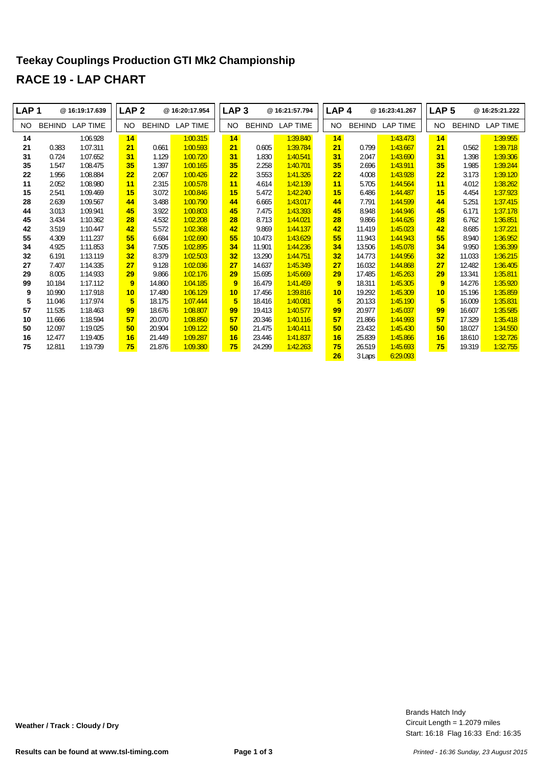# Teekay Couplings Production GTI Mk2 Championship

## RACE 19 - LAP CHART

| LAP 1 | @ 16:19:17.639 | | LAP 2 | @ 16:20:17.954 | | LAP 3 | @ 16:21:57.794 | | LAP 4 | @ 16:23:41.267 | | LAP 5 | @ 16:25:21.222 | |
|---|---|---|---|---|---|---|---|---|---|---|---|---|---|---|
| NO | BEHIND | LAP TIME | NO | BEHIND | LAP TIME | NO | BEHIND | LAP TIME | NO | BEHIND | LAP TIME | NO | BEHIND | LAP TIME |
| 14 | | 1:06.928 | 14 | | 1:00.315 | 14 | | 1:39.840 | 14 | | 1:43.473 | 14 | | 1:39.955 |
| 21 | 0.383 | 1:07.311 | 21 | 0.661 | 1:00.593 | 21 | 0.605 | 1:39.784 | 21 | 0.799 | 1:43.667 | 21 | 0.562 | 1:39.718 |
| 31 | 0.724 | 1:07.652 | 31 | 1.129 | 1:00.720 | 31 | 1.830 | 1:40.541 | 31 | 2.047 | 1:43.690 | 31 | 1.398 | 1:39.306 |
| 35 | 1.547 | 1:08.475 | 35 | 1.397 | 1:00.165 | 35 | 2.258 | 1:40.701 | 35 | 2.696 | 1:43.911 | 35 | 1.985 | 1:39.244 |
| 22 | 1.956 | 1:08.884 | 22 | 2.067 | 1:00.426 | 22 | 3.553 | 1:41.326 | 22 | 4.008 | 1:43.928 | 22 | 3.173 | 1:39.120 |
| 11 | 2.052 | 1:08.980 | 11 | 2.315 | 1:00.578 | 11 | 4.614 | 1:42.139 | 11 | 5.705 | 1:44.564 | 11 | 4.012 | 1:38.262 |
| 15 | 2.541 | 1:09.469 | 15 | 3.072 | 1:00.846 | 15 | 5.472 | 1:42.240 | 15 | 6.486 | 1:44.487 | 15 | 4.454 | 1:37.923 |
| 28 | 2.639 | 1:09.567 | 44 | 3.488 | 1:00.790 | 44 | 6.665 | 1:43.017 | 44 | 7.791 | 1:44.599 | 44 | 5.251 | 1:37.415 |
| 44 | 3.013 | 1:09.941 | 45 | 3.922 | 1:00.803 | 45 | 7.475 | 1:43.393 | 45 | 8.948 | 1:44.946 | 45 | 6.171 | 1:37.178 |
| 45 | 3.434 | 1:10.362 | 28 | 4.532 | 1:02.208 | 28 | 8.713 | 1:44.021 | 28 | 9.866 | 1:44.626 | 28 | 6.762 | 1:36.851 |
| 42 | 3.519 | 1:10.447 | 42 | 5.572 | 1:02.368 | 42 | 9.869 | 1:44.137 | 42 | 11.419 | 1:45.023 | 42 | 8.685 | 1:37.221 |
| 55 | 4.309 | 1:11.237 | 55 | 6.684 | 1:02.690 | 55 | 10.473 | 1:43.629 | 55 | 11.943 | 1:44.943 | 55 | 8.940 | 1:36.952 |
| 34 | 4.925 | 1:11.853 | 34 | 7.505 | 1:02.895 | 34 | 11.901 | 1:44.236 | 34 | 13.506 | 1:45.078 | 34 | 9.950 | 1:36.399 |
| 32 | 6.191 | 1:13.119 | 32 | 8.379 | 1:02.503 | 32 | 13.290 | 1:44.751 | 32 | 14.773 | 1:44.956 | 32 | 11.033 | 1:36.215 |
| 27 | 7.407 | 1:14.335 | 27 | 9.128 | 1:02.036 | 27 | 14.637 | 1:45.349 | 27 | 16.032 | 1:44.868 | 27 | 12.482 | 1:36.405 |
| 29 | 8.005 | 1:14.933 | 29 | 9.866 | 1:02.176 | 29 | 15.695 | 1:45.669 | 29 | 17.485 | 1:45.263 | 29 | 13.341 | 1:35.811 |
| 99 | 10.184 | 1:17.112 | 9 | 14.860 | 1:04.185 | 9 | 16.479 | 1:41.459 | 9 | 18.311 | 1:45.305 | 9 | 14.276 | 1:35.920 |
| 9 | 10.990 | 1:17.918 | 10 | 17.480 | 1:06.129 | 10 | 17.456 | 1:39.816 | 10 | 19.292 | 1:45.309 | 10 | 15.196 | 1:35.859 |
| 5 | 11.046 | 1:17.974 | 5 | 18.175 | 1:07.444 | 5 | 18.416 | 1:40.081 | 5 | 20.133 | 1:45.190 | 5 | 16.009 | 1:35.831 |
| 57 | 11.535 | 1:18.463 | 99 | 18.676 | 1:08.807 | 99 | 19.413 | 1:40.577 | 99 | 20.977 | 1:45.037 | 99 | 16.607 | 1:35.585 |
| 10 | 11.666 | 1:18.594 | 57 | 20.070 | 1:08.850 | 57 | 20.346 | 1:40.116 | 57 | 21.866 | 1:44.993 | 57 | 17.329 | 1:35.418 |
| 50 | 12.097 | 1:19.025 | 50 | 20.904 | 1:09.122 | 50 | 21.475 | 1:40.411 | 50 | 23.432 | 1:45.430 | 50 | 18.027 | 1:34.550 |
| 16 | 12.477 | 1:19.405 | 16 | 21.449 | 1:09.287 | 16 | 23.446 | 1:41.837 | 16 | 25.839 | 1:45.866 | 16 | 18.610 | 1:32.726 |
| 75 | 12.811 | 1:19.739 | 75 | 21.876 | 1:09.380 | 75 | 24.299 | 1:42.263 | 75 | 26.519 | 1:45.693 | 75 | 19.319 | 1:32.755 |
| | | | | | | | | | 26 | 3 Laps | 6:29.093 | | | |

**Weather / Track : Cloudy / Dry**

Brands Hatch Indy
Circuit Length = 1.2079 miles
Start: 16:18 Flag 16:33 End: 16:35

**Results can be found at www.tsl-timing.com**

*Printed - 16:36 Sunday, 23 August 2015*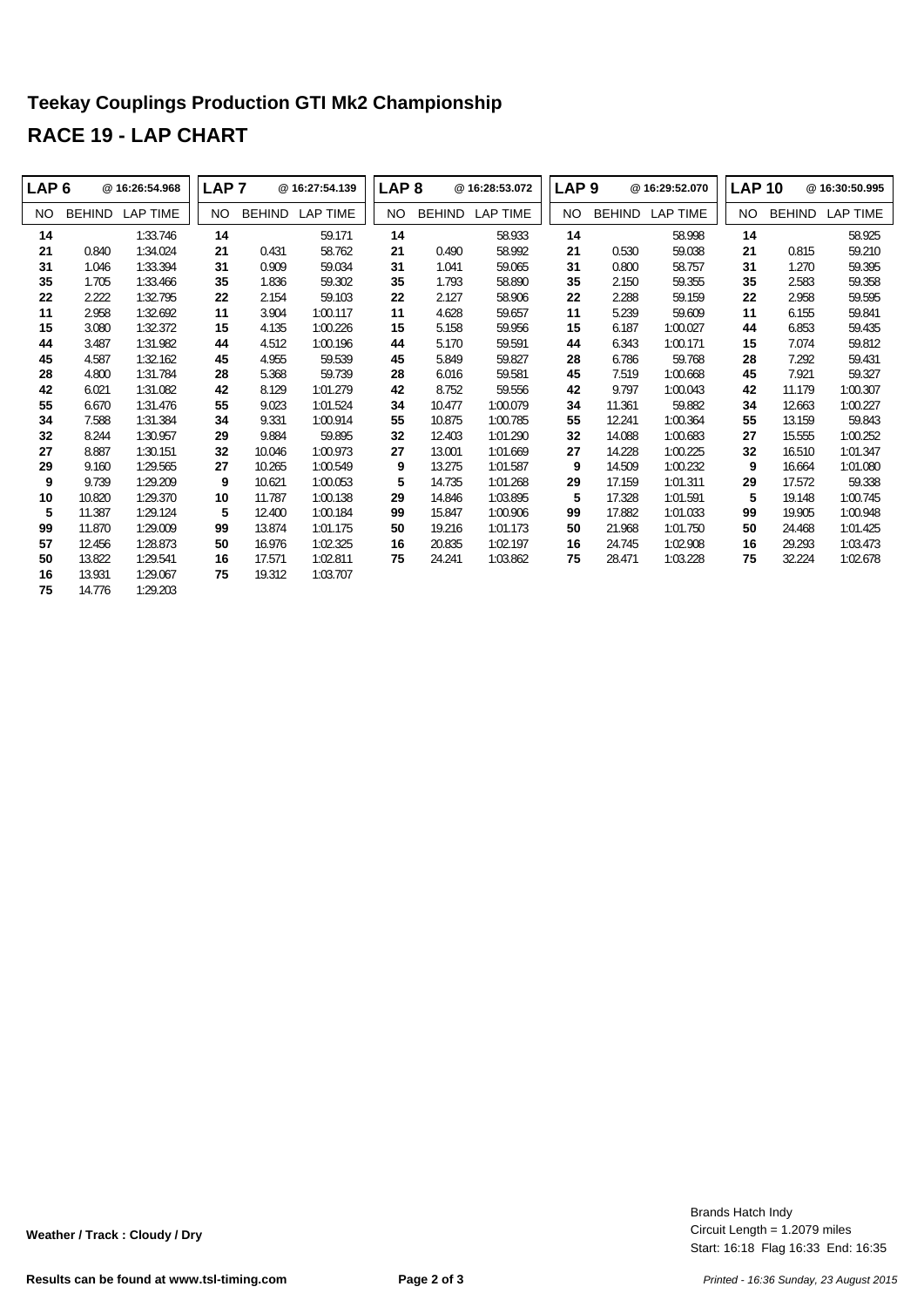# Teekay Couplings Production GTI Mk2 Championship

## RACE 19 - LAP CHART

| LAP 6 | | @ 16:26:54.968 | LAP 7 | | @ 16:27:54.139 | LAP 8 | | @ 16:28:53.072 | LAP 9 | | @ 16:29:52.070 | LAP 10 | | @ 16:30:50.995 |
|---|---|---|---|---|---|---|---|---|---|---|---|---|---|---|
| NO | BEHIND | LAP TIME | NO | BEHIND | LAP TIME | NO | BEHIND | LAP TIME | NO | BEHIND | LAP TIME | NO | BEHIND | LAP TIME |
| 14 | | 1:33.746 | 14 | | 59.171 | 14 | | 58.933 | 14 | | 58.998 | 14 | | 58.925 |
| 21 | 0.840 | 1:34.024 | 21 | 0.431 | 58.762 | 21 | 0.490 | 58.992 | 21 | 0.530 | 59.038 | 21 | 0.815 | 59.210 |
| 31 | 1.046 | 1:33.394 | 31 | 0.909 | 59.034 | 31 | 1.041 | 59.065 | 31 | 0.800 | 58.757 | 31 | 1.270 | 59.395 |
| 35 | 1.705 | 1:33.466 | 35 | 1.836 | 59.302 | 35 | 1.793 | 58.890 | 35 | 2.150 | 59.355 | 35 | 2.583 | 59.358 |
| 22 | 2.222 | 1:32.795 | 22 | 2.154 | 59.103 | 22 | 2.127 | 58.906 | 22 | 2.288 | 59.159 | 22 | 2.958 | 59.595 |
| 11 | 2.958 | 1:32.692 | 11 | 3.904 | 1:00.117 | 11 | 4.628 | 59.657 | 11 | 5.239 | 59.609 | 11 | 6.155 | 59.841 |
| 15 | 3.080 | 1:32.372 | 15 | 4.135 | 1:00.226 | 15 | 5.158 | 59.956 | 15 | 6.187 | 1:00.027 | 44 | 6.853 | 59.435 |
| 44 | 3.487 | 1:31.982 | 44 | 4.512 | 1:00.196 | 44 | 5.170 | 59.591 | 44 | 6.343 | 1:00.171 | 15 | 7.074 | 59.812 |
| 45 | 4.587 | 1:32.162 | 45 | 4.955 | 59.539 | 45 | 5.849 | 59.827 | 28 | 6.786 | 59.768 | 28 | 7.292 | 59.431 |
| 28 | 4.800 | 1:31.784 | 28 | 5.368 | 59.739 | 28 | 6.016 | 59.581 | 45 | 7.519 | 1:00.668 | 45 | 7.921 | 59.327 |
| 42 | 6.021 | 1:31.082 | 42 | 8.129 | 1:01.279 | 42 | 8.752 | 59.556 | 42 | 9.797 | 1:00.043 | 42 | 11.179 | 1:00.307 |
| 55 | 6.670 | 1:31.476 | 55 | 9.023 | 1:01.524 | 34 | 10.477 | 1:00.079 | 34 | 11.361 | 59.882 | 34 | 12.663 | 1:00.227 |
| 34 | 7.588 | 1:31.384 | 34 | 9.331 | 1:00.914 | 55 | 10.875 | 1:00.785 | 55 | 12.241 | 1:00.364 | 55 | 13.159 | 59.843 |
| 32 | 8.244 | 1:30.957 | 29 | 9.884 | 59.895 | 32 | 12.403 | 1:01.290 | 32 | 14.088 | 1:00.683 | 27 | 15.555 | 1:00.252 |
| 27 | 8.887 | 1:30.151 | 32 | 10.046 | 1:00.973 | 27 | 13.001 | 1:01.669 | 27 | 14.228 | 1:00.225 | 32 | 16.510 | 1:01.347 |
| 29 | 9.160 | 1:29.565 | 27 | 10.265 | 1:00.549 | 9 | 13.275 | 1:01.587 | 9 | 14.509 | 1:00.232 | 9 | 16.664 | 1:01.080 |
| 9 | 9.739 | 1:29.209 | 9 | 10.621 | 1:00.053 | 5 | 14.735 | 1:01.268 | 29 | 17.159 | 1:01.311 | 29 | 17.572 | 59.338 |
| 10 | 10.820 | 1:29.370 | 10 | 11.787 | 1:00.138 | 29 | 14.846 | 1:03.895 | 5 | 17.328 | 1:01.591 | 5 | 19.148 | 1:00.745 |
| 5 | 11.387 | 1:29.124 | 5 | 12.400 | 1:00.184 | 99 | 15.847 | 1:00.906 | 99 | 17.882 | 1:01.033 | 99 | 19.905 | 1:00.948 |
| 99 | 11.870 | 1:29.009 | 99 | 13.874 | 1:01.175 | 50 | 19.216 | 1:01.173 | 50 | 21.968 | 1:01.750 | 50 | 24.468 | 1:01.425 |
| 57 | 12.456 | 1:28.873 | 50 | 16.976 | 1:02.325 | 16 | 20.835 | 1:02.197 | 16 | 24.745 | 1:02.908 | 16 | 29.293 | 1:03.473 |
| 50 | 13.822 | 1:29.541 | 16 | 17.571 | 1:02.811 | 75 | 24.241 | 1:03.862 | 75 | 28.471 | 1:03.228 | 75 | 32.224 | 1:02.678 |
| 16 | 13.931 | 1:29.067 | 75 | 19.312 | 1:03.707 | | | | | | | | | |
| 75 | 14.776 | 1:29.203 | | | | | | | | | | | | |

**Weather / Track : Cloudy / Dry**

Brands Hatch Indy
Circuit Length = 1.2079 miles
Start: 16:18 Flag 16:33 End: 16:35

**Results can be found at www.tsl-timing.com**

*Printed - 16:36 Sunday, 23 August 2015*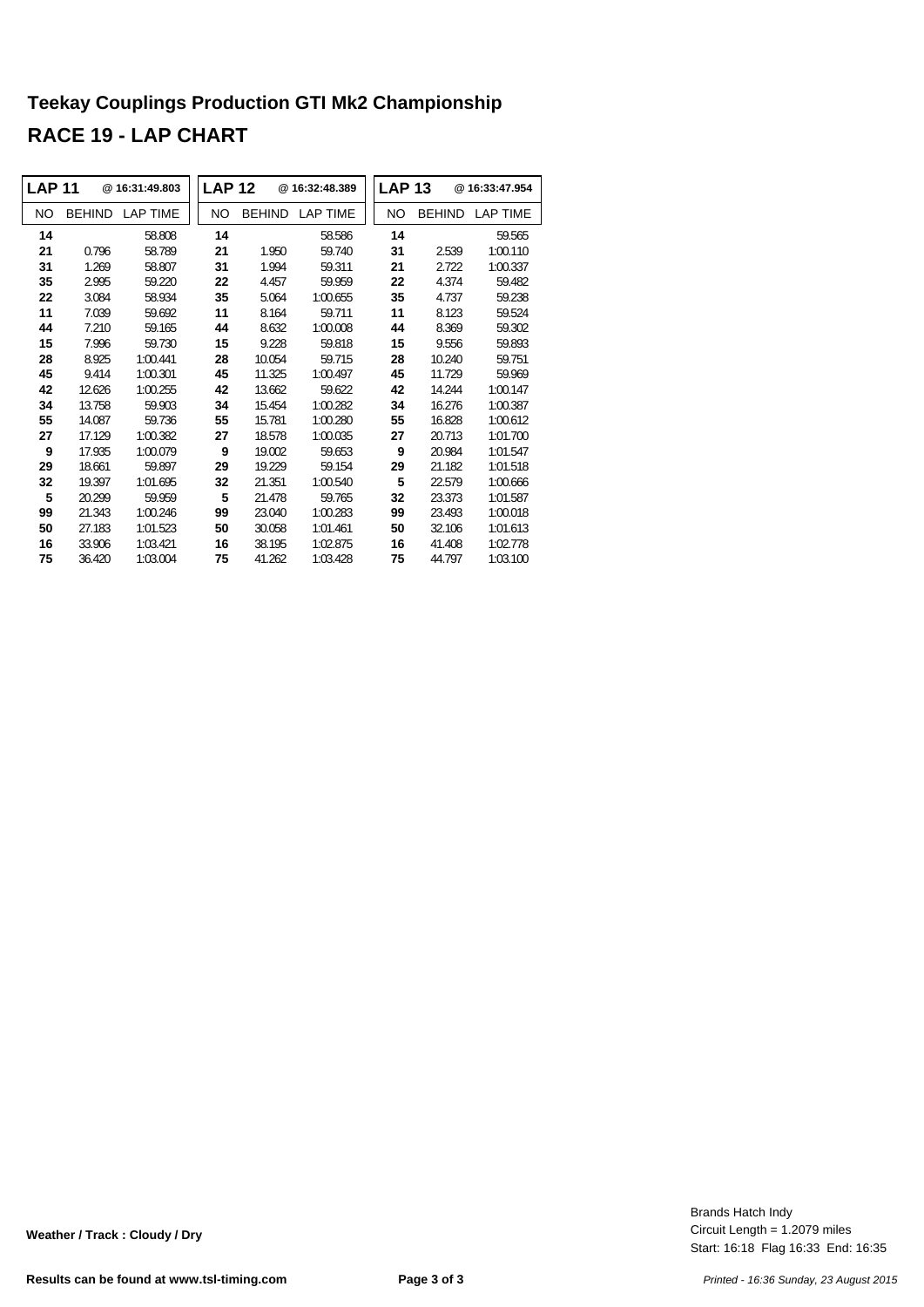# Teekay Couplings Production GTI Mk2 Championship

## RACE 19 - LAP CHART

| LAP 11 | @ 16:31:49.803 | | LAP 12 | @ 16:32:48.389 | | LAP 13 | @ 16:33:47.954 | |
|---|---|---|---|---|---|---|---|---|
| NO | BEHIND | LAP TIME | NO | BEHIND | LAP TIME | NO | BEHIND | LAP TIME |
| **14** | | 58.808 | **14** | | 58.586 | **14** | | 59.565 |
| **21** | 0.796 | 58.789 | **21** | 1.950 | 59.740 | **31** | 2.539 | 1:00.110 |
| **31** | 1.269 | 58.807 | **31** | 1.994 | 59.311 | **21** | 2.722 | 1:00.337 |
| **35** | 2.995 | 59.220 | **22** | 4.457 | 59.959 | **22** | 4.374 | 59.482 |
| **22** | 3.084 | 58.934 | **35** | 5.064 | 1:00.655 | **35** | 4.737 | 59.238 |
| **11** | 7.039 | 59.692 | **11** | 8.164 | 59.711 | **11** | 8.123 | 59.524 |
| **44** | 7.210 | 59.165 | **44** | 8.632 | 1:00.008 | **44** | 8.369 | 59.302 |
| **15** | 7.996 | 59.730 | **15** | 9.228 | 59.818 | **15** | 9.556 | 59.893 |
| **28** | 8.925 | 1:00.441 | **28** | 10.054 | 59.715 | **28** | 10.240 | 59.751 |
| **45** | 9.414 | 1:00.301 | **45** | 11.325 | 1:00.497 | **45** | 11.729 | 59.969 |
| **42** | 12.626 | 1:00.255 | **42** | 13.662 | 59.622 | **42** | 14.244 | 1:00.147 |
| **34** | 13.758 | 59.903 | **34** | 15.454 | 1:00.282 | **34** | 16.276 | 1:00.387 |
| **55** | 14.087 | 59.736 | **55** | 15.781 | 1:00.280 | **55** | 16.828 | 1:00.612 |
| **27** | 17.129 | 1:00.382 | **27** | 18.578 | 1:00.035 | **27** | 20.713 | 1:01.700 |
| **9** | 17.935 | 1:00.079 | **9** | 19.002 | 59.653 | **9** | 20.984 | 1:01.547 |
| **29** | 18.661 | 59.897 | **29** | 19.229 | 59.154 | **29** | 21.182 | 1:01.518 |
| **32** | 19.397 | 1:01.695 | **32** | 21.351 | 1:00.540 | **5** | 22.579 | 1:00.666 |
| **5** | 20.299 | 59.959 | **5** | 21.478 | 59.765 | **32** | 23.373 | 1:01.587 |
| **99** | 21.343 | 1:00.246 | **99** | 23.040 | 1:00.283 | **99** | 23.493 | 1:00.018 |
| **50** | 27.183 | 1:01.523 | **50** | 30.058 | 1:01.461 | **50** | 32.106 | 1:01.613 |
| **16** | 33.906 | 1:03.421 | **16** | 38.195 | 1:02.875 | **16** | 41.408 | 1:02.778 |
| **75** | 36.420 | 1:03.004 | **75** | 41.262 | 1:03.428 | **75** | 44.797 | 1:03.100 |

**Weather / Track : Cloudy / Dry**

Brands Hatch Indy
Circuit Length = 1.2079 miles
Start: 16:18 Flag 16:33 End: 16:35

**Results can be found at www.tsl-timing.com**

*Printed - 16:36 Sunday, 23 August 2015*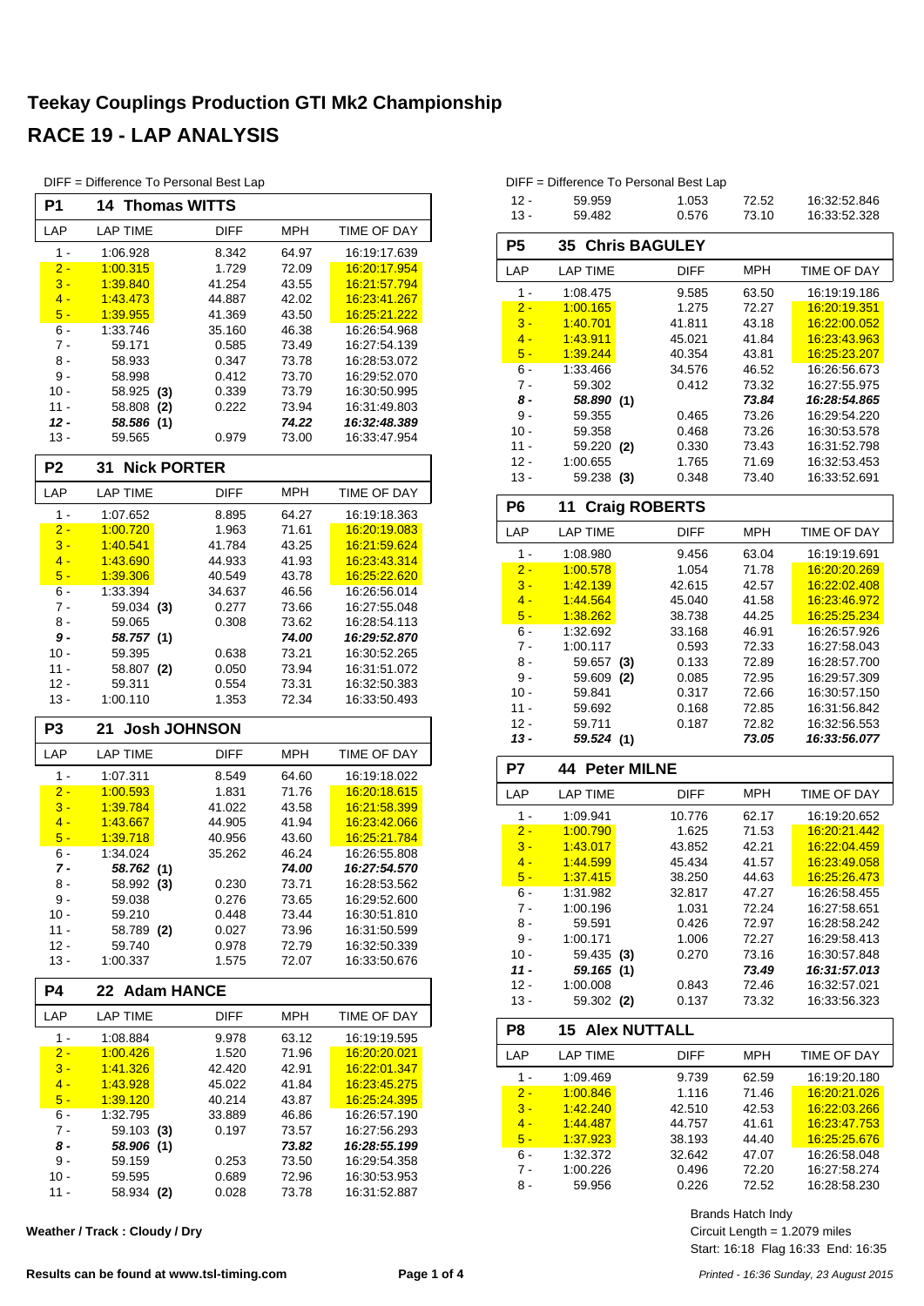# Teekay Couplings Production GTI Mk2 Championship

## RACE 19 - LAP ANALYSIS

DIFF = Difference To Personal Best Lap

### P1 14 Thomas WITTS

| LAP | LAP TIME | DIFF | MPH | TIME OF DAY |
|---|---|---|---|---|
| 1 - | 1:06.928 | 8.342 | 64.97 | 16:19:17.639 |
| 2 - | 1:00.315 | 1.729 | 72.09 | 16:20:17.954 |
| 3 - | 1:39.840 | 41.254 | 43.55 | 16:21:57.794 |
| 4 - | 1:43.473 | 44.887 | 42.02 | 16:23:41.267 |
| 5 - | 1:39.955 | 41.369 | 43.50 | 16:25:21.222 |
| 6 - | 1:33.746 | 35.160 | 46.38 | 16:26:54.968 |
| 7 - | 59.171 | 0.585 | 73.49 | 16:27:54.139 |
| 8 - | 58.933 | 0.347 | 73.78 | 16:28:53.072 |
| 9 - | 58.998 | 0.412 | 73.70 | 16:29:52.070 |
| 10 - | 58.925 **(3)** | 0.339 | 73.79 | 16:30:50.995 |
| 11 - | 58.808 **(2)** | 0.222 | 73.94 | 16:31:49.803 |
| ***12 -*** | ***58.586*** **(1)** | | ***74.22*** | ***16:32:48.389*** |
| 13 - | 59.565 | 0.979 | 73.00 | 16:33:47.954 |

### P2 31 Nick PORTER

| LAP | LAP TIME | DIFF | MPH | TIME OF DAY |
|---|---|---|---|---|
| 1 - | 1:07.652 | 8.895 | 64.27 | 16:19:18.363 |
| 2 - | 1:00.720 | 1.963 | 71.61 | 16:20:19.083 |
| 3 - | 1:40.541 | 41.784 | 43.25 | 16:21:59.624 |
| 4 - | 1:43.690 | 44.933 | 41.93 | 16:23:43.314 |
| 5 - | 1:39.306 | 40.549 | 43.78 | 16:25:22.620 |
| 6 - | 1:33.394 | 34.637 | 46.56 | 16:26:56.014 |
| 7 - | 59.034 **(3)** | 0.277 | 73.66 | 16:27:55.048 |
| 8 - | 59.065 | 0.308 | 73.62 | 16:28:54.113 |
| ***9 -*** | ***58.757*** **(1)** | | ***74.00*** | ***16:29:52.870*** |
| 10 - | 59.395 | 0.638 | 73.21 | 16:30:52.265 |
| 11 - | 58.807 **(2)** | 0.050 | 73.94 | 16:31:51.072 |
| 12 - | 59.311 | 0.554 | 73.31 | 16:32:50.383 |
| 13 - | 1:00.110 | 1.353 | 72.34 | 16:33:50.493 |

### P3 21 Josh JOHNSON

| LAP | LAP TIME | DIFF | MPH | TIME OF DAY |
|---|---|---|---|---|
| 1 - | 1:07.311 | 8.549 | 64.60 | 16:19:18.022 |
| 2 - | 1:00.593 | 1.831 | 71.76 | 16:20:18.615 |
| 3 - | 1:39.784 | 41.022 | 43.58 | 16:21:58.399 |
| 4 - | 1:43.667 | 44.905 | 41.94 | 16:23:42.066 |
| 5 - | 1:39.718 | 40.956 | 43.60 | 16:25:21.784 |
| 6 - | 1:34.024 | 35.262 | 46.24 | 16:26:55.808 |
| ***7 -*** | ***58.762*** **(1)** | | ***74.00*** | ***16:27:54.570*** |
| 8 - | 58.992 **(3)** | 0.230 | 73.71 | 16:28:53.562 |
| 9 - | 59.038 | 0.276 | 73.65 | 16:29:52.600 |
| 10 - | 59.210 | 0.448 | 73.44 | 16:30:51.810 |
| 11 - | 58.789 **(2)** | 0.027 | 73.96 | 16:31:50.599 |
| 12 - | 59.740 | 0.978 | 72.79 | 16:32:50.339 |
| 13 - | 1:00.337 | 1.575 | 72.07 | 16:33:50.676 |

### P4 22 Adam HANCE

| LAP | LAP TIME | DIFF | MPH | TIME OF DAY |
|---|---|---|---|---|
| 1 - | 1:08.884 | 9.978 | 63.12 | 16:19:19.595 |
| 2 - | 1:00.426 | 1.520 | 71.96 | 16:20:20.021 |
| 3 - | 1:41.326 | 42.420 | 42.91 | 16:22:01.347 |
| 4 - | 1:43.928 | 45.022 | 41.84 | 16:23:45.275 |
| 5 - | 1:39.120 | 40.214 | 43.87 | 16:25:24.395 |
| 6 - | 1:32.795 | 33.889 | 46.86 | 16:26:57.190 |
| 7 - | 59.103 **(3)** | 0.197 | 73.57 | 16:27:56.293 |
| ***8 -*** | ***58.906*** **(1)** | | ***73.82*** | ***16:28:55.199*** |
| 9 - | 59.159 | 0.253 | 73.50 | 16:29:54.358 |
| 10 - | 59.595 | 0.689 | 72.96 | 16:30:53.953 |
| 11 - | 58.934 **(2)** | 0.028 | 73.78 | 16:31:52.887 |
| 12 - | 59.959 | 1.053 | 72.52 | 16:32:52.846 |
| 13 - | 59.482 | 0.576 | 73.10 | 16:33:52.328 |

### P5 35 Chris BAGULEY

| LAP | LAP TIME | DIFF | MPH | TIME OF DAY |
|---|---|---|---|---|
| 1 - | 1:08.475 | 9.585 | 63.50 | 16:19:19.186 |
| 2 - | 1:00.165 | 1.275 | 72.27 | 16:20:19.351 |
| 3 - | 1:40.701 | 41.811 | 43.18 | 16:22:00.052 |
| 4 - | 1:43.911 | 45.021 | 41.84 | 16:23:43.963 |
| 5 - | 1:39.244 | 40.354 | 43.81 | 16:25:23.207 |
| 6 - | 1:33.466 | 34.576 | 46.52 | 16:26:56.673 |
| 7 - | 59.302 | 0.412 | 73.32 | 16:27:55.975 |
| ***8 -*** | ***58.890*** **(1)** | | ***73.84*** | ***16:28:54.865*** |
| 9 - | 59.355 | 0.465 | 73.26 | 16:29:54.220 |
| 10 - | 59.358 | 0.468 | 73.26 | 16:30:53.578 |
| 11 - | 59.220 **(2)** | 0.330 | 73.43 | 16:31:52.798 |
| 12 - | 1:00.655 | 1.765 | 71.69 | 16:32:53.453 |
| 13 - | 59.238 **(3)** | 0.348 | 73.40 | 16:33:52.691 |

### P6 11 Craig ROBERTS

| LAP | LAP TIME | DIFF | MPH | TIME OF DAY |
|---|---|---|---|---|
| 1 - | 1:08.980 | 9.456 | 63.04 | 16:19:19.691 |
| 2 - | 1:00.578 | 1.054 | 71.78 | 16:20:20.269 |
| 3 - | 1:42.139 | 42.615 | 42.57 | 16:22:02.408 |
| 4 - | 1:44.564 | 45.040 | 41.58 | 16:23:46.972 |
| 5 - | 1:38.262 | 38.738 | 44.25 | 16:25:25.234 |
| 6 - | 1:32.692 | 33.168 | 46.91 | 16:26:57.926 |
| 7 - | 1:00.117 | 0.593 | 72.33 | 16:27:58.043 |
| 8 - | 59.657 **(3)** | 0.133 | 72.89 | 16:28:57.700 |
| 9 - | 59.609 **(2)** | 0.085 | 72.95 | 16:29:57.309 |
| 10 - | 59.841 | 0.317 | 72.66 | 16:30:57.150 |
| 11 - | 59.692 | 0.168 | 72.85 | 16:31:56.842 |
| 12 - | 59.711 | 0.187 | 72.82 | 16:32:56.553 |
| ***13 -*** | ***59.524*** **(1)** | | ***73.05*** | ***16:33:56.077*** |

### P7 44 Peter MILNE

| LAP | LAP TIME | DIFF | MPH | TIME OF DAY |
|---|---|---|---|---|
| 1 - | 1:09.941 | 10.776 | 62.17 | 16:19:20.652 |
| 2 - | 1:00.790 | 1.625 | 71.53 | 16:20:21.442 |
| 3 - | 1:43.017 | 43.852 | 42.21 | 16:22:04.459 |
| 4 - | 1:44.599 | 45.434 | 41.57 | 16:23:49.058 |
| 5 - | 1:37.415 | 38.250 | 44.63 | 16:25:26.473 |
| 6 - | 1:31.982 | 32.817 | 47.27 | 16:26:58.455 |
| 7 - | 1:00.196 | 1.031 | 72.24 | 16:27:58.651 |
| 8 - | 59.591 | 0.426 | 72.97 | 16:28:58.242 |
| 9 - | 1:00.171 | 1.006 | 72.27 | 16:29:58.413 |
| 10 - | 59.435 **(3)** | 0.270 | 73.16 | 16:30:57.848 |
| ***11 -*** | ***59.165*** **(1)** | | ***73.49*** | ***16:31:57.013*** |
| 12 - | 1:00.008 | 0.843 | 72.46 | 16:32:57.021 |
| 13 - | 59.302 **(2)** | 0.137 | 73.32 | 16:33:56.323 |

### P8 15 Alex NUTTALL

| LAP | LAP TIME | DIFF | MPH | TIME OF DAY |
|---|---|---|---|---|
| 1 - | 1:09.469 | 9.739 | 62.59 | 16:19:20.180 |
| 2 - | 1:00.846 | 1.116 | 71.46 | 16:20:21.026 |
| 3 - | 1:42.240 | 42.510 | 42.53 | 16:22:03.266 |
| 4 - | 1:44.487 | 44.757 | 41.61 | 16:23:47.753 |
| 5 - | 1:37.923 | 38.193 | 44.40 | 16:25:25.676 |
| 6 - | 1:32.372 | 32.642 | 47.07 | 16:26:58.048 |
| 7 - | 1:00.226 | 0.496 | 72.20 | 16:27:58.274 |
| 8 - | 59.956 | 0.226 | 72.52 | 16:28:58.230 |

Weather / Track : Cloudy / Dry

Brands Hatch Indy
Circuit Length = 1.2079 miles
Start: 16:18 Flag 16:33 End: 16:35

Results can be found at www.tsl-timing.com

*Printed - 16:36 Sunday, 23 August 2015*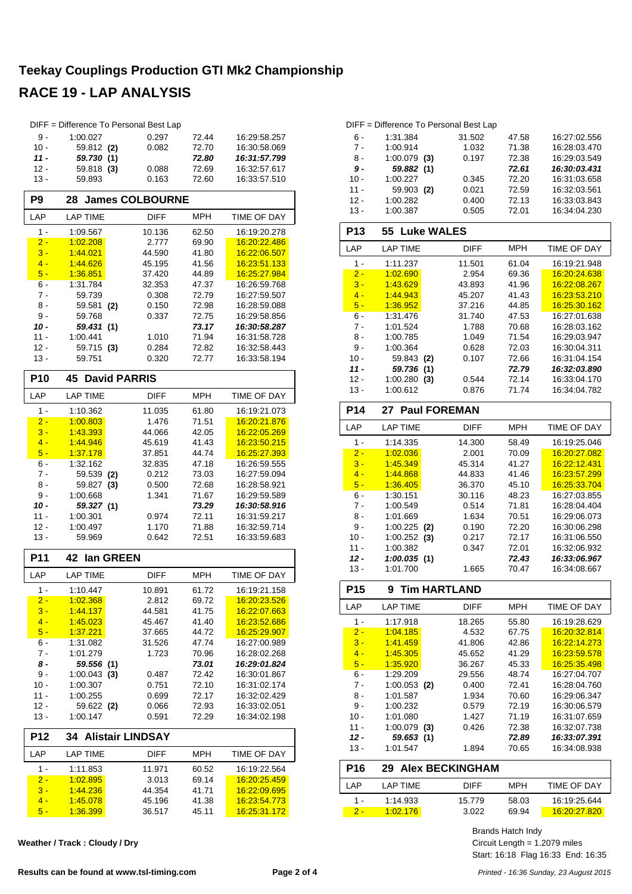# Teekay Couplings Production GTI Mk2 Championship

## RACE 19 - LAP ANALYSIS

DIFF = Difference To Personal Best Lap

| LAP | LAP TIME | DIFF | MPH | TIME OF DAY |
|---|---|---|---|---|
| 9 - | 1:00.027 | 0.297 | 72.44 | 16:29:58.257 |
| 10 - | 59.812 (2) | 0.082 | 72.70 | 16:30:58.069 |
| ***11 -*** | ***59.730 (1)*** | | ***72.80*** | ***16:31:57.799*** |
| 12 - | 59.818 (3) | 0.088 | 72.69 | 16:32:57.617 |
| 13 - | 59.893 | 0.163 | 72.60 | 16:33:57.510 |

### P9 28 James COLBOURNE

| LAP | LAP TIME | DIFF | MPH | TIME OF DAY |
|---|---|---|---|---|
| 1 - | 1:09.567 | 10.136 | 62.50 | 16:19:20.278 |
| 2 - | 1:02.208 | 2.777 | 69.90 | 16:20:22.486 |
| 3 - | 1:44.021 | 44.590 | 41.80 | 16:22:06.507 |
| 4 - | 1:44.626 | 45.195 | 41.56 | 16:23:51.133 |
| 5 - | 1:36.851 | 37.420 | 44.89 | 16:25:27.984 |
| 6 - | 1:31.784 | 32.353 | 47.37 | 16:26:59.768 |
| 7 - | 59.739 | 0.308 | 72.79 | 16:27:59.507 |
| 8 - | 59.581 (2) | 0.150 | 72.98 | 16:28:59.088 |
| 9 - | 59.768 | 0.337 | 72.75 | 16:29:58.856 |
| ***10 -*** | ***59.431 (1)*** | | ***73.17*** | ***16:30:58.287*** |
| 11 - | 1:00.441 | 1.010 | 71.94 | 16:31:58.728 |
| 12 - | 59.715 (3) | 0.284 | 72.82 | 16:32:58.443 |
| 13 - | 59.751 | 0.320 | 72.77 | 16:33:58.194 |

### P10 45 David PARRIS

| LAP | LAP TIME | DIFF | MPH | TIME OF DAY |
|---|---|---|---|---|
| 1 - | 1:10.362 | 11.035 | 61.80 | 16:19:21.073 |
| 2 - | 1:00.803 | 1.476 | 71.51 | 16:20:21.876 |
| 3 - | 1:43.393 | 44.066 | 42.05 | 16:22:05.269 |
| 4 - | 1:44.946 | 45.619 | 41.43 | 16:23:50.215 |
| 5 - | 1:37.178 | 37.851 | 44.74 | 16:25:27.393 |
| 6 - | 1:32.162 | 32.835 | 47.18 | 16:26:59.555 |
| 7 - | 59.539 (2) | 0.212 | 73.03 | 16:27:59.094 |
| 8 - | 59.827 (3) | 0.500 | 72.68 | 16:28:58.921 |
| 9 - | 1:00.668 | 1.341 | 71.67 | 16:29:59.589 |
| ***10 -*** | ***59.327 (1)*** | | ***73.29*** | ***16:30:58.916*** |
| 11 - | 1:00.301 | 0.974 | 72.11 | 16:31:59.217 |
| 12 - | 1:00.497 | 1.170 | 71.88 | 16:32:59.714 |
| 13 - | 59.969 | 0.642 | 72.51 | 16:33:59.683 |

### P11 42 Ian GREEN

| LAP | LAP TIME | DIFF | MPH | TIME OF DAY |
|---|---|---|---|---|
| 1 - | 1:10.447 | 10.891 | 61.72 | 16:19:21.158 |
| 2 - | 1:02.368 | 2.812 | 69.72 | 16:20:23.526 |
| 3 - | 1:44.137 | 44.581 | 41.75 | 16:22:07.663 |
| 4 - | 1:45.023 | 45.467 | 41.40 | 16:23:52.686 |
| 5 - | 1:37.221 | 37.665 | 44.72 | 16:25:29.907 |
| 6 - | 1:31.082 | 31.526 | 47.74 | 16:27:00.989 |
| 7 - | 1:01.279 | 1.723 | 70.96 | 16:28:02.268 |
| ***8 -*** | ***59.556 (1)*** | | ***73.01*** | ***16:29:01.824*** |
| 9 - | 1:00.043 (3) | 0.487 | 72.42 | 16:30:01.867 |
| 10 - | 1:00.307 | 0.751 | 72.10 | 16:31:02.174 |
| 11 - | 1:00.255 | 0.699 | 72.17 | 16:32:02.429 |
| 12 - | 59.622 (2) | 0.066 | 72.93 | 16:33:02.051 |
| 13 - | 1:00.147 | 0.591 | 72.29 | 16:34:02.198 |

### P12 34 Alistair LINDSAY

| LAP | LAP TIME | DIFF | MPH | TIME OF DAY |
|---|---|---|---|---|
| 1 - | 1:11.853 | 11.971 | 60.52 | 16:19:22.564 |
| 2 - | 1:02.895 | 3.013 | 69.14 | 16:20:25.459 |
| 3 - | 1:44.236 | 44.354 | 41.71 | 16:22:09.695 |
| 4 - | 1:45.078 | 45.196 | 41.38 | 16:23:54.773 |
| 5 - | 1:36.399 | 36.517 | 45.11 | 16:25:31.172 |
| 6 - | 1:31.384 | 31.502 | 47.58 | 16:27:02.556 |
| 7 - | 1:00.914 | 1.032 | 71.38 | 16:28:03.470 |
| 8 - | 1:00.079 (3) | 0.197 | 72.38 | 16:29:03.549 |
| ***9 -*** | ***59.882 (1)*** | | ***72.61*** | ***16:30:03.431*** |
| 10 - | 1:00.227 | 0.345 | 72.20 | 16:31:03.658 |
| 11 - | 59.903 (2) | 0.021 | 72.59 | 16:32:03.561 |
| 12 - | 1:00.282 | 0.400 | 72.13 | 16:33:03.843 |
| 13 - | 1:00.387 | 0.505 | 72.01 | 16:34:04.230 |

### P13 55 Luke WALES

| LAP | LAP TIME | DIFF | MPH | TIME OF DAY |
|---|---|---|---|---|
| 1 - | 1:11.237 | 11.501 | 61.04 | 16:19:21.948 |
| 2 - | 1:02.690 | 2.954 | 69.36 | 16:20:24.638 |
| 3 - | 1:43.629 | 43.893 | 41.96 | 16:22:08.267 |
| 4 - | 1:44.943 | 45.207 | 41.43 | 16:23:53.210 |
| 5 - | 1:36.952 | 37.216 | 44.85 | 16:25:30.162 |
| 6 - | 1:31.476 | 31.740 | 47.53 | 16:27:01.638 |
| 7 - | 1:01.524 | 1.788 | 70.68 | 16:28:03.162 |
| 8 - | 1:00.785 | 1.049 | 71.54 | 16:29:03.947 |
| 9 - | 1:00.364 | 0.628 | 72.03 | 16:30:04.311 |
| 10 - | 59.843 (2) | 0.107 | 72.66 | 16:31:04.154 |
| ***11 -*** | ***59.736 (1)*** | | ***72.79*** | ***16:32:03.890*** |
| 12 - | 1:00.280 (3) | 0.544 | 72.14 | 16:33:04.170 |
| 13 - | 1:00.612 | 0.876 | 71.74 | 16:34:04.782 |

### P14 27 Paul FOREMAN

| LAP | LAP TIME | DIFF | MPH | TIME OF DAY |
|---|---|---|---|---|
| 1 - | 1:14.335 | 14.300 | 58.49 | 16:19:25.046 |
| 2 - | 1:02.036 | 2.001 | 70.09 | 16:20:27.082 |
| 3 - | 1:45.349 | 45.314 | 41.27 | 16:22:12.431 |
| 4 - | 1:44.868 | 44.833 | 41.46 | 16:23:57.299 |
| 5 - | 1:36.405 | 36.370 | 45.10 | 16:25:33.704 |
| 6 - | 1:30.151 | 30.116 | 48.23 | 16:27:03.855 |
| 7 - | 1:00.549 | 0.514 | 71.81 | 16:28:04.404 |
| 8 - | 1:01.669 | 1.634 | 70.51 | 16:29:06.073 |
| 9 - | 1:00.225 (2) | 0.190 | 72.20 | 16:30:06.298 |
| 10 - | 1:00.252 (3) | 0.217 | 72.17 | 16:31:06.550 |
| 11 - | 1:00.382 | 0.347 | 72.01 | 16:32:06.932 |
| ***12 -*** | ***1:00.035 (1)*** | | ***72.43*** | ***16:33:06.967*** |
| 13 - | 1:01.700 | 1.665 | 70.47 | 16:34:08.667 |

### P15 9 Tim HARTLAND

| LAP | LAP TIME | DIFF | MPH | TIME OF DAY |
|---|---|---|---|---|
| 1 - | 1:17.918 | 18.265 | 55.80 | 16:19:28.629 |
| 2 - | 1:04.185 | 4.532 | 67.75 | 16:20:32.814 |
| 3 - | 1:41.459 | 41.806 | 42.86 | 16:22:14.273 |
| 4 - | 1:45.305 | 45.652 | 41.29 | 16:23:59.578 |
| 5 - | 1:35.920 | 36.267 | 45.33 | 16:25:35.498 |
| 6 - | 1:29.209 | 29.556 | 48.74 | 16:27:04.707 |
| 7 - | 1:00.053 (2) | 0.400 | 72.41 | 16:28:04.760 |
| 8 - | 1:01.587 | 1.934 | 70.60 | 16:29:06.347 |
| 9 - | 1:00.232 | 0.579 | 72.19 | 16:30:06.579 |
| 10 - | 1:01.080 | 1.427 | 71.19 | 16:31:07.659 |
| 11 - | 1:00.079 (3) | 0.426 | 72.38 | 16:32:07.738 |
| ***12 -*** | ***59.653 (1)*** | | ***72.89*** | ***16:33:07.391*** |
| 13 - | 1:01.547 | 1.894 | 70.65 | 16:34:08.938 |

### P16 29 Alex BECKINGHAM

| LAP | LAP TIME | DIFF | MPH | TIME OF DAY |
|---|---|---|---|---|
| 1 - | 1:14.933 | 15.779 | 58.03 | 16:19:25.644 |
| 2 - | 1:02.176 | 3.022 | 69.94 | 16:20:27.820 |

Weather / Track : Cloudy / Dry

Brands Hatch Indy
Circuit Length = 1.2079 miles
Start: 16:18 Flag 16:33 End: 16:35

Results can be found at www.tsl-timing.com

*Printed - 16:36 Sunday, 23 August 2015*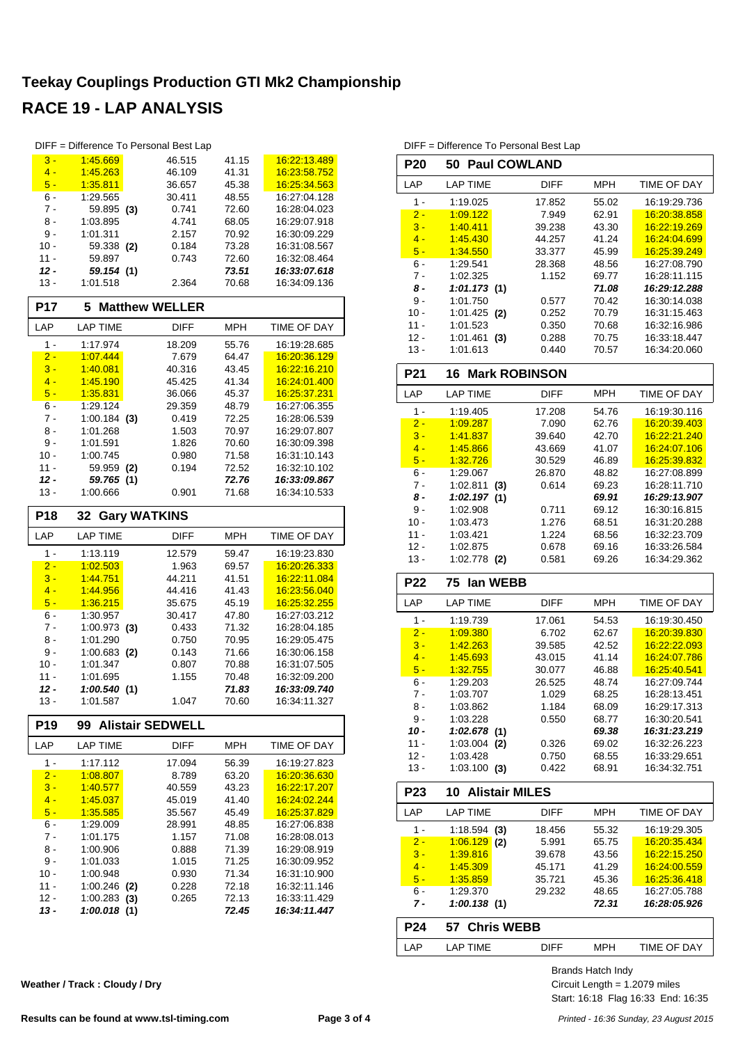# Teekay Couplings Production GTI Mk2 Championship

## RACE 19 - LAP ANALYSIS

DIFF = Difference To Personal Best Lap

| LAP | LAP TIME | DIFF | MPH | TIME OF DAY |
|---|---|---|---|---|
| 3 - | 1:45.669 | 46.515 | 41.15 | 16:22:13.489 |
| 4 - | 1:45.263 | 46.109 | 41.31 | 16:23:58.752 |
| 5 - | 1:35.811 | 36.657 | 45.38 | 16:25:34.563 |
| 6 - | 1:29.565 | 30.411 | 48.55 | 16:27:04.128 |
| 7 - | 59.895 **(3)** | 0.741 | 72.60 | 16:28:04.023 |
| 8 - | 1:03.895 | 4.741 | 68.05 | 16:29:07.918 |
| 9 - | 1:01.311 | 2.157 | 70.92 | 16:30:09.229 |
| 10 - | 59.338 **(2)** | 0.184 | 73.28 | 16:31:08.567 |
| 11 - | 59.897 | 0.743 | 72.60 | 16:32:08.464 |
| ***12 -*** | ***59.154 (1)*** | | ***73.51*** | ***16:33:07.618*** |
| 13 - | 1:01.518 | 2.364 | 70.68 | 16:34:09.136 |

### P17 5 Matthew WELLER

| LAP | LAP TIME | DIFF | MPH | TIME OF DAY |
|---|---|---|---|---|
| 1 - | 1:17.974 | 18.209 | 55.76 | 16:19:28.685 |
| 2 - | 1:07.444 | 7.679 | 64.47 | 16:20:36.129 |
| 3 - | 1:40.081 | 40.316 | 43.45 | 16:22:16.210 |
| 4 - | 1:45.190 | 45.425 | 41.34 | 16:24:01.400 |
| 5 - | 1:35.831 | 36.066 | 45.37 | 16:25:37.231 |
| 6 - | 1:29.124 | 29.359 | 48.79 | 16:27:06.355 |
| 7 - | 1:00.184 **(3)** | 0.419 | 72.25 | 16:28:06.539 |
| 8 - | 1:01.268 | 1.503 | 70.97 | 16:29:07.807 |
| 9 - | 1:01.591 | 1.826 | 70.60 | 16:30:09.398 |
| 10 - | 1:00.745 | 0.980 | 71.58 | 16:31:10.143 |
| 11 - | 59.959 **(2)** | 0.194 | 72.52 | 16:32:10.102 |
| ***12 -*** | ***59.765 (1)*** | | ***72.76*** | ***16:33:09.867*** |
| 13 - | 1:00.666 | 0.901 | 71.68 | 16:34:10.533 |

### P18 32 Gary WATKINS

| LAP | LAP TIME | DIFF | MPH | TIME OF DAY |
|---|---|---|---|---|
| 1 - | 1:13.119 | 12.579 | 59.47 | 16:19:23.830 |
| 2 - | 1:02.503 | 1.963 | 69.57 | 16:20:26.333 |
| 3 - | 1:44.751 | 44.211 | 41.51 | 16:22:11.084 |
| 4 - | 1:44.956 | 44.416 | 41.43 | 16:23:56.040 |
| 5 - | 1:36.215 | 35.675 | 45.19 | 16:25:32.255 |
| 6 - | 1:30.957 | 30.417 | 47.80 | 16:27:03.212 |
| 7 - | 1:00.973 **(3)** | 0.433 | 71.32 | 16:28:04.185 |
| 8 - | 1:01.290 | 0.750 | 70.95 | 16:29:05.475 |
| 9 - | 1:00.683 **(2)** | 0.143 | 71.66 | 16:30:06.158 |
| 10 - | 1:01.347 | 0.807 | 70.88 | 16:31:07.505 |
| 11 - | 1:01.695 | 1.155 | 70.48 | 16:32:09.200 |
| ***12 -*** | ***1:00.540 (1)*** | | ***71.83*** | ***16:33:09.740*** |
| 13 - | 1:01.587 | 1.047 | 70.60 | 16:34:11.327 |

### P19 99 Alistair SEDWELL

| LAP | LAP TIME | DIFF | MPH | TIME OF DAY |
|---|---|---|---|---|
| 1 - | 1:17.112 | 17.094 | 56.39 | 16:19:27.823 |
| 2 - | 1:08.807 | 8.789 | 63.20 | 16:20:36.630 |
| 3 - | 1:40.577 | 40.559 | 43.23 | 16:22:17.207 |
| 4 - | 1:45.037 | 45.019 | 41.40 | 16:24:02.244 |
| 5 - | 1:35.585 | 35.567 | 45.49 | 16:25:37.829 |
| 6 - | 1:29.009 | 28.991 | 48.85 | 16:27:06.838 |
| 7 - | 1:01.175 | 1.157 | 71.08 | 16:28:08.013 |
| 8 - | 1:00.906 | 0.888 | 71.39 | 16:29:08.919 |
| 9 - | 1:01.033 | 1.015 | 71.25 | 16:30:09.952 |
| 10 - | 1:00.948 | 0.930 | 71.34 | 16:31:10.900 |
| 11 - | 1:00.246 **(2)** | 0.228 | 72.18 | 16:32:11.146 |
| 12 - | 1:00.283 **(3)** | 0.265 | 72.13 | 16:33:11.429 |
| ***13 -*** | ***1:00.018 (1)*** | | ***72.45*** | ***16:34:11.447*** |

DIFF = Difference To Personal Best Lap

### P20 50 Paul COWLAND

| LAP | LAP TIME | DIFF | MPH | TIME OF DAY |
|---|---|---|---|---|
| 1 - | 1:19.025 | 17.852 | 55.02 | 16:19:29.736 |
| 2 - | 1:09.122 | 7.949 | 62.91 | 16:20:38.858 |
| 3 - | 1:40.411 | 39.238 | 43.30 | 16:22:19.269 |
| 4 - | 1:45.430 | 44.257 | 41.24 | 16:24:04.699 |
| 5 - | 1:34.550 | 33.377 | 45.99 | 16:25:39.249 |
| 6 - | 1:29.541 | 28.368 | 48.56 | 16:27:08.790 |
| 7 - | 1:02.325 | 1.152 | 69.77 | 16:28:11.115 |
| ***8 -*** | ***1:01.173 (1)*** | | ***71.08*** | ***16:29:12.288*** |
| 9 - | 1:01.750 | 0.577 | 70.42 | 16:30:14.038 |
| 10 - | 1:01.425 **(2)** | 0.252 | 70.79 | 16:31:15.463 |
| 11 - | 1:01.523 | 0.350 | 70.68 | 16:32:16.986 |
| 12 - | 1:01.461 **(3)** | 0.288 | 70.75 | 16:33:18.447 |
| 13 - | 1:01.613 | 0.440 | 70.57 | 16:34:20.060 |

### P21 16 Mark ROBINSON

| LAP | LAP TIME | DIFF | MPH | TIME OF DAY |
|---|---|---|---|---|
| 1 - | 1:19.405 | 17.208 | 54.76 | 16:19:30.116 |
| 2 - | 1:09.287 | 7.090 | 62.76 | 16:20:39.403 |
| 3 - | 1:41.837 | 39.640 | 42.70 | 16:22:21.240 |
| 4 - | 1:45.866 | 43.669 | 41.07 | 16:24:07.106 |
| 5 - | 1:32.726 | 30.529 | 46.89 | 16:25:39.832 |
| 6 - | 1:29.067 | 26.870 | 48.82 | 16:27:08.899 |
| 7 - | 1:02.811 **(3)** | 0.614 | 69.23 | 16:28:11.710 |
| ***8 -*** | ***1:02.197 (1)*** | | ***69.91*** | ***16:29:13.907*** |
| 9 - | 1:02.908 | 0.711 | 69.12 | 16:30:16.815 |
| 10 - | 1:03.473 | 1.276 | 68.51 | 16:31:20.288 |
| 11 - | 1:03.421 | 1.224 | 68.56 | 16:32:23.709 |
| 12 - | 1:02.875 | 0.678 | 69.16 | 16:33:26.584 |
| 13 - | 1:02.778 **(2)** | 0.581 | 69.26 | 16:34:29.362 |

### P22 75 Ian WEBB

| LAP | LAP TIME | DIFF | MPH | TIME OF DAY |
|---|---|---|---|---|
| 1 - | 1:19.739 | 17.061 | 54.53 | 16:19:30.450 |
| 2 - | 1:09.380 | 6.702 | 62.67 | 16:20:39.830 |
| 3 - | 1:42.263 | 39.585 | 42.52 | 16:22:22.093 |
| 4 - | 1:45.693 | 43.015 | 41.14 | 16:24:07.786 |
| 5 - | 1:32.755 | 30.077 | 46.88 | 16:25:40.541 |
| 6 - | 1:29.203 | 26.525 | 48.74 | 16:27:09.744 |
| 7 - | 1:03.707 | 1.029 | 68.25 | 16:28:13.451 |
| 8 - | 1:03.862 | 1.184 | 68.09 | 16:29:17.313 |
| 9 - | 1:03.228 | 0.550 | 68.77 | 16:30:20.541 |
| ***10 -*** | ***1:02.678 (1)*** | | ***69.38*** | ***16:31:23.219*** |
| 11 - | 1:03.004 **(2)** | 0.326 | 69.02 | 16:32:26.223 |
| 12 - | 1:03.428 | 0.750 | 68.55 | 16:33:29.651 |
| 13 - | 1:03.100 **(3)** | 0.422 | 68.91 | 16:34:32.751 |

### P23 10 Alistair MILES

| LAP | LAP TIME | DIFF | MPH | TIME OF DAY |
|---|---|---|---|---|
| 1 - | 1:18.594 **(3)** | 18.456 | 55.32 | 16:19:29.305 |
| 2 - | 1:06.129 **(2)** | 5.991 | 65.75 | 16:20:35.434 |
| 3 - | 1:39.816 | 39.678 | 43.56 | 16:22:15.250 |
| 4 - | 1:45.309 | 45.171 | 41.29 | 16:24:00.559 |
| 5 - | 1:35.859 | 35.721 | 45.36 | 16:25:36.418 |
| 6 - | 1:29.370 | 29.232 | 48.65 | 16:27:05.788 |
| ***7 -*** | ***1:00.138 (1)*** | | ***72.31*** | ***16:28:05.926*** |

### P24 57 Chris WEBB

| LAP | LAP TIME | DIFF | MPH | TIME OF DAY |
|---|---|---|---|---|

**Weather / Track : Cloudy / Dry**

Brands Hatch Indy
Circuit Length = 1.2079 miles
Start: 16:18 Flag 16:33 End: 16:35

**Results can be found at www.tsl-timing.com**

*Printed - 16:36 Sunday, 23 August 2015*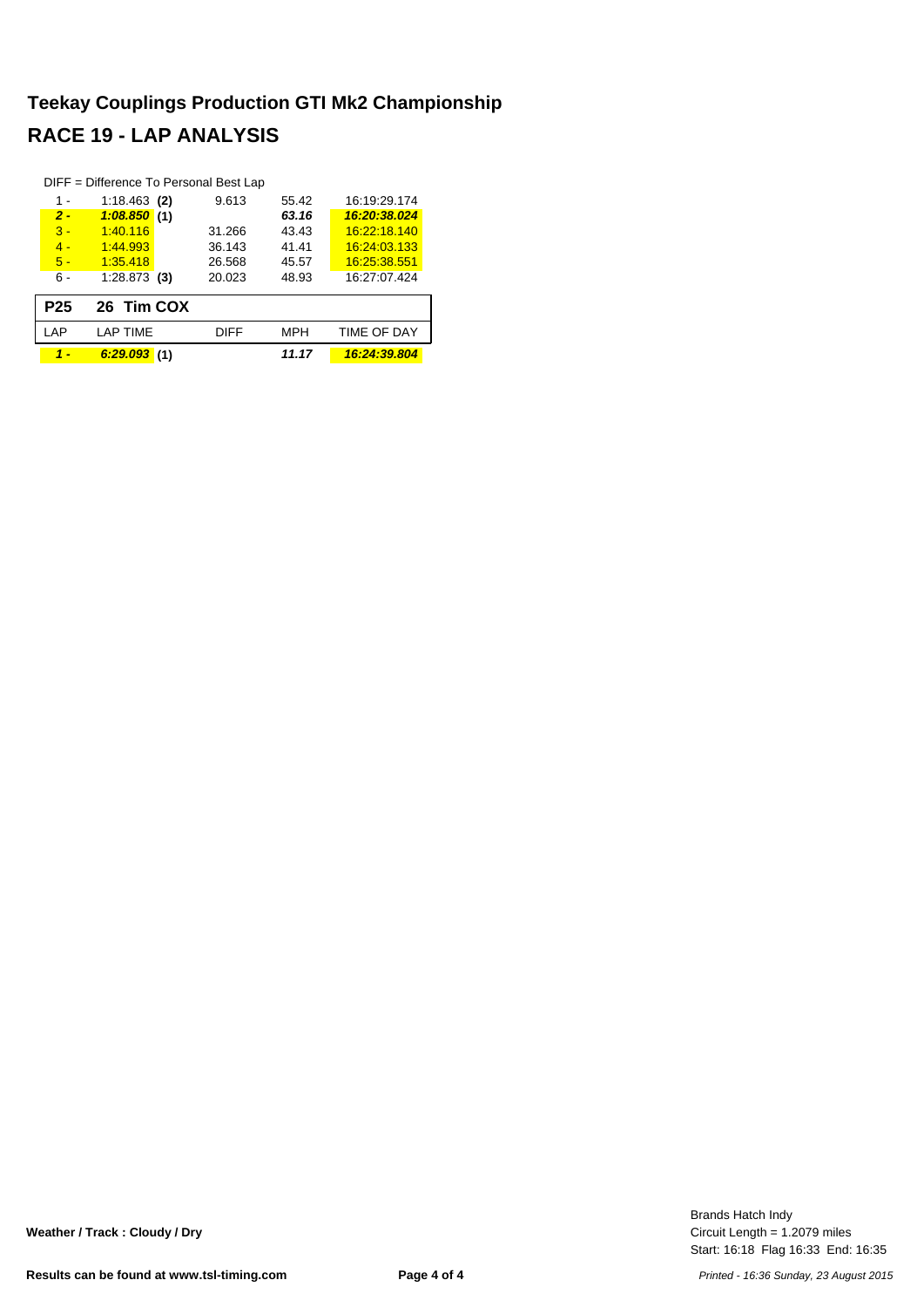# Teekay Couplings Production GTI Mk2 Championship

## RACE 19 - LAP ANALYSIS

DIFF = Difference To Personal Best Lap

| | | | | |
|---|---|---|---|---|
| 1 - | 1:18.463 **(2)** | 9.613 | 55.42 | 16:19:29.174 |
| ***2 -*** | ***1:08.850*** **(1)** | | ***63.16*** | ***16:20:38.024*** |
| 3 - | 1:40.116 | 31.266 | 43.43 | 16:22:18.140 |
| 4 - | 1:44.993 | 36.143 | 41.41 | 16:24:03.133 |
| 5 - | 1:35.418 | 26.568 | 45.57 | 16:25:38.551 |
| 6 - | 1:28.873 **(3)** | 20.023 | 48.93 | 16:27:07.424 |

**P25 26 Tim COX**

| LAP | LAP TIME | DIFF | MPH | TIME OF DAY |
|---|---|---|---|---|
| ***1 -*** | ***6:29.093*** **(1)** | | ***11.17*** | ***16:24:39.804*** |

**Weather / Track : Cloudy / Dry**

Brands Hatch Indy
Circuit Length = 1.2079 miles
Start: 16:18 Flag 16:33 End: 16:35

**Results can be found at www.tsl-timing.com**

*Printed - 16:36 Sunday, 23 August 2015*